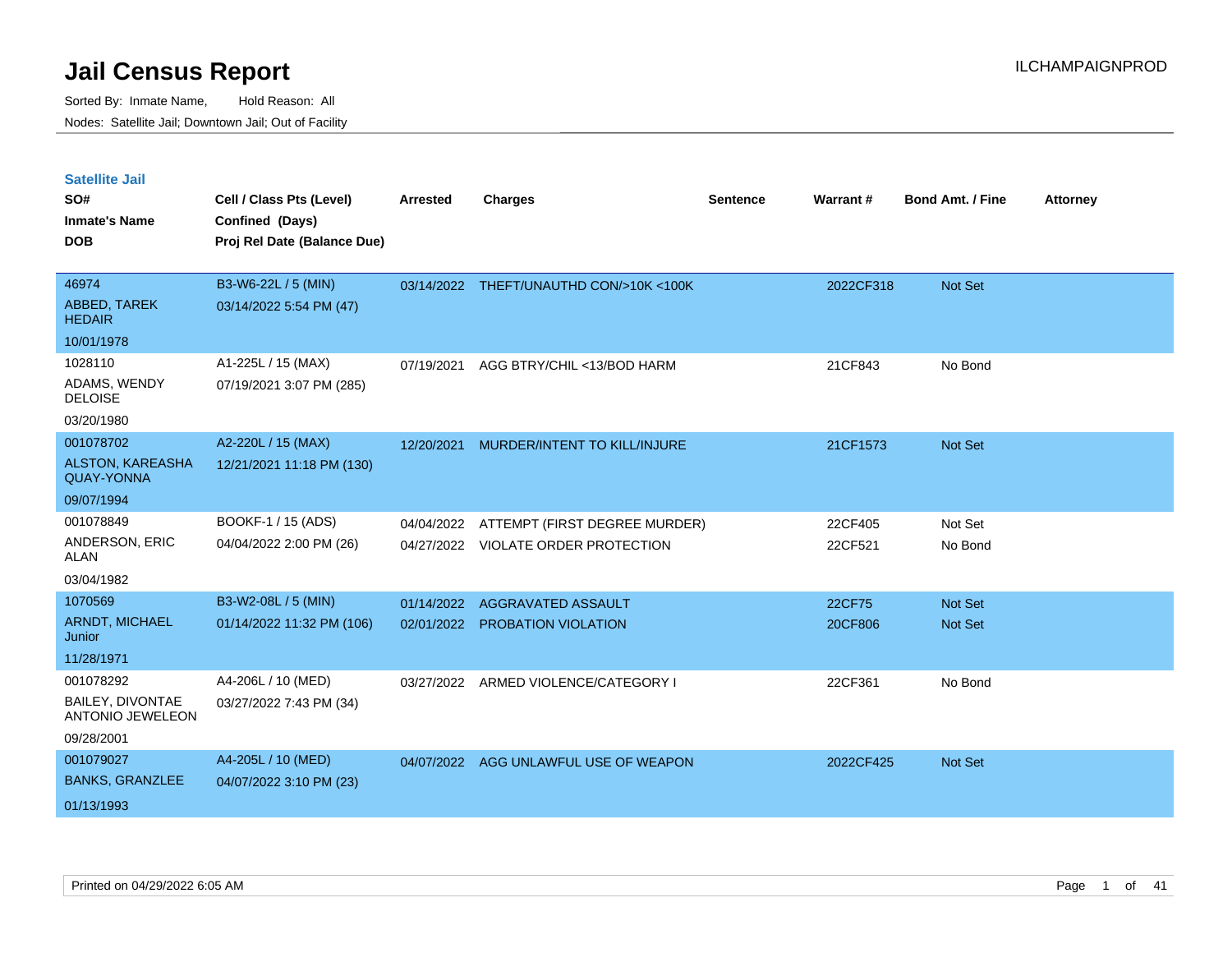# Jail Census Report

Sorted By: Inmate Name, Hold Reason: All

Nodes: Satellite Jail; Downtown Jail; Out of Facility

## Satellite Jail

| SO# / Inmate's Name / DOB | Cell / Class Pts (Level) / Confined (Days) / Proj Rel Date (Balance Due) | Arrested | Charges | Sentence | Warrant # | Bond Amt. / Fine | Attorney |
|---|---|---|---|---|---|---|---|
| 46974 ABBED, TAREK HEDAIR 10/01/1978 | B3-W6-22L / 5 (MIN) 03/14/2022 5:54 PM (47) | 03/14/2022 | THEFT/UNAUTHD CON/>10K <100K | | 2022CF318 | Not Set | |
| 1028110 ADAMS, WENDY DELOISE 03/20/1980 | A1-225L / 15 (MAX) 07/19/2021 3:07 PM (285) | 07/19/2021 | AGG BTRY/CHIL <13/BOD HARM | | 21CF843 | No Bond | |
| 001078702 ALSTON, KAREASHA QUAY-YONNA 09/07/1994 | A2-220L / 15 (MAX) 12/21/2021 11:18 PM (130) | 12/20/2021 | MURDER/INTENT TO KILL/INJURE | | 21CF1573 | Not Set | |
| 001078849 ANDERSON, ERIC ALAN 03/04/1982 | BOOKF-1 / 15 (ADS) 04/04/2022 2:00 PM (26) | 04/04/2022 | ATTEMPT (FIRST DEGREE MURDER) | | 22CF405 | Not Set | |
| | | 04/27/2022 | VIOLATE ORDER PROTECTION | | 22CF521 | No Bond | |
| 1070569 ARNDT, MICHAEL Junior 11/28/1971 | B3-W2-08L / 5 (MIN) 01/14/2022 11:32 PM (106) | 01/14/2022 | AGGRAVATED ASSAULT | | 22CF75 | Not Set | |
| | | 02/01/2022 | PROBATION VIOLATION | | 20CF806 | Not Set | |
| 001078292 BAILEY, DIVONTAE ANTONIO JEWELEON 09/28/2001 | A4-206L / 10 (MED) 03/27/2022 7:43 PM (34) | 03/27/2022 | ARMED VIOLENCE/CATEGORY I | | 22CF361 | No Bond | |
| 001079027 BANKS, GRANZLEE 01/13/1993 | A4-205L / 10 (MED) 04/07/2022 3:10 PM (23) | 04/07/2022 | AGG UNLAWFUL USE OF WEAPON | | 2022CF425 | Not Set | |

Printed on 04/29/2022 6:05 AM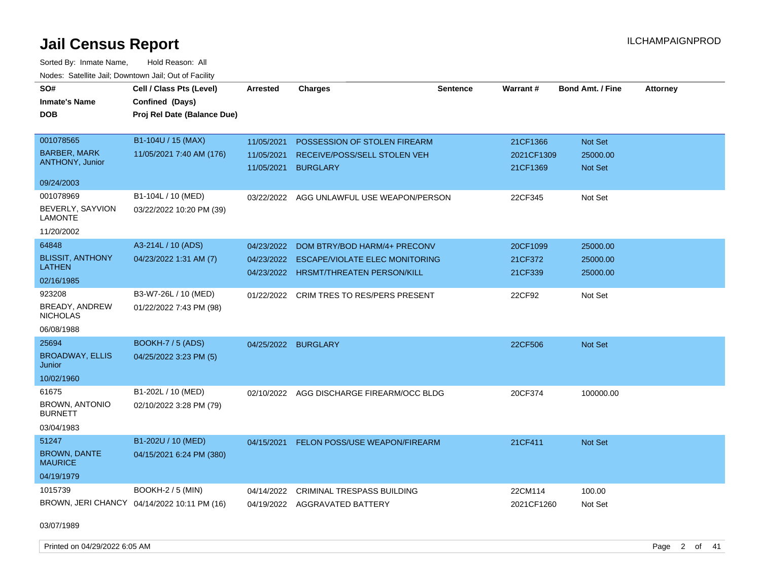# Jail Census Report

ILCHAMPAIGNPROD

Sorted By: Inmate Name, Hold Reason: All

Nodes: Satellite Jail; Downtown Jail; Out of Facility

| SO# / Inmate's Name / DOB | Cell / Class Pts (Level) / Confined (Days) / Proj Rel Date (Balance Due) | Arrested | Charges | Sentence | Warrant # | Bond Amt. / Fine | Attorney |
|---|---|---|---|---|---|---|---|
| 001078565 BARBER, MARK ANTHONY, Junior 09/24/2003 | B1-104U / 15 (MAX) 11/05/2021 7:40 AM (176) | 11/05/2021 | POSSESSION OF STOLEN FIREARM | | 21CF1366 | Not Set | |
| | | 11/05/2021 | RECEIVE/POSS/SELL STOLEN VEH | | 2021CF1309 | 25000.00 | |
| | | 11/05/2021 | BURGLARY | | 21CF1369 | Not Set | |
| 001078969 BEVERLY, SAYVION LAMONTE 11/20/2002 | B1-104L / 10 (MED) 03/22/2022 10:20 PM (39) | 03/22/2022 | AGG UNLAWFUL USE WEAPON/PERSON | | 22CF345 | Not Set | |
| 64848 BLISSIT, ANTHONY LATHEN 02/16/1985 | A3-214L / 10 (ADS) 04/23/2022 1:31 AM (7) | 04/23/2022 | DOM BTRY/BOD HARM/4+ PRECONV | | 20CF1099 | 25000.00 | |
| | | 04/23/2022 | ESCAPE/VIOLATE ELEC MONITORING | | 21CF372 | 25000.00 | |
| | | 04/23/2022 | HRSMT/THREATEN PERSON/KILL | | 21CF339 | 25000.00 | |
| 923208 BREADY, ANDREW NICHOLAS 06/08/1988 | B3-W7-26L / 10 (MED) 01/22/2022 7:43 PM (98) | 01/22/2022 | CRIM TRES TO RES/PERS PRESENT | | 22CF92 | Not Set | |
| 25694 BROADWAY, ELLIS Junior 10/02/1960 | BOOKH-7 / 5 (ADS) 04/25/2022 3:23 PM (5) | 04/25/2022 | BURGLARY | | 22CF506 | Not Set | |
| 61675 BROWN, ANTONIO BURNETT 03/04/1983 | B1-202L / 10 (MED) 02/10/2022 3:28 PM (79) | 02/10/2022 | AGG DISCHARGE FIREARM/OCC BLDG | | 20CF374 | 100000.00 | |
| 51247 BROWN, DANTE MAURICE 04/19/1979 | B1-202U / 10 (MED) 04/15/2021 6:24 PM (380) | 04/15/2021 | FELON POSS/USE WEAPON/FIREARM | | 21CF411 | Not Set | |
| 1015739 BROWN, JERI CHANCY 03/07/1989 | BOOKH-2 / 5 (MIN) 04/14/2022 10:11 PM (16) | 04/14/2022 | CRIMINAL TRESPASS BUILDING | | 22CM114 | 100.00 | |
| | | 04/19/2022 | AGGRAVATED BATTERY | | 2021CF1260 | Not Set | |

Printed on 04/29/2022 6:05 AM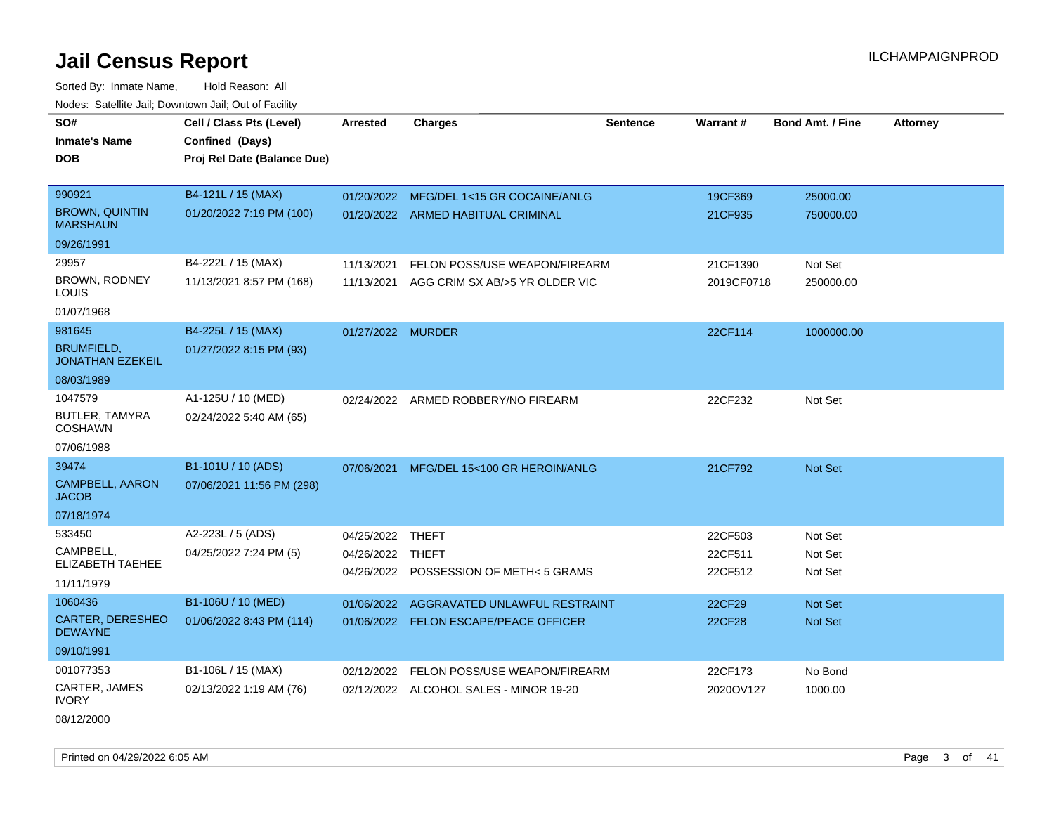# Jail Census Report

Sorted By: Inmate Name, Hold Reason: All

Nodes: Satellite Jail; Downtown Jail; Out of Facility

| SO#<br>Inmate's Name<br>DOB | Cell / Class Pts (Level)<br>Confined (Days)<br>Proj Rel Date (Balance Due) | Arrested | Charges | Sentence | Warrant # | Bond Amt. / Fine | Attorney |
|---|---|---|---|---|---|---|---|
| 990921<br>BROWN, QUINTIN MARSHAUN<br>09/26/1991 | B4-121L / 15 (MAX)<br>01/20/2022 7:19 PM (100) | 01/20/2022<br>01/20/2022 | MFG/DEL 1<15 GR COCAINE/ANLG<br>ARMED HABITUAL CRIMINAL | | 19CF369<br>21CF935 | 25000.00<br>750000.00 | |
| 29957<br>BROWN, RODNEY LOUIS<br>01/07/1968 | B4-222L / 15 (MAX)<br>11/13/2021 8:57 PM (168) | 11/13/2021<br>11/13/2021 | FELON POSS/USE WEAPON/FIREARM<br>AGG CRIM SX AB/>5 YR OLDER VIC | | 21CF1390<br>2019CF0718 | Not Set<br>250000.00 | |
| 981645<br>BRUMFIELD, JONATHAN EZEKEIL<br>08/03/1989 | B4-225L / 15 (MAX)<br>01/27/2022 8:15 PM (93) | 01/27/2022 | MURDER | | 22CF114 | 1000000.00 | |
| 1047579<br>BUTLER, TAMYRA COSHAWN<br>07/06/1988 | A1-125U / 10 (MED)<br>02/24/2022 5:40 AM (65) | 02/24/2022 | ARMED ROBBERY/NO FIREARM | | 22CF232 | Not Set | |
| 39474<br>CAMPBELL, AARON JACOB<br>07/18/1974 | B1-101U / 10 (ADS)<br>07/06/2021 11:56 PM (298) | 07/06/2021 | MFG/DEL 15<100 GR HEROIN/ANLG | | 21CF792 | Not Set | |
| 533450<br>CAMPBELL, ELIZABETH TAEHEE<br>11/11/1979 | A2-223L / 5 (ADS)<br>04/25/2022 7:24 PM (5) | 04/25/2022<br>04/26/2022<br>04/26/2022 | THEFT<br>THEFT<br>POSSESSION OF METH< 5 GRAMS | | 22CF503<br>22CF511<br>22CF512 | Not Set<br>Not Set<br>Not Set | |
| 1060436<br>CARTER, DERESHEO DEWAYNE<br>09/10/1991 | B1-106U / 10 (MED)<br>01/06/2022 8:43 PM (114) | 01/06/2022<br>01/06/2022 | AGGRAVATED UNLAWFUL RESTRAINT<br>FELON ESCAPE/PEACE OFFICER | | 22CF29<br>22CF28 | Not Set<br>Not Set | |
| 001077353<br>CARTER, JAMES IVORY<br>08/12/2000 | B1-106L / 15 (MAX)<br>02/13/2022 1:19 AM (76) | 02/12/2022<br>02/12/2022 | FELON POSS/USE WEAPON/FIREARM<br>ALCOHOL SALES - MINOR 19-20 | | 22CF173<br>2020OV127 | No Bond<br>1000.00 | |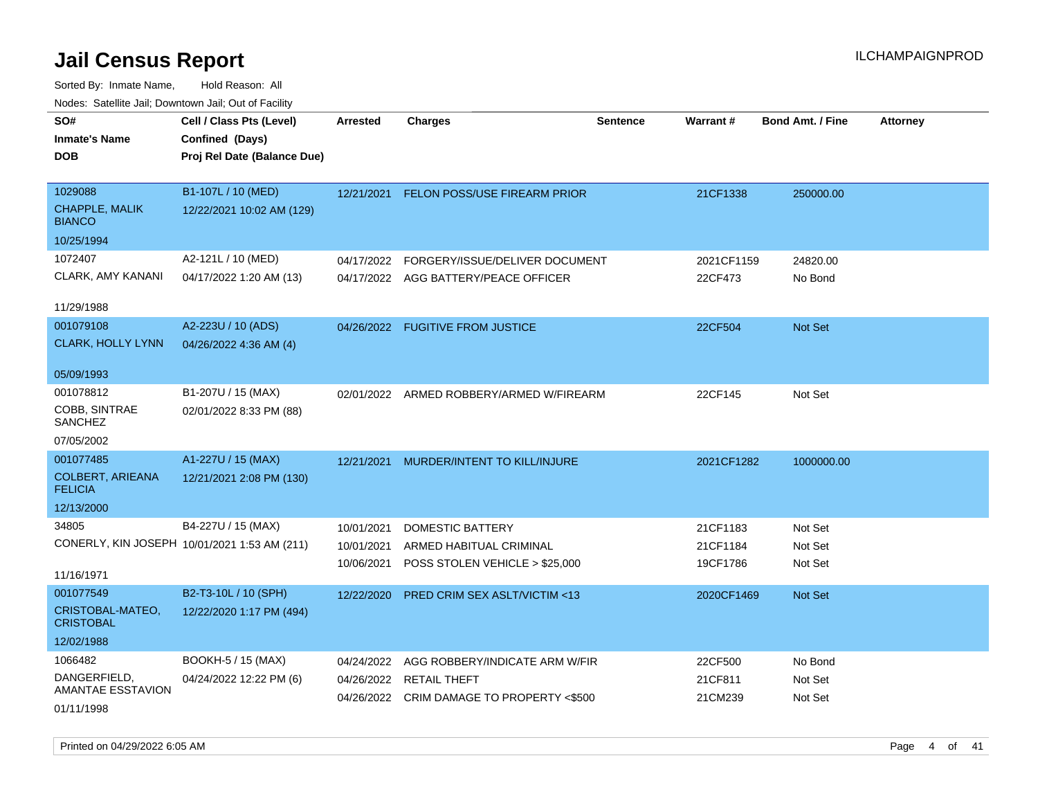# Jail Census Report

Sorted By: Inmate Name, Hold Reason: All

Nodes: Satellite Jail; Downtown Jail; Out of Facility

| SO# / Inmate's Name / DOB | Cell / Class Pts (Level) / Confined (Days) / Proj Rel Date (Balance Due) | Arrested | Charges | Sentence | Warrant # | Bond Amt. / Fine | Attorney |
|---|---|---|---|---|---|---|---|
| 1029088<br>CHAPPLE, MALIK BIANCO<br>10/25/1994 | B1-107L / 10 (MED)<br>12/22/2021 10:02 AM (129) | 12/21/2021 | FELON POSS/USE FIREARM PRIOR | | 21CF1338 | 250000.00 | |
| 1072407<br>CLARK, AMY KANANI<br>11/29/1988 | A2-121L / 10 (MED)<br>04/17/2022 1:20 AM (13) | 04/17/2022<br>04/17/2022 | FORGERY/ISSUE/DELIVER DOCUMENT<br>AGG BATTERY/PEACE OFFICER | | 2021CF1159<br>22CF473 | 24820.00<br>No Bond | |
| 001079108<br>CLARK, HOLLY LYNN<br>05/09/1993 | A2-223U / 10 (ADS)<br>04/26/2022 4:36 AM (4) | 04/26/2022 | FUGITIVE FROM JUSTICE | | 22CF504 | Not Set | |
| 001078812<br>COBB, SINTRAE SANCHEZ<br>07/05/2002 | B1-207U / 15 (MAX)<br>02/01/2022 8:33 PM (88) | 02/01/2022 | ARMED ROBBERY/ARMED W/FIREARM | | 22CF145 | Not Set | |
| 001077485<br>COLBERT, ARIEANA FELICIA<br>12/13/2000 | A1-227U / 15 (MAX)<br>12/21/2021 2:08 PM (130) | 12/21/2021 | MURDER/INTENT TO KILL/INJURE | | 2021CF1282 | 1000000.00 | |
| 34805<br>CONERLY, KIN JOSEPH<br>11/16/1971 | B4-227U / 15 (MAX)<br>10/01/2021 1:53 AM (211) | 10/01/2021<br>10/01/2021<br>10/06/2021 | DOMESTIC BATTERY<br>ARMED HABITUAL CRIMINAL<br>POSS STOLEN VEHICLE > $25,000 | | 21CF1183<br>21CF1184<br>19CF1786 | Not Set<br>Not Set<br>Not Set | |
| 001077549<br>CRISTOBAL-MATEO, CRISTOBAL<br>12/02/1988 | B2-T3-10L / 10 (SPH)<br>12/22/2020 1:17 PM (494) | 12/22/2020 | PRED CRIM SEX ASLT/VICTIM <13 | | 2020CF1469 | Not Set | |
| 1066482<br>DANGERFIELD, AMANTAE ESSTAVION<br>01/11/1998 | BOOKH-5 / 15 (MAX)<br>04/24/2022 12:22 PM (6) | 04/24/2022<br>04/26/2022<br>04/26/2022 | AGG ROBBERY/INDICATE ARM W/FIR<br>RETAIL THEFT<br>CRIM DAMAGE TO PROPERTY <$500 | | 22CF500<br>21CF811<br>21CM239 | No Bond<br>Not Set<br>Not Set | |

Printed on 04/29/2022 6:05 AM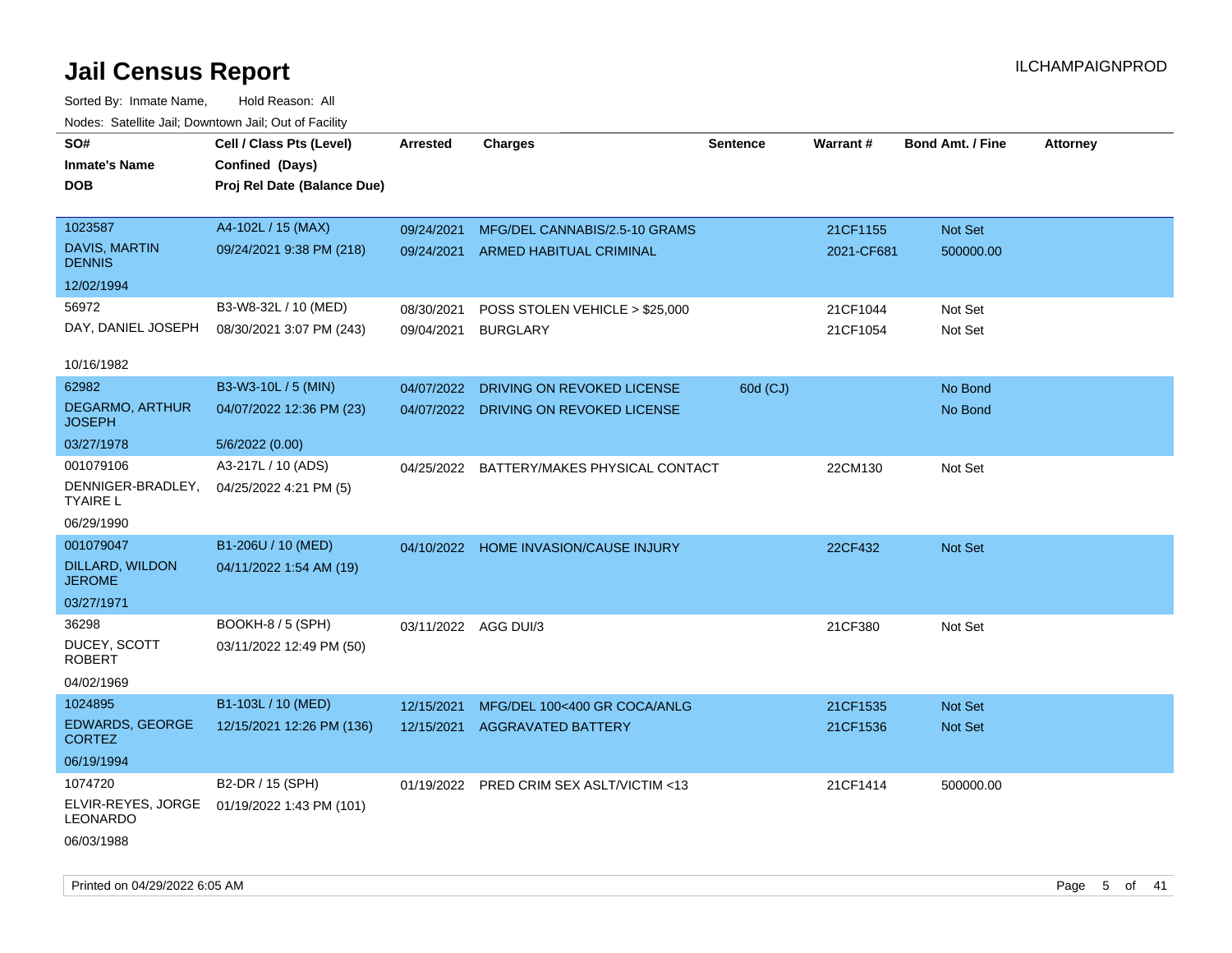# Jail Census Report

ILCHAMPAIGNPROD

Sorted By: Inmate Name, Hold Reason: All

Nodes: Satellite Jail; Downtown Jail; Out of Facility

| SO# / Inmate's Name / DOB | Cell / Class Pts (Level) / Confined (Days) / Proj Rel Date (Balance Due) | Arrested | Charges | Sentence | Warrant # | Bond Amt. / Fine | Attorney |
|---|---|---|---|---|---|---|---|
| 1023587 DAVIS, MARTIN DENNIS 12/02/1994 | A4-102L / 15 (MAX) 09/24/2021 9:38 PM (218) | 09/24/2021 | MFG/DEL CANNABIS/2.5-10 GRAMS | | 21CF1155 | Not Set | |
| | | 09/24/2021 | ARMED HABITUAL CRIMINAL | | 2021-CF681 | 500000.00 | |
| 56972 DAY, DANIEL JOSEPH 10/16/1982 | B3-W8-32L / 10 (MED) 08/30/2021 3:07 PM (243) | 08/30/2021 | POSS STOLEN VEHICLE > $25,000 | | 21CF1044 | Not Set | |
| | | 09/04/2021 | BURGLARY | | 21CF1054 | Not Set | |
| 62982 DEGARMO, ARTHUR JOSEPH 03/27/1978 | B3-W3-10L / 5 (MIN) 04/07/2022 12:36 PM (23) 5/6/2022 (0.00) | 04/07/2022 | DRIVING ON REVOKED LICENSE | 60d (CJ) | | No Bond | |
| | | 04/07/2022 | DRIVING ON REVOKED LICENSE | | | No Bond | |
| 001079106 DENNIGER-BRADLEY, TYAIRE L 06/29/1990 | A3-217L / 10 (ADS) 04/25/2022 4:21 PM (5) | 04/25/2022 | BATTERY/MAKES PHYSICAL CONTACT | | 22CM130 | Not Set | |
| 001079047 DILLARD, WILDON JEROME 03/27/1971 | B1-206U / 10 (MED) 04/11/2022 1:54 AM (19) | 04/10/2022 | HOME INVASION/CAUSE INJURY | | 22CF432 | Not Set | |
| 36298 DUCEY, SCOTT ROBERT 04/02/1969 | BOOKH-8 / 5 (SPH) 03/11/2022 12:49 PM (50) | 03/11/2022 | AGG DUI/3 | | 21CF380 | Not Set | |
| 1024895 EDWARDS, GEORGE CORTEZ 06/19/1994 | B1-103L / 10 (MED) 12/15/2021 12:26 PM (136) | 12/15/2021 | MFG/DEL 100<400 GR COCA/ANLG | | 21CF1535 | Not Set | |
| | | 12/15/2021 | AGGRAVATED BATTERY | | 21CF1536 | Not Set | |
| 1074720 ELVIR-REYES, JORGE LEONARDO 06/03/1988 | B2-DR / 15 (SPH) 01/19/2022 1:43 PM (101) | 01/19/2022 | PRED CRIM SEX ASLT/VICTIM <13 | | 21CF1414 | 500000.00 | |

Printed on 04/29/2022 6:05 AM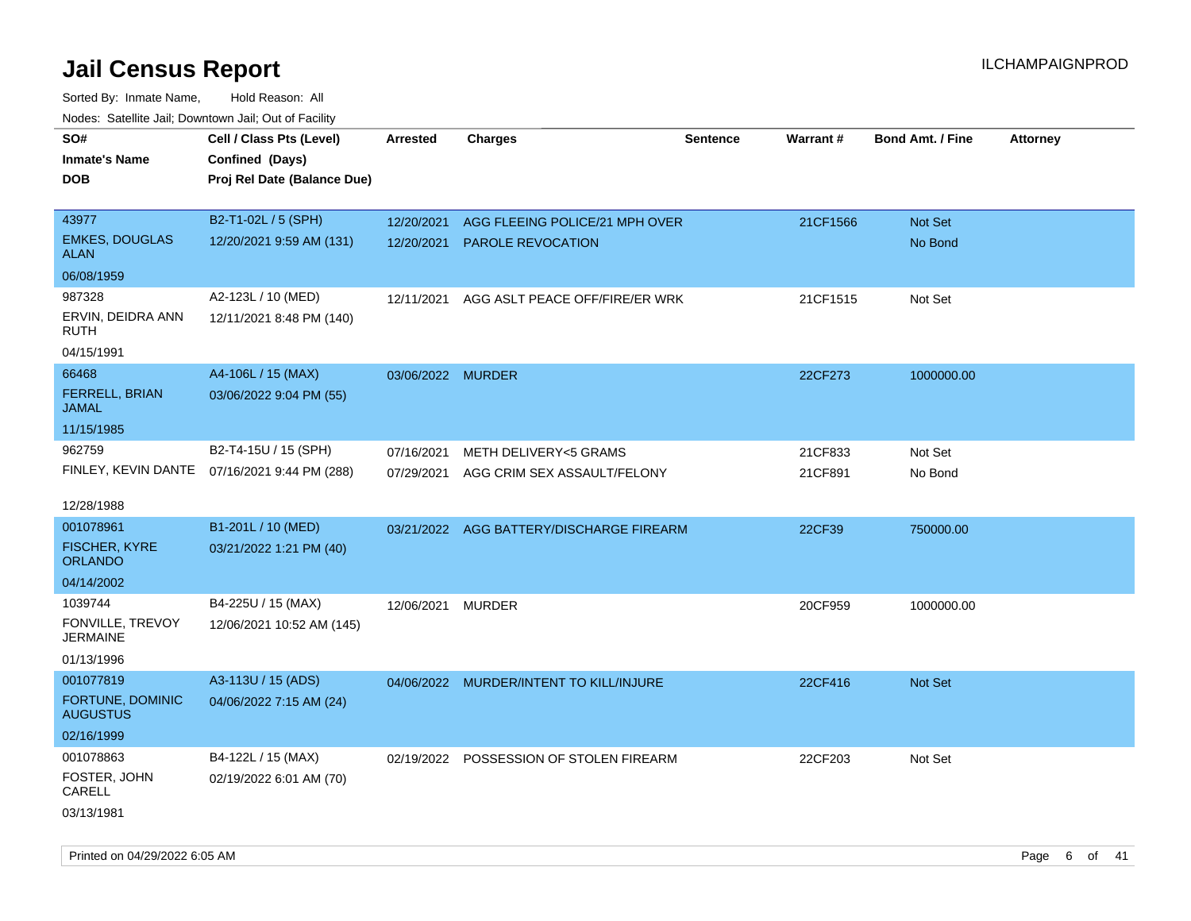# Jail Census Report

ILCHAMPAIGNPROD

Sorted By: Inmate Name, Hold Reason: All

Nodes: Satellite Jail; Downtown Jail; Out of Facility

| SO#<br>Inmate's Name<br>DOB | Cell / Class Pts (Level)<br>Confined (Days)<br>Proj Rel Date (Balance Due) | Arrested | Charges | Sentence | Warrant # | Bond Amt. / Fine | Attorney |
|---|---|---|---|---|---|---|---|
| 43977<br>EMKES, DOUGLAS ALAN<br>06/08/1959 | B2-T1-02L / 5 (SPH)<br>12/20/2021 9:59 AM (131) | 12/20/2021<br>12/20/2021 | AGG FLEEING POLICE/21 MPH OVER<br>PAROLE REVOCATION | | 21CF1566 | Not Set<br>No Bond | |
| 987328<br>ERVIN, DEIDRA ANN RUTH<br>04/15/1991 | A2-123L / 10 (MED)<br>12/11/2021 8:48 PM (140) | 12/11/2021 | AGG ASLT PEACE OFF/FIRE/ER WRK | | 21CF1515 | Not Set | |
| 66468<br>FERRELL, BRIAN JAMAL<br>11/15/1985 | A4-106L / 15 (MAX)<br>03/06/2022 9:04 PM (55) | 03/06/2022 | MURDER | | 22CF273 | 1000000.00 | |
| 962759<br>FINLEY, KEVIN DANTE<br>12/28/1988 | B2-T4-15U / 15 (SPH)<br>07/16/2021 9:44 PM (288) | 07/16/2021<br>07/29/2021 | METH DELIVERY<5 GRAMS<br>AGG CRIM SEX ASSAULT/FELONY | | 21CF833<br>21CF891 | Not Set<br>No Bond | |
| 001078961<br>FISCHER, KYRE ORLANDO<br>04/14/2002 | B1-201L / 10 (MED)<br>03/21/2022 1:21 PM (40) | 03/21/2022 | AGG BATTERY/DISCHARGE FIREARM | | 22CF39 | 750000.00 | |
| 1039744<br>FONVILLE, TREVOY JERMAINE<br>01/13/1996 | B4-225U / 15 (MAX)<br>12/06/2021 10:52 AM (145) | 12/06/2021 | MURDER | | 20CF959 | 1000000.00 | |
| 001077819<br>FORTUNE, DOMINIC AUGUSTUS<br>02/16/1999 | A3-113U / 15 (ADS)<br>04/06/2022 7:15 AM (24) | 04/06/2022 | MURDER/INTENT TO KILL/INJURE | | 22CF416 | Not Set | |
| 001078863<br>FOSTER, JOHN CARELL<br>03/13/1981 | B4-122L / 15 (MAX)<br>02/19/2022 6:01 AM (70) | 02/19/2022 | POSSESSION OF STOLEN FIREARM | | 22CF203 | Not Set | |

Printed on 04/29/2022 6:05 AM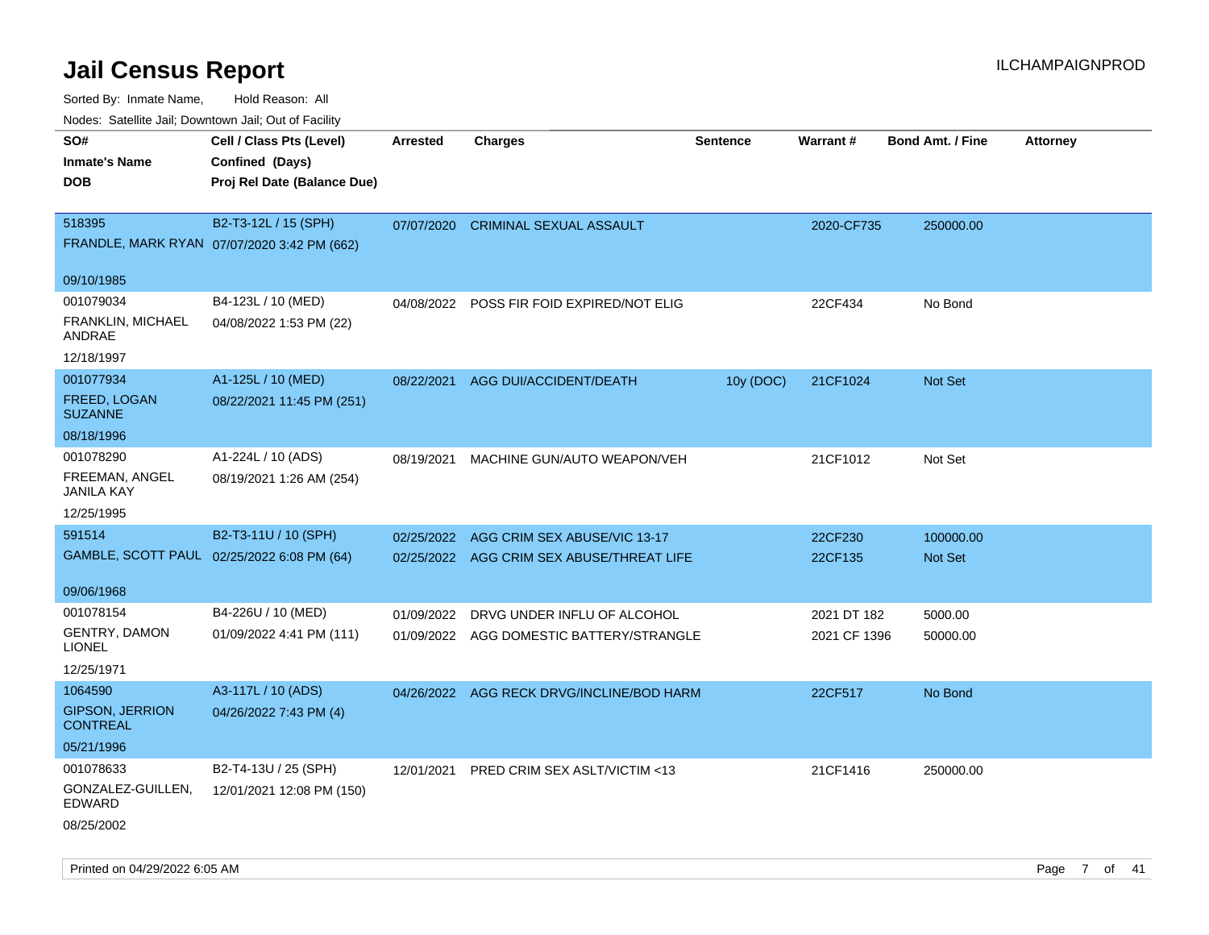# Jail Census Report

Sorted By: Inmate Name, Hold Reason: All

Nodes: Satellite Jail; Downtown Jail; Out of Facility

| SO# / Inmate's Name / DOB | Cell / Class Pts (Level) / Confined (Days) / Proj Rel Date (Balance Due) | Arrested | Charges | Sentence | Warrant # | Bond Amt. / Fine | Attorney |
|---|---|---|---|---|---|---|---|
| 518395<br>FRANDLE, MARK RYAN<br>09/10/1985 | B2-T3-12L / 15 (SPH)<br>07/07/2020 3:42 PM (662) | 07/07/2020 | CRIMINAL SEXUAL ASSAULT | | 2020-CF735 | 250000.00 | |
| 001079034<br>FRANKLIN, MICHAEL ANDRAE<br>12/18/1997 | B4-123L / 10 (MED)<br>04/08/2022 1:53 PM (22) | 04/08/2022 | POSS FIR FOID EXPIRED/NOT ELIG | | 22CF434 | No Bond | |
| 001077934<br>FREED, LOGAN SUZANNE<br>08/18/1996 | A1-125L / 10 (MED)<br>08/22/2021 11:45 PM (251) | 08/22/2021 | AGG DUI/ACCIDENT/DEATH | 10y (DOC) | 21CF1024 | Not Set | |
| 001078290<br>FREEMAN, ANGEL JANILA KAY<br>12/25/1995 | A1-224L / 10 (ADS)<br>08/19/2021 1:26 AM (254) | 08/19/2021 | MACHINE GUN/AUTO WEAPON/VEH | | 21CF1012 | Not Set | |
| 591514<br>GAMBLE, SCOTT PAUL<br>09/06/1968 | B2-T3-11U / 10 (SPH)<br>02/25/2022 6:08 PM (64) | 02/25/2022<br>02/25/2022 | AGG CRIM SEX ABUSE/VIC 13-17<br>AGG CRIM SEX ABUSE/THREAT LIFE | | 22CF230<br>22CF135 | 100000.00<br>Not Set | |
| 001078154<br>GENTRY, DAMON LIONEL<br>12/25/1971 | B4-226U / 10 (MED)<br>01/09/2022 4:41 PM (111) | 01/09/2022<br>01/09/2022 | DRVG UNDER INFLU OF ALCOHOL<br>AGG DOMESTIC BATTERY/STRANGLE | | 2021 DT 182<br>2021 CF 1396 | 5000.00<br>50000.00 | |
| 1064590<br>GIPSON, JERRION CONTREAL<br>05/21/1996 | A3-117L / 10 (ADS)<br>04/26/2022 7:43 PM (4) | 04/26/2022 | AGG RECK DRVG/INCLINE/BOD HARM | | 22CF517 | No Bond | |
| 001078633<br>GONZALEZ-GUILLEN, EDWARD<br>08/25/2002 | B2-T4-13U / 25 (SPH)<br>12/01/2021 12:08 PM (150) | 12/01/2021 | PRED CRIM SEX ASLT/VICTIM <13 | | 21CF1416 | 250000.00 | |

Printed on 04/29/2022 6:05 AM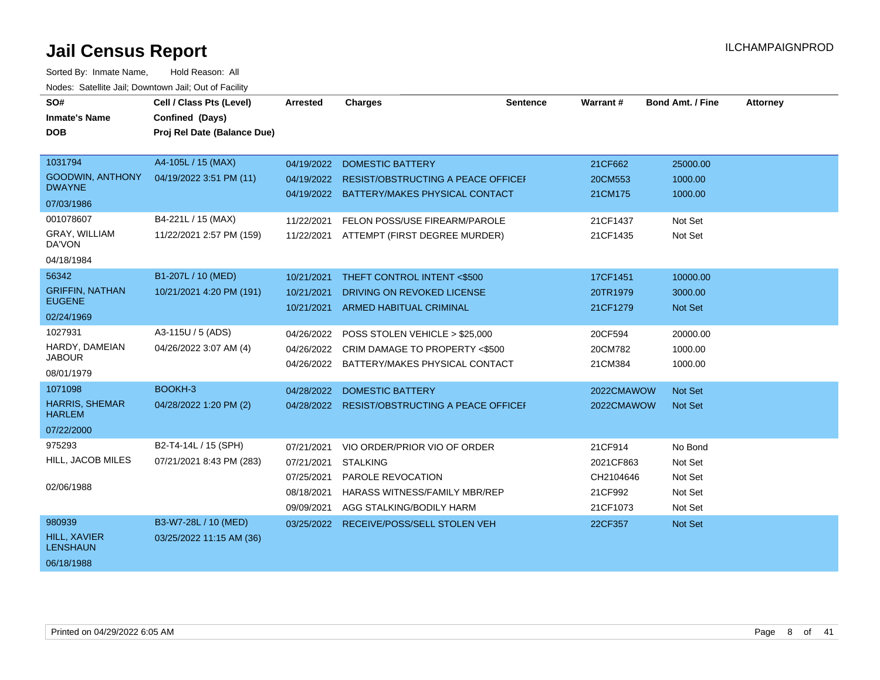# Jail Census Report

ILCHAMPAIGNPROD

Sorted By: Inmate Name, Hold Reason: All

Nodes: Satellite Jail; Downtown Jail; Out of Facility

| SO# / Inmate's Name / DOB | Cell / Class Pts (Level) / Confined (Days) / Proj Rel Date (Balance Due) | Arrested | Charges | Sentence | Warrant # | Bond Amt. / Fine | Attorney |
|---|---|---|---|---|---|---|---|
| 1031794<br>GOODWIN, ANTHONY DWAYNE<br>07/03/1986 | A4-105L / 15 (MAX)<br>04/19/2022 3:51 PM (11) | 04/19/2022<br>04/19/2022<br>04/19/2022 | DOMESTIC BATTERY<br>RESIST/OBSTRUCTING A PEACE OFFICEI<br>BATTERY/MAKES PHYSICAL CONTACT | | 21CF662<br>20CM553<br>21CM175 | 25000.00<br>1000.00<br>1000.00 | |
| 001078607<br>GRAY, WILLIAM DA'VON<br>04/18/1984 | B4-221L / 15 (MAX)<br>11/22/2021 2:57 PM (159) | 11/22/2021<br>11/22/2021 | FELON POSS/USE FIREARM/PAROLE<br>ATTEMPT (FIRST DEGREE MURDER) | | 21CF1437<br>21CF1435 | Not Set<br>Not Set | |
| 56342<br>GRIFFIN, NATHAN EUGENE<br>02/24/1969 | B1-207L / 10 (MED)<br>10/21/2021 4:20 PM (191) | 10/21/2021<br>10/21/2021<br>10/21/2021 | THEFT CONTROL INTENT <$500<br>DRIVING ON REVOKED LICENSE<br>ARMED HABITUAL CRIMINAL | | 17CF1451<br>20TR1979<br>21CF1279 | 10000.00<br>3000.00<br>Not Set | |
| 1027931<br>HARDY, DAMEIAN JABOUR<br>08/01/1979 | A3-115U / 5 (ADS)<br>04/26/2022 3:07 AM (4) | 04/26/2022<br>04/26/2022<br>04/26/2022 | POSS STOLEN VEHICLE > $25,000<br>CRIM DAMAGE TO PROPERTY <$500<br>BATTERY/MAKES PHYSICAL CONTACT | | 20CF594<br>20CM782<br>21CM384 | 20000.00<br>1000.00<br>1000.00 | |
| 1071098<br>HARRIS, SHEMAR HARLEM<br>07/22/2000 | BOOKH-3<br>04/28/2022 1:20 PM (2) | 04/28/2022<br>04/28/2022 | DOMESTIC BATTERY<br>RESIST/OBSTRUCTING A PEACE OFFICEI | | 2022CMAWOW<br>2022CMAWOW | Not Set<br>Not Set | |
| 975293<br>HILL, JACOB MILES<br>02/06/1988 | B2-T4-14L / 15 (SPH)<br>07/21/2021 8:43 PM (283) | 07/21/2021<br>07/21/2021<br>07/25/2021<br>08/18/2021<br>09/09/2021 | VIO ORDER/PRIOR VIO OF ORDER<br>STALKING<br>PAROLE REVOCATION<br>HARASS WITNESS/FAMILY MBR/REP<br>AGG STALKING/BODILY HARM | | 21CF914<br>2021CF863<br>CH2104646<br>21CF992<br>21CF1073 | No Bond<br>Not Set<br>Not Set<br>Not Set<br>Not Set | |
| 980939<br>HILL, XAVIER LENSHAUN<br>06/18/1988 | B3-W7-28L / 10 (MED)<br>03/25/2022 11:15 AM (36) | 03/25/2022 | RECEIVE/POSS/SELL STOLEN VEH | | 22CF357 | Not Set | |

Printed on 04/29/2022 6:05 AM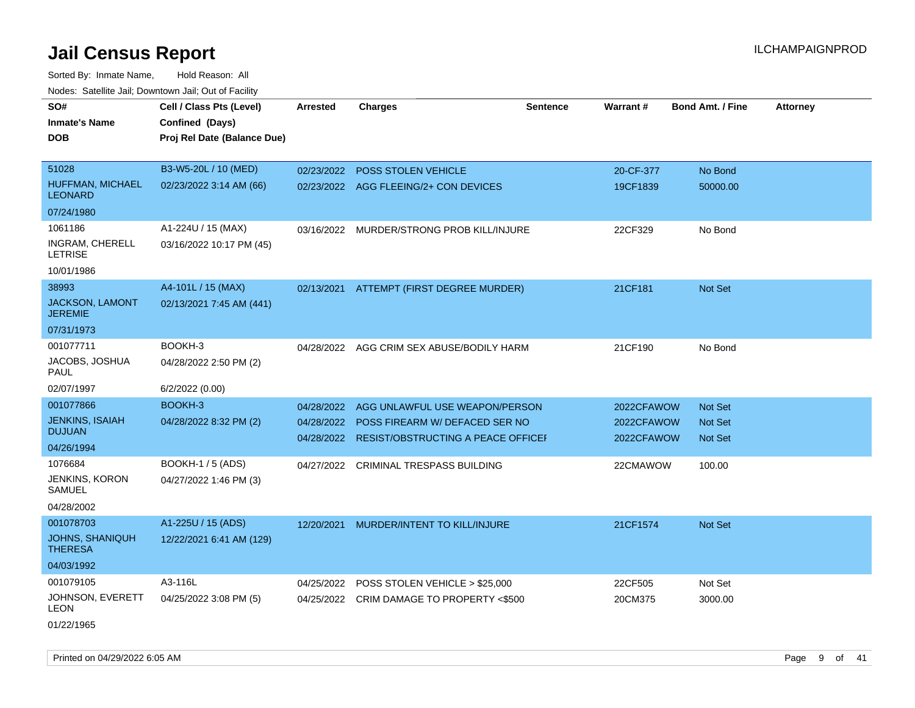# Jail Census Report

Sorted By: Inmate Name, Hold Reason: All

Nodes: Satellite Jail; Downtown Jail; Out of Facility

| SO# / Inmate's Name / DOB | Cell / Class Pts (Level) / Confined (Days) / Proj Rel Date (Balance Due) | Arrested | Charges | Sentence | Warrant # | Bond Amt. / Fine | Attorney |
|---|---|---|---|---|---|---|---|
| 51028<br>HUFFMAN, MICHAEL LEONARD<br>07/24/1980 | B3-W5-20L / 10 (MED)<br>02/23/2022 3:14 AM (66) | 02/23/2022<br>02/23/2022 | POSS STOLEN VEHICLE<br>AGG FLEEING/2+ CON DEVICES | | 20-CF-377<br>19CF1839 | No Bond<br>50000.00 | |
| 1061186<br>INGRAM, CHERELL LETRISE<br>10/01/1986 | A1-224U / 15 (MAX)<br>03/16/2022 10:17 PM (45) | 03/16/2022 | MURDER/STRONG PROB KILL/INJURE | | 22CF329 | No Bond | |
| 38993<br>JACKSON, LAMONT JEREMIE<br>07/31/1973 | A4-101L / 15 (MAX)<br>02/13/2021 7:45 AM (441) | 02/13/2021 | ATTEMPT (FIRST DEGREE MURDER) | | 21CF181 | Not Set | |
| 001077711<br>JACOBS, JOSHUA PAUL<br>02/07/1997 | BOOKH-3<br>04/28/2022 2:50 PM (2)<br>6/2/2022 (0.00) | 04/28/2022 | AGG CRIM SEX ABUSE/BODILY HARM | | 21CF190 | No Bond | |
| 001077866<br>JENKINS, ISAIAH DUJUAN<br>04/26/1994 | BOOKH-3<br>04/28/2022 8:32 PM (2) | 04/28/2022<br>04/28/2022<br>04/28/2022 | AGG UNLAWFUL USE WEAPON/PERSON<br>POSS FIREARM W/ DEFACED SER NO<br>RESIST/OBSTRUCTING A PEACE OFFICEI | | 2022CFAWOW<br>2022CFAWOW<br>2022CFAWOW | Not Set<br>Not Set<br>Not Set | |
| 1076684<br>JENKINS, KORON SAMUEL<br>04/28/2002 | BOOKH-1 / 5 (ADS)<br>04/27/2022 1:46 PM (3) | 04/27/2022 | CRIMINAL TRESPASS BUILDING | | 22CMAWOW | 100.00 | |
| 001078703<br>JOHNS, SHANIQUH THERESA<br>04/03/1992 | A1-225U / 15 (ADS)<br>12/22/2021 6:41 AM (129) | 12/20/2021 | MURDER/INTENT TO KILL/INJURE | | 21CF1574 | Not Set | |
| 001079105<br>JOHNSON, EVERETT LEON<br>01/22/1965 | A3-116L<br>04/25/2022 3:08 PM (5) | 04/25/2022<br>04/25/2022 | POSS STOLEN VEHICLE > $25,000<br>CRIM DAMAGE TO PROPERTY <$500 | | 22CF505<br>20CM375 | Not Set<br>3000.00 | |

Printed on 04/29/2022 6:05 AM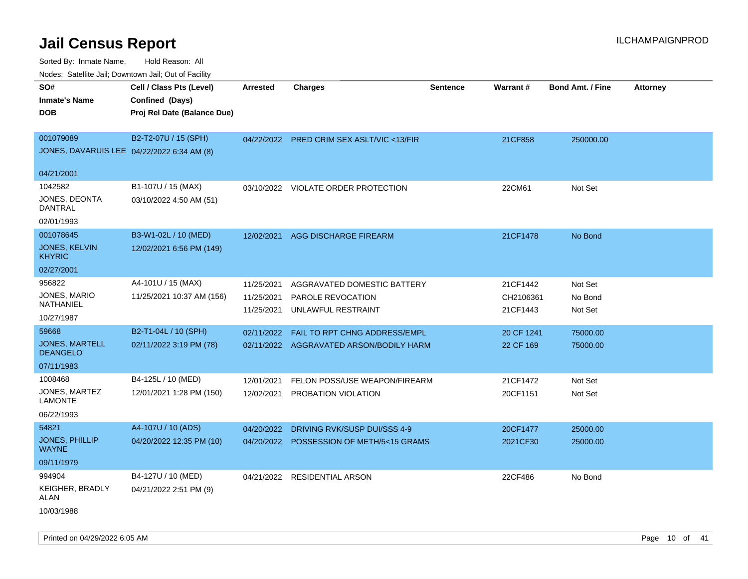# Jail Census Report

ILCHAMPAIGNPROD

Sorted By: Inmate Name, Hold Reason: All

Nodes: Satellite Jail; Downtown Jail; Out of Facility

| SO# / Inmate's Name / DOB | Cell / Class Pts (Level) / Confined (Days) / Proj Rel Date (Balance Due) | Arrested | Charges | Sentence | Warrant # | Bond Amt. / Fine | Attorney |
|---|---|---|---|---|---|---|---|
| 001079089<br>JONES, DAVARUIS LEE<br>04/21/2001 | B2-T2-07U / 15 (SPH)<br>04/22/2022 6:34 AM (8) | 04/22/2022 | PRED CRIM SEX ASLT/VIC <13/FIR | | 21CF858 | 250000.00 | |
| 1042582<br>JONES, DEONTA DANTRAL<br>02/01/1993 | B1-107U / 15 (MAX)<br>03/10/2022 4:50 AM (51) | 03/10/2022 | VIOLATE ORDER PROTECTION | | 22CM61 | Not Set | |
| 001078645<br>JONES, KELVIN KHYRIC<br>02/27/2001 | B3-W1-02L / 10 (MED)<br>12/02/2021 6:56 PM (149) | 12/02/2021 | AGG DISCHARGE FIREARM | | 21CF1478 | No Bond | |
| 956822<br>JONES, MARIO NATHANIEL<br>10/27/1987 | A4-101U / 15 (MAX)<br>11/25/2021 10:37 AM (156) | 11/25/2021<br>11/25/2021<br>11/25/2021 | AGGRAVATED DOMESTIC BATTERY<br>PAROLE REVOCATION<br>UNLAWFUL RESTRAINT | | 21CF1442<br>CH2106361<br>21CF1443 | Not Set<br>No Bond<br>Not Set | |
| 59668<br>JONES, MARTELL DEANGELO<br>07/11/1983 | B2-T1-04L / 10 (SPH)<br>02/11/2022 3:19 PM (78) | 02/11/2022<br>02/11/2022 | FAIL TO RPT CHNG ADDRESS/EMPL<br>AGGRAVATED ARSON/BODILY HARM | | 20 CF 1241<br>22 CF 169 | 75000.00<br>75000.00 | |
| 1008468<br>JONES, MARTEZ LAMONTE<br>06/22/1993 | B4-125L / 10 (MED)<br>12/01/2021 1:28 PM (150) | 12/01/2021<br>12/02/2021 | FELON POSS/USE WEAPON/FIREARM<br>PROBATION VIOLATION | | 21CF1472<br>20CF1151 | Not Set<br>Not Set | |
| 54821<br>JONES, PHILLIP WAYNE<br>09/11/1979 | A4-107U / 10 (ADS)<br>04/20/2022 12:35 PM (10) | 04/20/2022<br>04/20/2022 | DRIVING RVK/SUSP DUI/SSS 4-9<br>POSSESSION OF METH/5<15 GRAMS | | 20CF1477<br>2021CF30 | 25000.00<br>25000.00 | |
| 994904<br>KEIGHER, BRADLY ALAN<br>10/03/1988 | B4-127U / 10 (MED)<br>04/21/2022 2:51 PM (9) | 04/21/2022 | RESIDENTIAL ARSON | | 22CF486 | No Bond | |

Printed on 04/29/2022 6:05 AM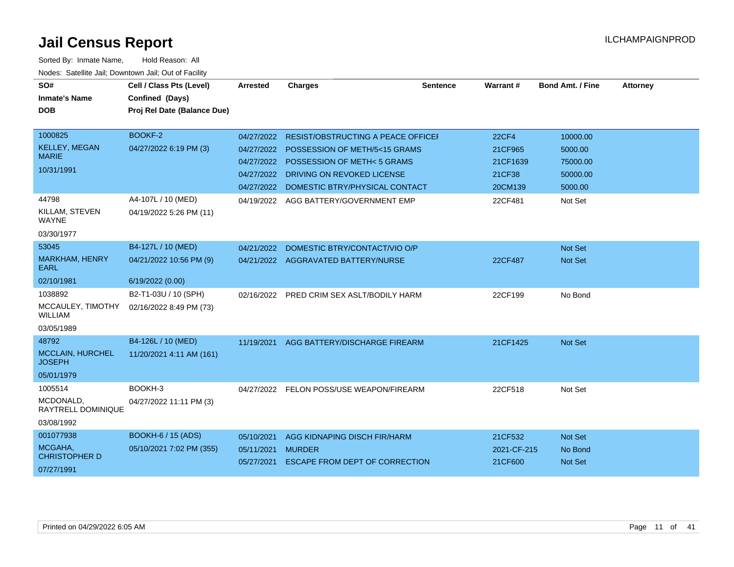# Jail Census Report

ILCHAMPAIGNPROD

Sorted By: Inmate Name, Hold Reason: All

Nodes: Satellite Jail; Downtown Jail; Out of Facility

| SO# / Inmate's Name / DOB | Cell / Class Pts (Level) / Confined (Days) / Proj Rel Date (Balance Due) | Arrested | Charges | Sentence | Warrant # | Bond Amt. / Fine | Attorney |
|---|---|---|---|---|---|---|---|
| 1000825 KELLEY, MEGAN MARIE 10/31/1991 | BOOKF-2 04/27/2022 6:19 PM (3) | 04/27/2022 | RESIST/OBSTRUCTING A PEACE OFFICEI | | 22CF4 | 10000.00 | |
| | | 04/27/2022 | POSSESSION OF METH/5<15 GRAMS | | 21CF965 | 5000.00 | |
| | | 04/27/2022 | POSSESSION OF METH< 5 GRAMS | | 21CF1639 | 75000.00 | |
| | | 04/27/2022 | DRIVING ON REVOKED LICENSE | | 21CF38 | 50000.00 | |
| | | 04/27/2022 | DOMESTIC BTRY/PHYSICAL CONTACT | | 20CM139 | 5000.00 | |
| 44798 KILLAM, STEVEN WAYNE 03/30/1977 | A4-107L / 10 (MED) 04/19/2022 5:26 PM (11) | 04/19/2022 | AGG BATTERY/GOVERNMENT EMP | | 22CF481 | Not Set | |
| 53045 MARKHAM, HENRY EARL 02/10/1981 | B4-127L / 10 (MED) 04/21/2022 10:56 PM (9) 6/19/2022 (0.00) | 04/21/2022 | DOMESTIC BTRY/CONTACT/VIO O/P | | | Not Set | |
| | | 04/21/2022 | AGGRAVATED BATTERY/NURSE | | 22CF487 | Not Set | |
| 1038892 MCCAULEY, TIMOTHY WILLIAM 03/05/1989 | B2-T1-03U / 10 (SPH) 02/16/2022 8:49 PM (73) | 02/16/2022 | PRED CRIM SEX ASLT/BODILY HARM | | 22CF199 | No Bond | |
| 48792 MCCLAIN, HURCHEL JOSEPH 05/01/1979 | B4-126L / 10 (MED) 11/20/2021 4:11 AM (161) | 11/19/2021 | AGG BATTERY/DISCHARGE FIREARM | | 21CF1425 | Not Set | |
| 1005514 MCDONALD, RAYTRELL DOMINIQUE 03/08/1992 | BOOKH-3 04/27/2022 11:11 PM (3) | 04/27/2022 | FELON POSS/USE WEAPON/FIREARM | | 22CF518 | Not Set | |
| 001077938 MCGAHA, CHRISTOPHER D 07/27/1991 | BOOKH-6 / 15 (ADS) 05/10/2021 7:02 PM (355) | 05/10/2021 | AGG KIDNAPING DISCH FIR/HARM | | 21CF532 | Not Set | |
| | | 05/11/2021 | MURDER | | 2021-CF-215 | No Bond | |
| | | 05/27/2021 | ESCAPE FROM DEPT OF CORRECTION | | 21CF600 | Not Set | |

Printed on 04/29/2022 6:05 AM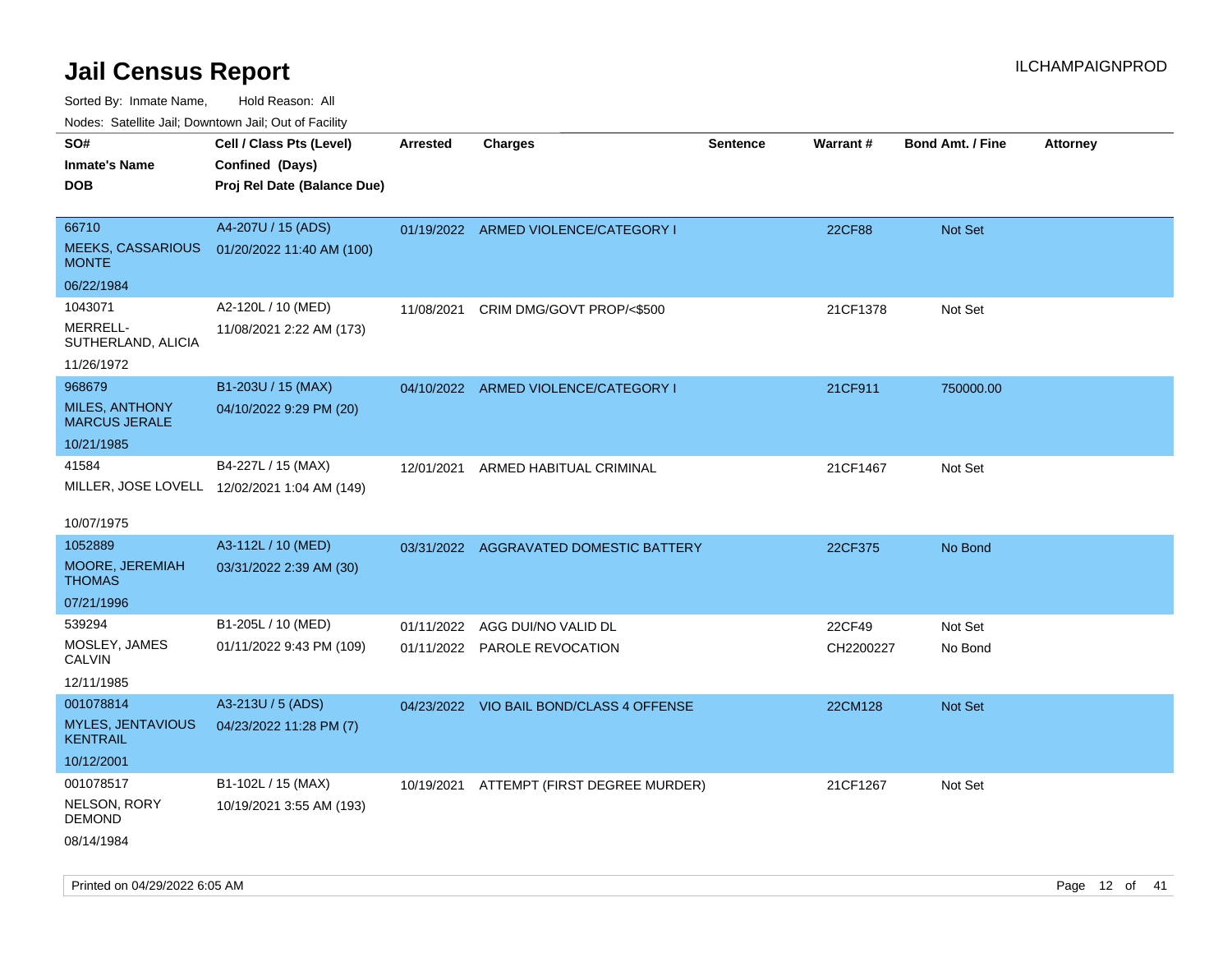# Jail Census Report

ILCHAMPAIGNPROD

Sorted By: Inmate Name, Hold Reason: All

Nodes: Satellite Jail; Downtown Jail; Out of Facility

| SO# / Inmate's Name / DOB | Cell / Class Pts (Level) / Confined (Days) / Proj Rel Date (Balance Due) | Arrested | Charges | Sentence | Warrant # | Bond Amt. / Fine | Attorney |
|---|---|---|---|---|---|---|---|
| 66710<br>MEEKS, CASSARIOUS MONTE<br>06/22/1984 | A4-207U / 15 (ADS)<br>01/20/2022 11:40 AM (100) | 01/19/2022 | ARMED VIOLENCE/CATEGORY I | | 22CF88 | Not Set | |
| 1043071<br>MERRELL-SUTHERLAND, ALICIA<br>11/26/1972 | A2-120L / 10 (MED)<br>11/08/2021 2:22 AM (173) | 11/08/2021 | CRIM DMG/GOVT PROP/<$500 | | 21CF1378 | Not Set | |
| 968679<br>MILES, ANTHONY MARCUS JERALE<br>10/21/1985 | B1-203U / 15 (MAX)<br>04/10/2022 9:29 PM (20) | 04/10/2022 | ARMED VIOLENCE/CATEGORY I | | 21CF911 | 750000.00 | |
| 41584<br>MILLER, JOSE LOVELL<br>10/07/1975 | B4-227L / 15 (MAX)<br>12/02/2021 1:04 AM (149) | 12/01/2021 | ARMED HABITUAL CRIMINAL | | 21CF1467 | Not Set | |
| 1052889<br>MOORE, JEREMIAH THOMAS<br>07/21/1996 | A3-112L / 10 (MED)<br>03/31/2022 2:39 AM (30) | 03/31/2022 | AGGRAVATED DOMESTIC BATTERY | | 22CF375 | No Bond | |
| 539294<br>MOSLEY, JAMES CALVIN<br>12/11/1985 | B1-205L / 10 (MED)<br>01/11/2022 9:43 PM (109) | 01/11/2022 | AGG DUI/NO VALID DL | | 22CF49 | Not Set | |
| | | 01/11/2022 | PAROLE REVOCATION | | CH2200227 | No Bond | |
| 001078814<br>MYLES, JENTAVIOUS KENTRAIL<br>10/12/2001 | A3-213U / 5 (ADS)<br>04/23/2022 11:28 PM (7) | 04/23/2022 | VIO BAIL BOND/CLASS 4 OFFENSE | | 22CM128 | Not Set | |
| 001078517<br>NELSON, RORY DEMOND<br>08/14/1984 | B1-102L / 15 (MAX)<br>10/19/2021 3:55 AM (193) | 10/19/2021 | ATTEMPT (FIRST DEGREE MURDER) | | 21CF1267 | Not Set | |

Printed on 04/29/2022 6:05 AM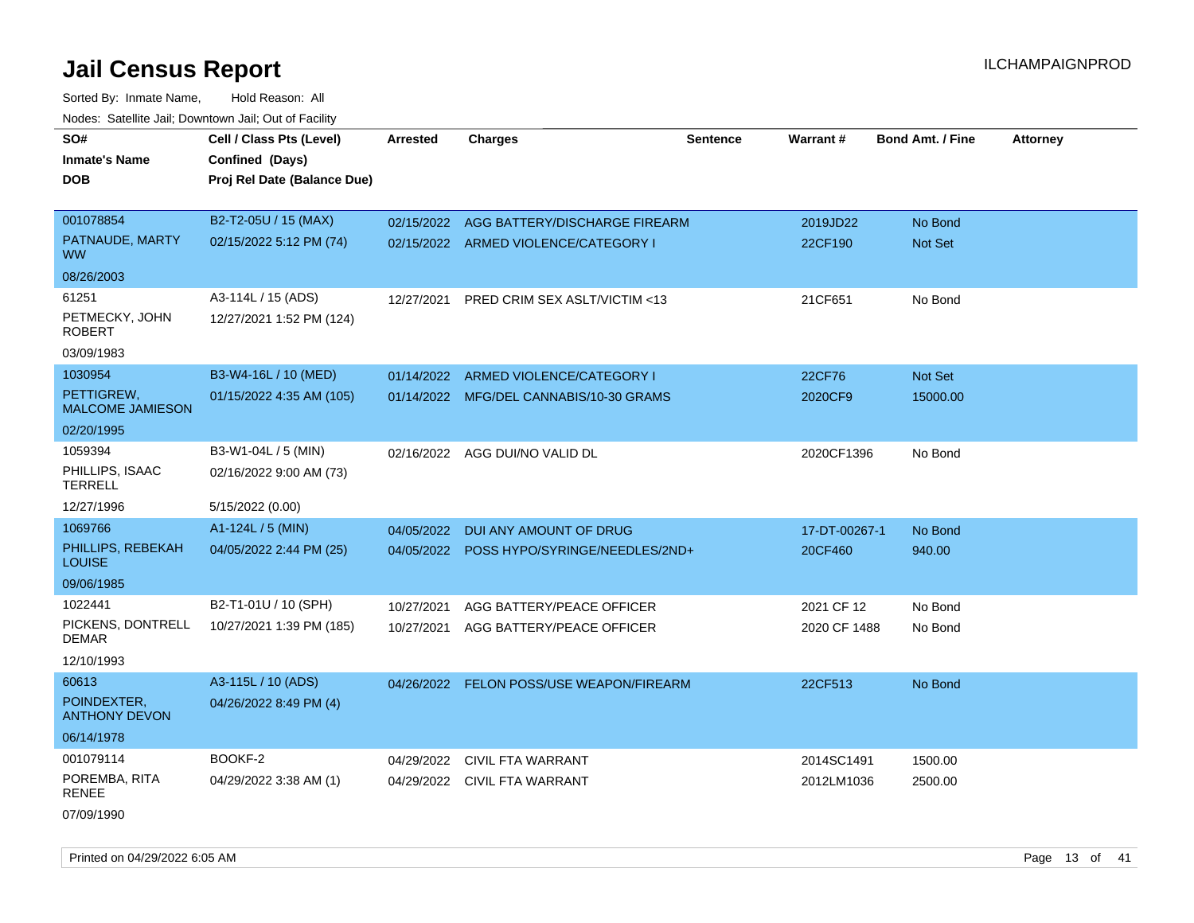# Jail Census Report

Sorted By: Inmate Name, Hold Reason: All

Nodes: Satellite Jail; Downtown Jail; Out of Facility

| SO# / Inmate's Name / DOB | Cell / Class Pts (Level) / Confined (Days) / Proj Rel Date (Balance Due) | Arrested | Charges | Sentence | Warrant # | Bond Amt. / Fine | Attorney |
|---|---|---|---|---|---|---|---|
| 001078854 | B2-T2-05U / 15 (MAX) | 02/15/2022 | AGG BATTERY/DISCHARGE FIREARM | | 2019JD22 | No Bond | |
| PATNAUDE, MARTY WW | 02/15/2022 5:12 PM (74) | 02/15/2022 | ARMED VIOLENCE/CATEGORY I | | 22CF190 | Not Set | |
| 08/26/2003 | | | | | | | |
| 61251 | A3-114L / 15 (ADS) | 12/27/2021 | PRED CRIM SEX ASLT/VICTIM <13 | | 21CF651 | No Bond | |
| PETMECKY, JOHN ROBERT | 12/27/2021 1:52 PM (124) | | | | | | |
| 03/09/1983 | | | | | | | |
| 1030954 | B3-W4-16L / 10 (MED) | 01/14/2022 | ARMED VIOLENCE/CATEGORY I | | 22CF76 | Not Set | |
| PETTIGREW, MALCOME JAMIESON | 01/15/2022 4:35 AM (105) | 01/14/2022 | MFG/DEL CANNABIS/10-30 GRAMS | | 2020CF9 | 15000.00 | |
| 02/20/1995 | | | | | | | |
| 1059394 | B3-W1-04L / 5 (MIN) | 02/16/2022 | AGG DUI/NO VALID DL | | 2020CF1396 | No Bond | |
| PHILLIPS, ISAAC TERRELL | 02/16/2022 9:00 AM (73) | | | | | | |
| 12/27/1996 | 5/15/2022 (0.00) | | | | | | |
| 1069766 | A1-124L / 5 (MIN) | 04/05/2022 | DUI ANY AMOUNT OF DRUG | | 17-DT-00267-1 | No Bond | |
| PHILLIPS, REBEKAH LOUISE | 04/05/2022 2:44 PM (25) | 04/05/2022 | POSS HYPO/SYRINGE/NEEDLES/2ND+ | | 20CF460 | 940.00 | |
| 09/06/1985 | | | | | | | |
| 1022441 | B2-T1-01U / 10 (SPH) | 10/27/2021 | AGG BATTERY/PEACE OFFICER | | 2021 CF 12 | No Bond | |
| PICKENS, DONTRELL DEMAR | 10/27/2021 1:39 PM (185) | 10/27/2021 | AGG BATTERY/PEACE OFFICER | | 2020 CF 1488 | No Bond | |
| 12/10/1993 | | | | | | | |
| 60613 | A3-115L / 10 (ADS) | 04/26/2022 | FELON POSS/USE WEAPON/FIREARM | | 22CF513 | No Bond | |
| POINDEXTER, ANTHONY DEVON | 04/26/2022 8:49 PM (4) | | | | | | |
| 06/14/1978 | | | | | | | |
| 001079114 | BOOKF-2 | 04/29/2022 | CIVIL FTA WARRANT | | 2014SC1491 | 1500.00 | |
| POREMBA, RITA RENEE | 04/29/2022 3:38 AM (1) | 04/29/2022 | CIVIL FTA WARRANT | | 2012LM1036 | 2500.00 | |
| 07/09/1990 | | | | | | | |

Printed on 04/29/2022 6:05 AM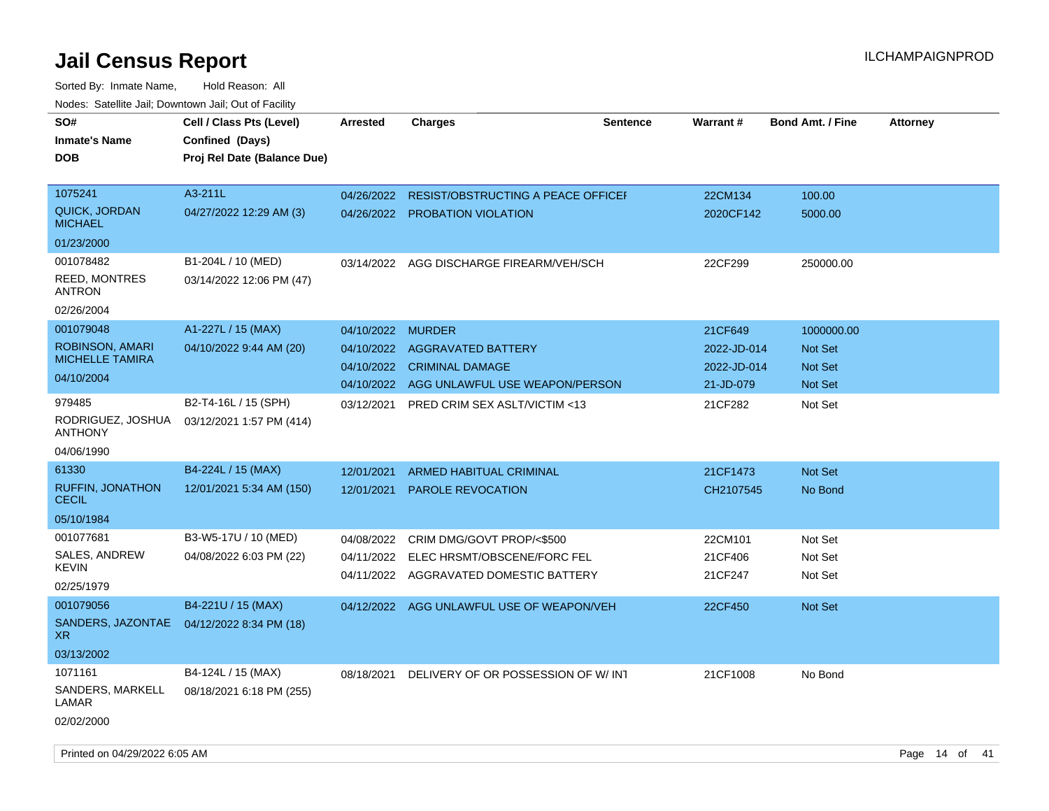# Jail Census Report

Sorted By: Inmate Name, Hold Reason: All

Nodes: Satellite Jail; Downtown Jail; Out of Facility

| SO# / Inmate's Name / DOB | Cell / Class Pts (Level) / Confined (Days) / Proj Rel Date (Balance Due) | Arrested | Charges | Sentence | Warrant # | Bond Amt. / Fine | Attorney |
|---|---|---|---|---|---|---|---|
| 1075241 QUICK, JORDAN MICHAEL 01/23/2000 | A3-211L 04/27/2022 12:29 AM (3) | 04/26/2022 | RESIST/OBSTRUCTING A PEACE OFFICEI | | 22CM134 | 100.00 | |
| | | 04/26/2022 | PROBATION VIOLATION | | 2020CF142 | 5000.00 | |
| 001078482 REED, MONTRES ANTRON 02/26/2004 | B1-204L / 10 (MED) 03/14/2022 12:06 PM (47) | 03/14/2022 | AGG DISCHARGE FIREARM/VEH/SCH | | 22CF299 | 250000.00 | |
| 001079048 ROBINSON, AMARI MICHELLE TAMIRA 04/10/2004 | A1-227L / 15 (MAX) 04/10/2022 9:44 AM (20) | 04/10/2022 | MURDER | | 21CF649 | 1000000.00 | |
| | | 04/10/2022 | AGGRAVATED BATTERY | | 2022-JD-014 | Not Set | |
| | | 04/10/2022 | CRIMINAL DAMAGE | | 2022-JD-014 | Not Set | |
| | | 04/10/2022 | AGG UNLAWFUL USE WEAPON/PERSON | | 21-JD-079 | Not Set | |
| 979485 RODRIGUEZ, JOSHUA ANTHONY 04/06/1990 | B2-T4-16L / 15 (SPH) 03/12/2021 1:57 PM (414) | 03/12/2021 | PRED CRIM SEX ASLT/VICTIM <13 | | 21CF282 | Not Set | |
| 61330 RUFFIN, JONATHON CECIL 05/10/1984 | B4-224L / 15 (MAX) 12/01/2021 5:34 AM (150) | 12/01/2021 | ARMED HABITUAL CRIMINAL | | 21CF1473 | Not Set | |
| | | 12/01/2021 | PAROLE REVOCATION | | CH2107545 | No Bond | |
| 001077681 SALES, ANDREW KEVIN 02/25/1979 | B3-W5-17U / 10 (MED) 04/08/2022 6:03 PM (22) | 04/08/2022 | CRIM DMG/GOVT PROP/<$500 | | 22CM101 | Not Set | |
| | | 04/11/2022 | ELEC HRSMT/OBSCENE/FORC FEL | | 21CF406 | Not Set | |
| | | 04/11/2022 | AGGRAVATED DOMESTIC BATTERY | | 21CF247 | Not Set | |
| 001079056 SANDERS, JAZONTAE XR 03/13/2002 | B4-221U / 15 (MAX) 04/12/2022 8:34 PM (18) | 04/12/2022 | AGG UNLAWFUL USE OF WEAPON/VEH | | 22CF450 | Not Set | |
| 1071161 SANDERS, MARKELL LAMAR 02/02/2000 | B4-124L / 15 (MAX) 08/18/2021 6:18 PM (255) | 08/18/2021 | DELIVERY OF OR POSSESSION OF W/ INT | | 21CF1008 | No Bond | |

Printed on 04/29/2022 6:05 AM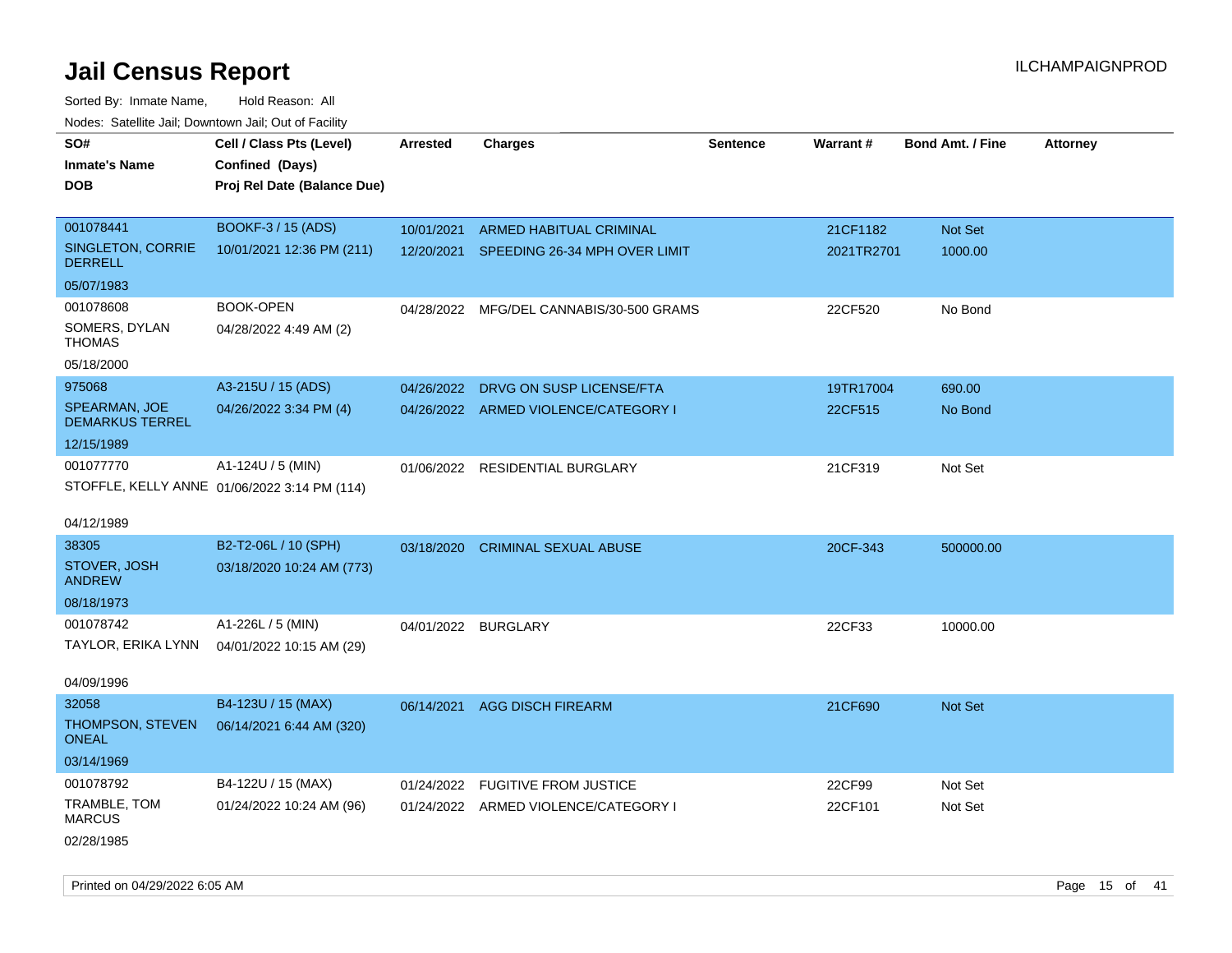# Jail Census Report

Sorted By: Inmate Name, Hold Reason: All

Nodes: Satellite Jail; Downtown Jail; Out of Facility

| SO# / Inmate's Name / DOB | Cell / Class Pts (Level) / Confined (Days) / Proj Rel Date (Balance Due) | Arrested | Charges | Sentence | Warrant # | Bond Amt. / Fine | Attorney |
|---|---|---|---|---|---|---|---|
| 001078441<br>SINGLETON, CORRIE DERRELL<br>05/07/1983 | BOOKF-3 / 15 (ADS)<br>10/01/2021 12:36 PM (211) | 10/01/2021 | ARMED HABITUAL CRIMINAL | | 21CF1182 | Not Set | |
| | | 12/20/2021 | SPEEDING 26-34 MPH OVER LIMIT | | 2021TR2701 | 1000.00 | |
| 001078608<br>SOMERS, DYLAN THOMAS<br>05/18/2000 | BOOK-OPEN<br>04/28/2022 4:49 AM (2) | 04/28/2022 | MFG/DEL CANNABIS/30-500 GRAMS | | 22CF520 | No Bond | |
| 975068<br>SPEARMAN, JOE DEMARKUS TERREL<br>12/15/1989 | A3-215U / 15 (ADS)<br>04/26/2022 3:34 PM (4) | 04/26/2022 | DRVG ON SUSP LICENSE/FTA | | 19TR17004 | 690.00 | |
| | | 04/26/2022 | ARMED VIOLENCE/CATEGORY I | | 22CF515 | No Bond | |
| 001077770<br>STOFFLE, KELLY ANNE<br>04/12/1989 | A1-124U / 5 (MIN)<br>01/06/2022 3:14 PM (114) | 01/06/2022 | RESIDENTIAL BURGLARY | | 21CF319 | Not Set | |
| 38305<br>STOVER, JOSH ANDREW<br>08/18/1973 | B2-T2-06L / 10 (SPH)<br>03/18/2020 10:24 AM (773) | 03/18/2020 | CRIMINAL SEXUAL ABUSE | | 20CF-343 | 500000.00 | |
| 001078742<br>TAYLOR, ERIKA LYNN<br>04/09/1996 | A1-226L / 5 (MIN)<br>04/01/2022 10:15 AM (29) | 04/01/2022 | BURGLARY | | 22CF33 | 10000.00 | |
| 32058<br>THOMPSON, STEVEN ONEAL<br>03/14/1969 | B4-123U / 15 (MAX)<br>06/14/2021 6:44 AM (320) | 06/14/2021 | AGG DISCH FIREARM | | 21CF690 | Not Set | |
| 001078792<br>TRAMBLE, TOM MARCUS<br>02/28/1985 | B4-122U / 15 (MAX)<br>01/24/2022 10:24 AM (96) | 01/24/2022 | FUGITIVE FROM JUSTICE | | 22CF99 | Not Set | |
| | | 01/24/2022 | ARMED VIOLENCE/CATEGORY I | | 22CF101 | Not Set | |

Printed on 04/29/2022 6:05 AM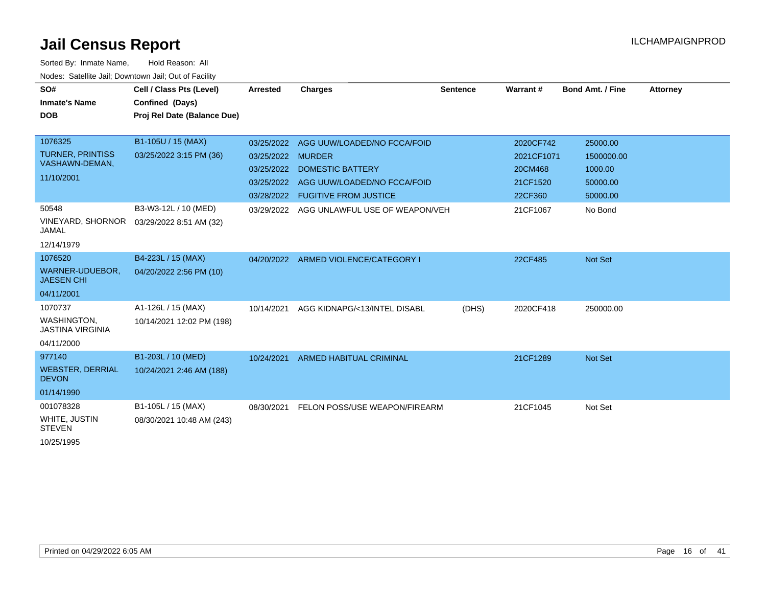# Jail Census Report

ILCHAMPAIGNPROD

Sorted By: Inmate Name, Hold Reason: All

Nodes: Satellite Jail; Downtown Jail; Out of Facility

| SO# / Inmate's Name / DOB | Cell / Class Pts (Level) / Confined (Days) / Proj Rel Date (Balance Due) | Arrested | Charges | Sentence | Warrant # | Bond Amt. / Fine | Attorney |
|---|---|---|---|---|---|---|---|
| 1076325 TURNER, PRINTISS VASHAWN-DEMAN, 11/10/2001 | B1-105U / 15 (MAX) 03/25/2022 3:15 PM (36) | 03/25/2022 | AGG UUW/LOADED/NO FCCA/FOID | | 2020CF742 | 25000.00 | |
| | | 03/25/2022 | MURDER | | 2021CF1071 | 1500000.00 | |
| | | 03/25/2022 | DOMESTIC BATTERY | | 20CM468 | 1000.00 | |
| | | 03/25/2022 | AGG UUW/LOADED/NO FCCA/FOID | | 21CF1520 | 50000.00 | |
| | | 03/28/2022 | FUGITIVE FROM JUSTICE | | 22CF360 | 50000.00 | |
| 50548 VINEYARD, SHORNOR JAMAL 12/14/1979 | B3-W3-12L / 10 (MED) 03/29/2022 8:51 AM (32) | 03/29/2022 | AGG UNLAWFUL USE OF WEAPON/VEH | | 21CF1067 | No Bond | |
| 1076520 WARNER-UDUEBOR, JAESEN CHI 04/11/2001 | B4-223L / 15 (MAX) 04/20/2022 2:56 PM (10) | 04/20/2022 | ARMED VIOLENCE/CATEGORY I | | 22CF485 | Not Set | |
| 1070737 WASHINGTON, JASTINA VIRGINIA 04/11/2000 | A1-126L / 15 (MAX) 10/14/2021 12:02 PM (198) | 10/14/2021 | AGG KIDNAPG/<13/INTEL DISABL | (DHS) | 2020CF418 | 250000.00 | |
| 977140 WEBSTER, DERRIAL DEVON 01/14/1990 | B1-203L / 10 (MED) 10/24/2021 2:46 AM (188) | 10/24/2021 | ARMED HABITUAL CRIMINAL | | 21CF1289 | Not Set | |
| 001078328 WHITE, JUSTIN STEVEN 10/25/1995 | B1-105L / 15 (MAX) 08/30/2021 10:48 AM (243) | 08/30/2021 | FELON POSS/USE WEAPON/FIREARM | | 21CF1045 | Not Set | |

Printed on 04/29/2022 6:05 AM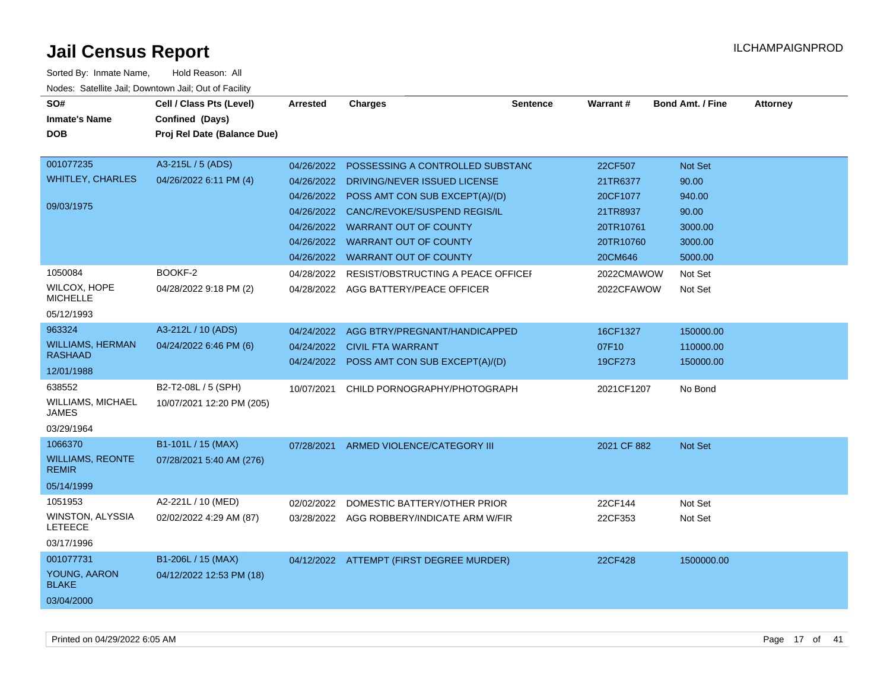# Jail Census Report

ILCHAMPAIGNPROD

Sorted By: Inmate Name, Hold Reason: All

Nodes: Satellite Jail; Downtown Jail; Out of Facility

| SO# / Inmate's Name / DOB | Cell / Class Pts (Level) / Confined (Days) / Proj Rel Date (Balance Due) | Arrested | Charges | Sentence | Warrant # | Bond Amt. / Fine | Attorney |
|---|---|---|---|---|---|---|---|
| 001077235 WHITLEY, CHARLES 09/03/1975 | A3-215L / 5 (ADS) 04/26/2022 6:11 PM (4) | 04/26/2022 | POSSESSING A CONTROLLED SUBSTANC | | 22CF507 | Not Set | |
| | | 04/26/2022 | DRIVING/NEVER ISSUED LICENSE | | 21TR6377 | 90.00 | |
| | | 04/26/2022 | POSS AMT CON SUB EXCEPT(A)/(D) | | 20CF1077 | 940.00 | |
| | | 04/26/2022 | CANC/REVOKE/SUSPEND REGIS/IL | | 21TR8937 | 90.00 | |
| | | 04/26/2022 | WARRANT OUT OF COUNTY | | 20TR10761 | 3000.00 | |
| | | 04/26/2022 | WARRANT OUT OF COUNTY | | 20TR10760 | 3000.00 | |
| | | 04/26/2022 | WARRANT OUT OF COUNTY | | 20CM646 | 5000.00 | |
| 1050084 WILCOX, HOPE MICHELLE 05/12/1993 | BOOKF-2 04/28/2022 9:18 PM (2) | 04/28/2022 | RESIST/OBSTRUCTING A PEACE OFFICEI | | 2022CMAWOW | Not Set | |
| | | 04/28/2022 | AGG BATTERY/PEACE OFFICER | | 2022CFAWOW | Not Set | |
| 963324 WILLIAMS, HERMAN RASHAAD 12/01/1988 | A3-212L / 10 (ADS) 04/24/2022 6:46 PM (6) | 04/24/2022 | AGG BTRY/PREGNANT/HANDICAPPED | | 16CF1327 | 150000.00 | |
| | | 04/24/2022 | CIVIL FTA WARRANT | | 07F10 | 110000.00 | |
| | | 04/24/2022 | POSS AMT CON SUB EXCEPT(A)/(D) | | 19CF273 | 150000.00 | |
| 638552 WILLIAMS, MICHAEL JAMES 03/29/1964 | B2-T2-08L / 5 (SPH) 10/07/2021 12:20 PM (205) | 10/07/2021 | CHILD PORNOGRAPHY/PHOTOGRAPH | | 2021CF1207 | No Bond | |
| 1066370 WILLIAMS, REONTE REMIR 05/14/1999 | B1-101L / 15 (MAX) 07/28/2021 5:40 AM (276) | 07/28/2021 | ARMED VIOLENCE/CATEGORY III | | 2021 CF 882 | Not Set | |
| 1051953 WINSTON, ALYSSIA LETEECE 03/17/1996 | A2-221L / 10 (MED) 02/02/2022 4:29 AM (87) | 02/02/2022 | DOMESTIC BATTERY/OTHER PRIOR | | 22CF144 | Not Set | |
| | | 03/28/2022 | AGG ROBBERY/INDICATE ARM W/FIR | | 22CF353 | Not Set | |
| 001077731 YOUNG, AARON BLAKE 03/04/2000 | B1-206L / 15 (MAX) 04/12/2022 12:53 PM (18) | 04/12/2022 | ATTEMPT (FIRST DEGREE MURDER) | | 22CF428 | 1500000.00 | |

Printed on 04/29/2022 6:05 AM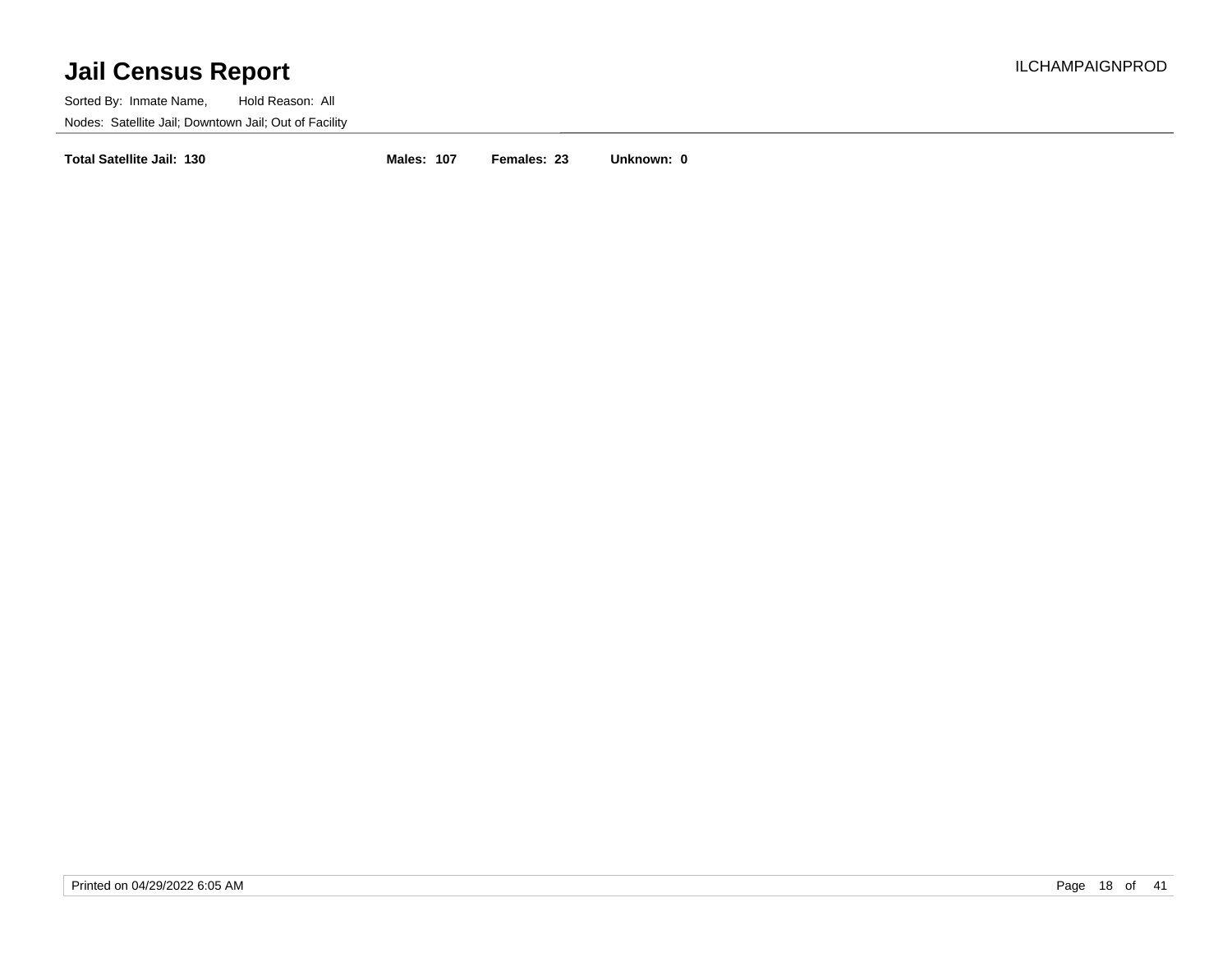# Jail Census Report

ILCHAMPAIGNPROD

Sorted By: Inmate Name, Hold Reason: All

Nodes: Satellite Jail; Downtown Jail; Out of Facility

**Total Satellite Jail: 130** **Males: 107** **Females: 23** **Unknown: 0**

Printed on 04/29/2022 6:05 AM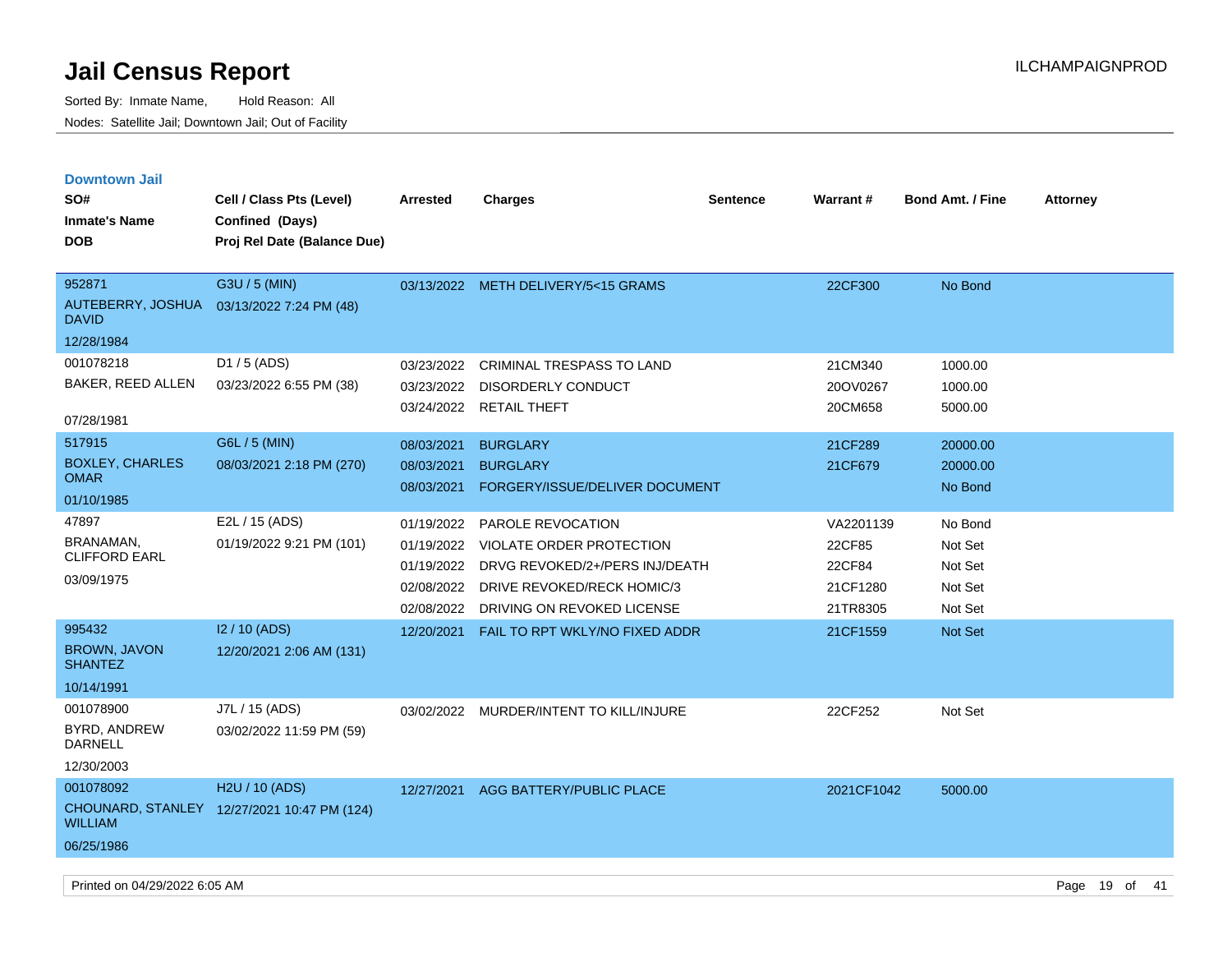# Jail Census Report

Sorted By: Inmate Name, Hold Reason: All

Nodes: Satellite Jail; Downtown Jail; Out of Facility

ILCHAMPAIGNPROD

## Downtown Jail

| SO# / Inmate's Name / DOB | Cell / Class Pts (Level) / Confined (Days) / Proj Rel Date (Balance Due) | Arrested | Charges | Sentence | Warrant # | Bond Amt. / Fine | Attorney |
|---|---|---|---|---|---|---|---|
| 952871<br>AUTEBERRY, JOSHUA DAVID<br>12/28/1984 | G3U / 5 (MIN)<br>03/13/2022 7:24 PM (48) | 03/13/2022 | METH DELIVERY/5<15 GRAMS | | 22CF300 | No Bond | |
| 001078218<br>BAKER, REED ALLEN<br>07/28/1981 | D1 / 5 (ADS)<br>03/23/2022 6:55 PM (38) | 03/23/2022 | CRIMINAL TRESPASS TO LAND | | 21CM340 | 1000.00 | |
| | | 03/23/2022 | DISORDERLY CONDUCT | | 20OV0267 | 1000.00 | |
| | | 03/24/2022 | RETAIL THEFT | | 20CM658 | 5000.00 | |
| 517915<br>BOXLEY, CHARLES OMAR<br>01/10/1985 | G6L / 5 (MIN)<br>08/03/2021 2:18 PM (270) | 08/03/2021 | BURGLARY | | 21CF289 | 20000.00 | |
| | | 08/03/2021 | BURGLARY | | 21CF679 | 20000.00 | |
| | | 08/03/2021 | FORGERY/ISSUE/DELIVER DOCUMENT | | | No Bond | |
| 47897<br>BRANAMAN, CLIFFORD EARL<br>03/09/1975 | E2L / 15 (ADS)<br>01/19/2022 9:21 PM (101) | 01/19/2022 | PAROLE REVOCATION | | VA2201139 | No Bond | |
| | | 01/19/2022 | VIOLATE ORDER PROTECTION | | 22CF85 | Not Set | |
| | | 01/19/2022 | DRVG REVOKED/2+/PERS INJ/DEATH | | 22CF84 | Not Set | |
| | | 02/08/2022 | DRIVE REVOKED/RECK HOMIC/3 | | 21CF1280 | Not Set | |
| | | 02/08/2022 | DRIVING ON REVOKED LICENSE | | 21TR8305 | Not Set | |
| 995432<br>BROWN, JAVON SHANTEZ<br>10/14/1991 | I2 / 10 (ADS)<br>12/20/2021 2:06 AM (131) | 12/20/2021 | FAIL TO RPT WKLY/NO FIXED ADDR | | 21CF1559 | Not Set | |
| 001078900<br>BYRD, ANDREW DARNELL<br>12/30/2003 | J7L / 15 (ADS)<br>03/02/2022 11:59 PM (59) | 03/02/2022 | MURDER/INTENT TO KILL/INJURE | | 22CF252 | Not Set | |
| 001078092<br>CHOUNARD, STANLEY WILLIAM<br>06/25/1986 | H2U / 10 (ADS)<br>12/27/2021 10:47 PM (124) | 12/27/2021 | AGG BATTERY/PUBLIC PLACE | | 2021CF1042 | 5000.00 | |

Printed on 04/29/2022 6:05 AM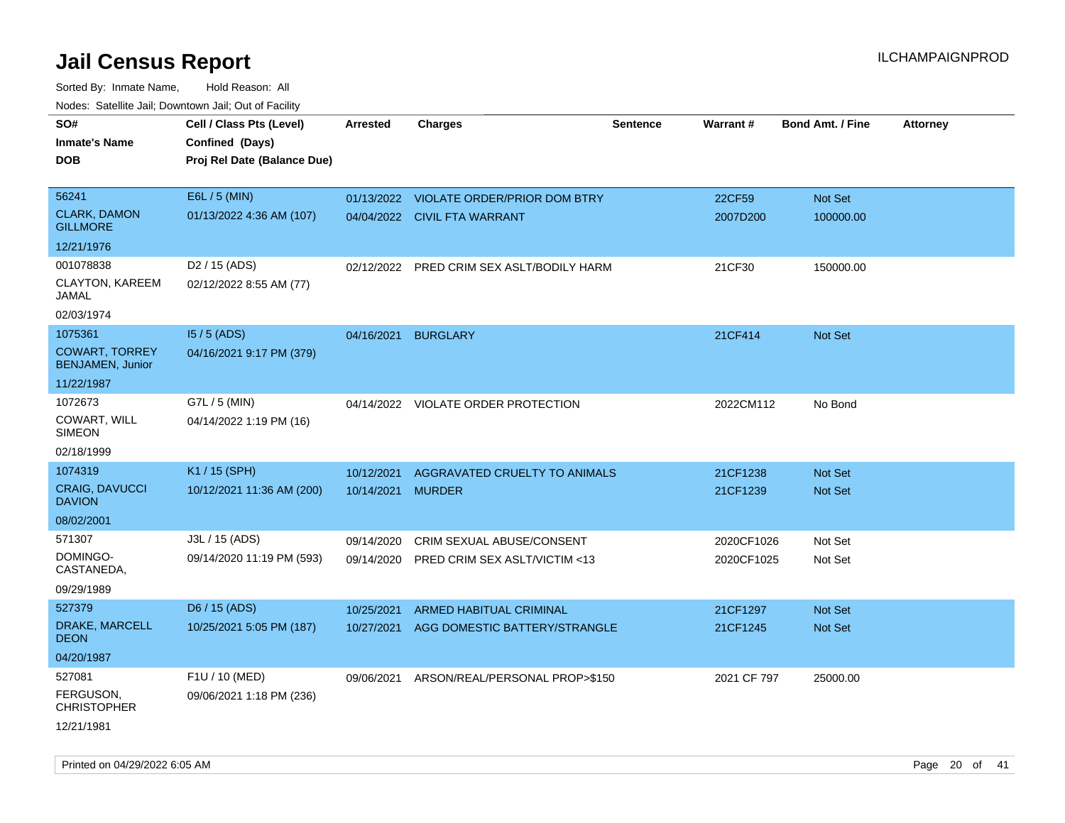# Jail Census Report

ILCHAMPAIGNPROD

Sorted By: Inmate Name, Hold Reason: All

Nodes: Satellite Jail; Downtown Jail; Out of Facility

| SO# / Inmate's Name / DOB | Cell / Class Pts (Level) / Confined (Days) / Proj Rel Date (Balance Due) | Arrested | Charges | Sentence | Warrant # | Bond Amt. / Fine | Attorney |
|---|---|---|---|---|---|---|---|
| 56241<br>CLARK, DAMON GILLMORE<br>12/21/1976 | E6L / 5 (MIN)<br>01/13/2022 4:36 AM (107) | 01/13/2022<br>04/04/2022 | VIOLATE ORDER/PRIOR DOM BTRY<br>CIVIL FTA WARRANT | | 22CF59<br>2007D200 | Not Set<br>100000.00 | |
| 001078838<br>CLAYTON, KAREEM JAMAL<br>02/03/1974 | D2 / 15 (ADS)<br>02/12/2022 8:55 AM (77) | 02/12/2022 | PRED CRIM SEX ASLT/BODILY HARM | | 21CF30 | 150000.00 | |
| 1075361<br>COWART, TORREY BENJAMEN, Junior<br>11/22/1987 | I5 / 5 (ADS)<br>04/16/2021 9:17 PM (379) | 04/16/2021 | BURGLARY | | 21CF414 | Not Set | |
| 1072673<br>COWART, WILL SIMEON<br>02/18/1999 | G7L / 5 (MIN)<br>04/14/2022 1:19 PM (16) | 04/14/2022 | VIOLATE ORDER PROTECTION | | 2022CM112 | No Bond | |
| 1074319<br>CRAIG, DAVUCCI DAVION<br>08/02/2001 | K1 / 15 (SPH)<br>10/12/2021 11:36 AM (200) | 10/12/2021<br>10/14/2021 | AGGRAVATED CRUELTY TO ANIMALS<br>MURDER | | 21CF1238<br>21CF1239 | Not Set<br>Not Set | |
| 571307<br>DOMINGO-CASTANEDA,<br>09/29/1989 | J3L / 15 (ADS)<br>09/14/2020 11:19 PM (593) | 09/14/2020<br>09/14/2020 | CRIM SEXUAL ABUSE/CONSENT<br>PRED CRIM SEX ASLT/VICTIM <13 | | 2020CF1026<br>2020CF1025 | Not Set<br>Not Set | |
| 527379<br>DRAKE, MARCELL DEON<br>04/20/1987 | D6 / 15 (ADS)<br>10/25/2021 5:05 PM (187) | 10/25/2021<br>10/27/2021 | ARMED HABITUAL CRIMINAL<br>AGG DOMESTIC BATTERY/STRANGLE | | 21CF1297<br>21CF1245 | Not Set<br>Not Set | |
| 527081<br>FERGUSON, CHRISTOPHER<br>12/21/1981 | F1U / 10 (MED)<br>09/06/2021 1:18 PM (236) | 09/06/2021 | ARSON/REAL/PERSONAL PROP>$150 | | 2021 CF 797 | 25000.00 | |

Printed on 04/29/2022 6:05 AM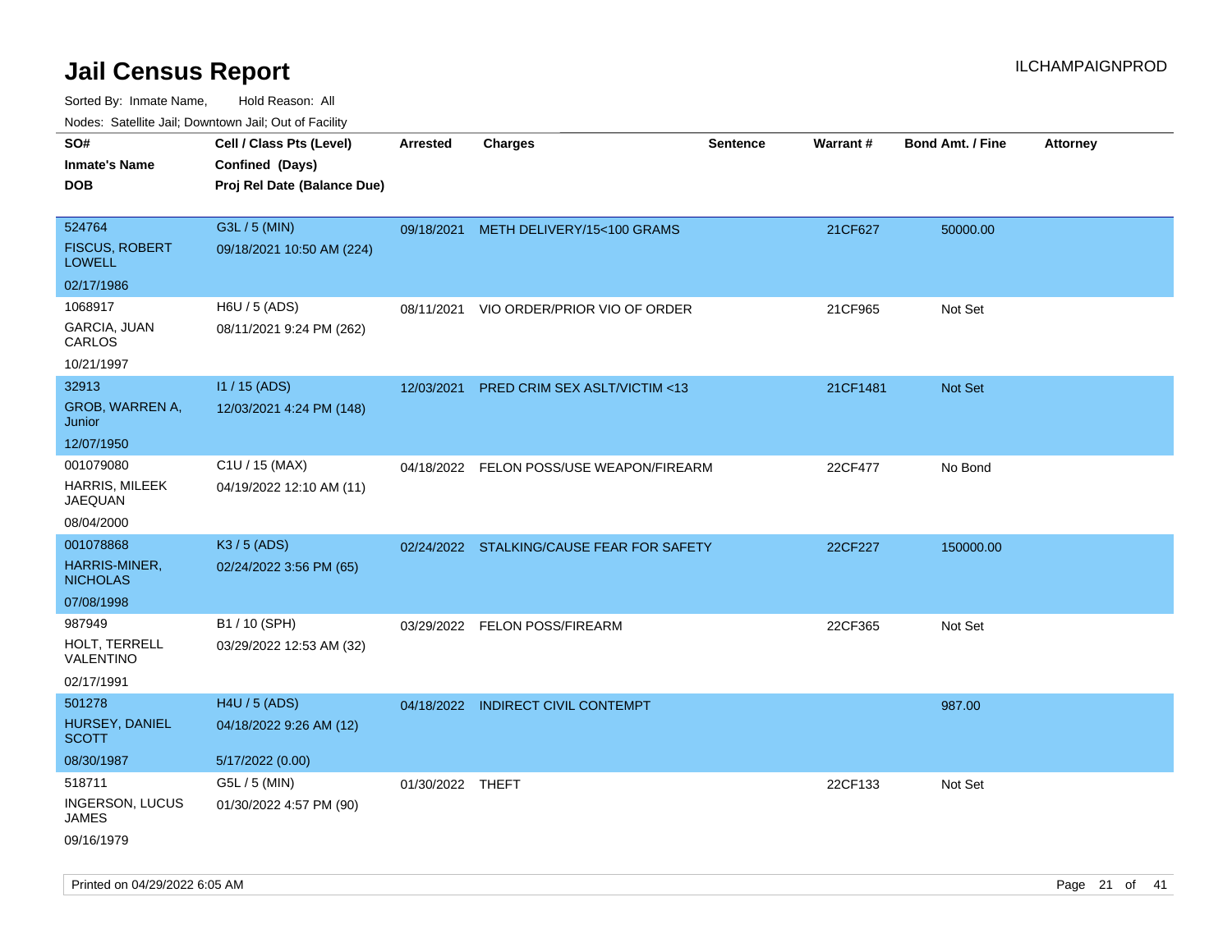# Jail Census Report

Sorted By: Inmate Name, Hold Reason: All

Nodes: Satellite Jail; Downtown Jail; Out of Facility

| SO# / Inmate's Name / DOB | Cell / Class Pts (Level) / Confined (Days) / Proj Rel Date (Balance Due) | Arrested | Charges | Sentence | Warrant # | Bond Amt. / Fine | Attorney |
|---|---|---|---|---|---|---|---|
| 524764<br>FISCUS, ROBERT LOWELL<br>02/17/1986 | G3L / 5 (MIN)<br>09/18/2021 10:50 AM (224) | 09/18/2021 | METH DELIVERY/15<100 GRAMS | | 21CF627 | 50000.00 | |
| 1068917<br>GARCIA, JUAN CARLOS<br>10/21/1997 | H6U / 5 (ADS)<br>08/11/2021 9:24 PM (262) | 08/11/2021 | VIO ORDER/PRIOR VIO OF ORDER | | 21CF965 | Not Set | |
| 32913<br>GROB, WARREN A, Junior<br>12/07/1950 | I1 / 15 (ADS)<br>12/03/2021 4:24 PM (148) | 12/03/2021 | PRED CRIM SEX ASLT/VICTIM <13 | | 21CF1481 | Not Set | |
| 001079080<br>HARRIS, MILEEK JAEQUAN<br>08/04/2000 | C1U / 15 (MAX)<br>04/19/2022 12:10 AM (11) | 04/18/2022 | FELON POSS/USE WEAPON/FIREARM | | 22CF477 | No Bond | |
| 001078868<br>HARRIS-MINER, NICHOLAS<br>07/08/1998 | K3 / 5 (ADS)<br>02/24/2022 3:56 PM (65) | 02/24/2022 | STALKING/CAUSE FEAR FOR SAFETY | | 22CF227 | 150000.00 | |
| 987949<br>HOLT, TERRELL VALENTINO<br>02/17/1991 | B1 / 10 (SPH)<br>03/29/2022 12:53 AM (32) | 03/29/2022 | FELON POSS/FIREARM | | 22CF365 | Not Set | |
| 501278<br>HURSEY, DANIEL SCOTT<br>08/30/1987 | H4U / 5 (ADS)<br>04/18/2022 9:26 AM (12)<br>5/17/2022 (0.00) | 04/18/2022 | INDIRECT CIVIL CONTEMPT | | | 987.00 | |
| 518711<br>INGERSON, LUCUS JAMES<br>09/16/1979 | G5L / 5 (MIN)<br>01/30/2022 4:57 PM (90) | 01/30/2022 | THEFT | | 22CF133 | Not Set | |

Printed on 04/29/2022 6:05 AM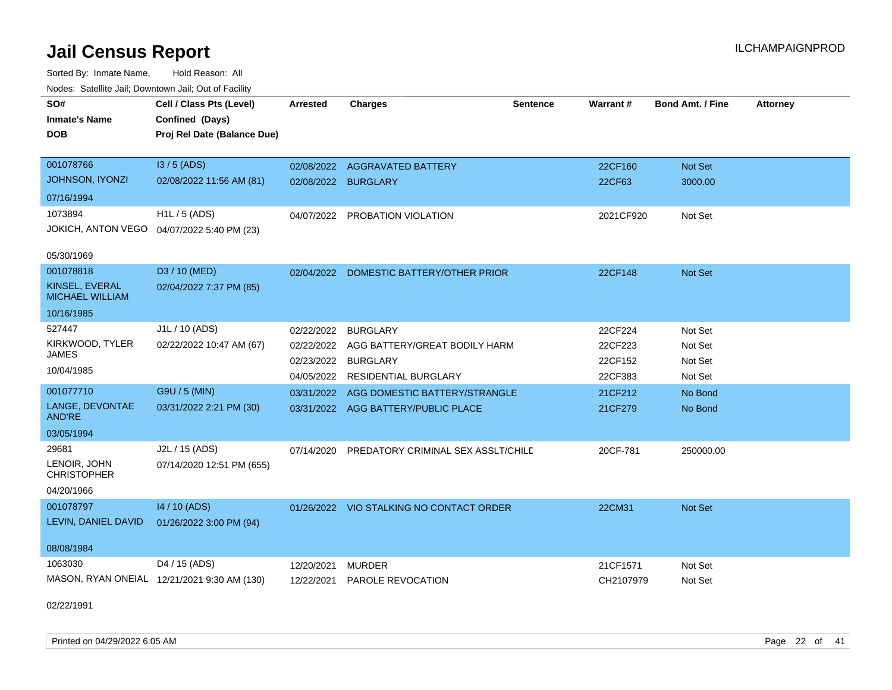# Jail Census Report

ILCHAMPAIGNPROD

Sorted By: Inmate Name, Hold Reason: All

Nodes: Satellite Jail; Downtown Jail; Out of Facility

| SO# / Inmate's Name / DOB | Cell / Class Pts (Level) / Confined (Days) / Proj Rel Date (Balance Due) | Arrested | Charges | Sentence | Warrant # | Bond Amt. / Fine | Attorney |
|---|---|---|---|---|---|---|---|
| 001078766 JOHNSON, IYONZI 07/16/1994 | I3 / 5 (ADS) 02/08/2022 11:56 AM (81) | 02/08/2022 | AGGRAVATED BATTERY | | 22CF160 | Not Set | |
| | | 02/08/2022 | BURGLARY | | 22CF63 | 3000.00 | |
| 1073894 JOKICH, ANTON VEGO 05/30/1969 | H1L / 5 (ADS) 04/07/2022 5:40 PM (23) | 04/07/2022 | PROBATION VIOLATION | | 2021CF920 | Not Set | |
| 001078818 KINSEL, EVERAL MICHAEL WILLIAM 10/16/1985 | D3 / 10 (MED) 02/04/2022 7:37 PM (85) | 02/04/2022 | DOMESTIC BATTERY/OTHER PRIOR | | 22CF148 | Not Set | |
| 527447 KIRKWOOD, TYLER JAMES 10/04/1985 | J1L / 10 (ADS) 02/22/2022 10:47 AM (67) | 02/22/2022 | BURGLARY | | 22CF224 | Not Set | |
| | | 02/22/2022 | AGG BATTERY/GREAT BODILY HARM | | 22CF223 | Not Set | |
| | | 02/23/2022 | BURGLARY | | 22CF152 | Not Set | |
| | | 04/05/2022 | RESIDENTIAL BURGLARY | | 22CF383 | Not Set | |
| 001077710 LANGE, DEVONTAE AND'RE 03/05/1994 | G9U / 5 (MIN) 03/31/2022 2:21 PM (30) | 03/31/2022 | AGG DOMESTIC BATTERY/STRANGLE | | 21CF212 | No Bond | |
| | | 03/31/2022 | AGG BATTERY/PUBLIC PLACE | | 21CF279 | No Bond | |
| 29681 LENOIR, JOHN CHRISTOPHER 04/20/1966 | J2L / 15 (ADS) 07/14/2020 12:51 PM (655) | 07/14/2020 | PREDATORY CRIMINAL SEX ASSLT/CHILD | | 20CF-781 | 250000.00 | |
| 001078797 LEVIN, DANIEL DAVID 08/08/1984 | I4 / 10 (ADS) 01/26/2022 3:00 PM (94) | 01/26/2022 | VIO STALKING NO CONTACT ORDER | | 22CM31 | Not Set | |
| 1063030 MASON, RYAN ONEIAL 02/22/1991 | D4 / 15 (ADS) 12/21/2021 9:30 AM (130) | 12/20/2021 | MURDER | | 21CF1571 | Not Set | |
| | | 12/22/2021 | PAROLE REVOCATION | | CH2107979 | Not Set | |

Printed on 04/29/2022 6:05 AM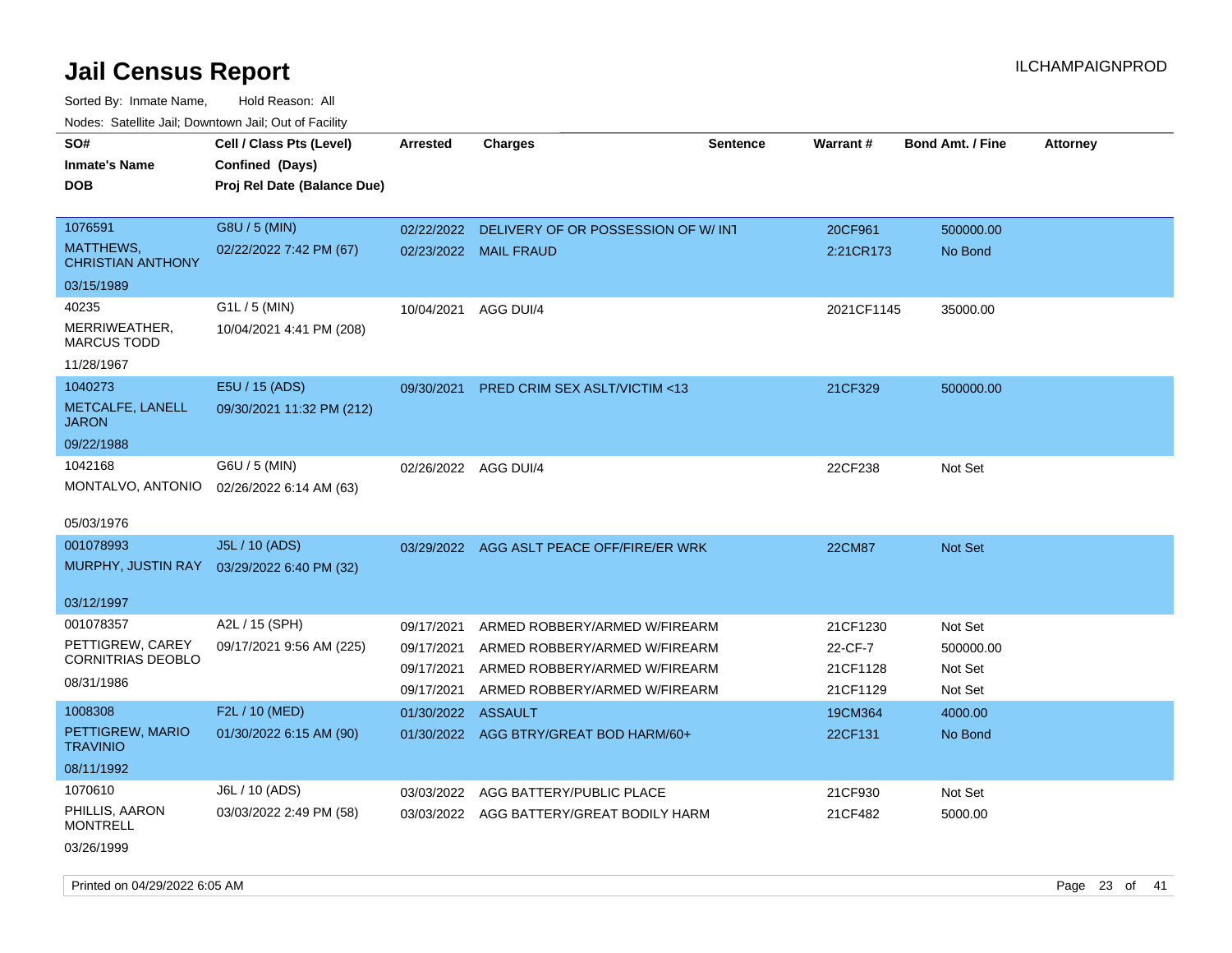# Jail Census Report

ILCHAMPAIGNPROD

Sorted By: Inmate Name, Hold Reason: All

Nodes: Satellite Jail; Downtown Jail; Out of Facility

| SO#<br>Inmate's Name<br>DOB | Cell / Class Pts (Level)<br>Confined (Days)<br>Proj Rel Date (Balance Due) | Arrested | Charges | Sentence | Warrant # | Bond Amt. / Fine | Attorney |
|---|---|---|---|---|---|---|---|
| 1076591<br>MATTHEWS, CHRISTIAN ANTHONY<br>03/15/1989 | G8U / 5 (MIN)<br>02/22/2022 7:42 PM (67) | 02/22/2022 | DELIVERY OF OR POSSESSION OF W/ INT | | 20CF961 | 500000.00 | |
| | | 02/23/2022 | MAIL FRAUD | | 2:21CR173 | No Bond | |
| 40235<br>MERRIWEATHER, MARCUS TODD<br>11/28/1967 | G1L / 5 (MIN)<br>10/04/2021 4:41 PM (208) | 10/04/2021 | AGG DUI/4 | | 2021CF1145 | 35000.00 | |
| 1040273<br>METCALFE, LANELL JARON<br>09/22/1988 | E5U / 15 (ADS)<br>09/30/2021 11:32 PM (212) | 09/30/2021 | PRED CRIM SEX ASLT/VICTIM <13 | | 21CF329 | 500000.00 | |
| 1042168<br>MONTALVO, ANTONIO<br>05/03/1976 | G6U / 5 (MIN)<br>02/26/2022 6:14 AM (63) | 02/26/2022 | AGG DUI/4 | | 22CF238 | Not Set | |
| 001078993<br>MURPHY, JUSTIN RAY<br>03/12/1997 | J5L / 10 (ADS)<br>03/29/2022 6:40 PM (32) | 03/29/2022 | AGG ASLT PEACE OFF/FIRE/ER WRK | | 22CM87 | Not Set | |
| 001078357<br>PETTIGREW, CAREY CORNITRIAS DEOBLO<br>08/31/1986 | A2L / 15 (SPH)<br>09/17/2021 9:56 AM (225) | 09/17/2021 | ARMED ROBBERY/ARMED W/FIREARM | | 21CF1230 | Not Set | |
| | | 09/17/2021 | ARMED ROBBERY/ARMED W/FIREARM | | 22-CF-7 | 500000.00 | |
| | | 09/17/2021 | ARMED ROBBERY/ARMED W/FIREARM | | 21CF1128 | Not Set | |
| | | 09/17/2021 | ARMED ROBBERY/ARMED W/FIREARM | | 21CF1129 | Not Set | |
| 1008308<br>PETTIGREW, MARIO TRAVINIO<br>08/11/1992 | F2L / 10 (MED)<br>01/30/2022 6:15 AM (90) | 01/30/2022 | ASSAULT | | 19CM364 | 4000.00 | |
| | | 01/30/2022 | AGG BTRY/GREAT BOD HARM/60+ | | 22CF131 | No Bond | |
| 1070610<br>PHILLIS, AARON MONTRELL<br>03/26/1999 | J6L / 10 (ADS)<br>03/03/2022 2:49 PM (58) | 03/03/2022 | AGG BATTERY/PUBLIC PLACE | | 21CF930 | Not Set | |
| | | 03/03/2022 | AGG BATTERY/GREAT BODILY HARM | | 21CF482 | 5000.00 | |

Printed on 04/29/2022 6:05 AM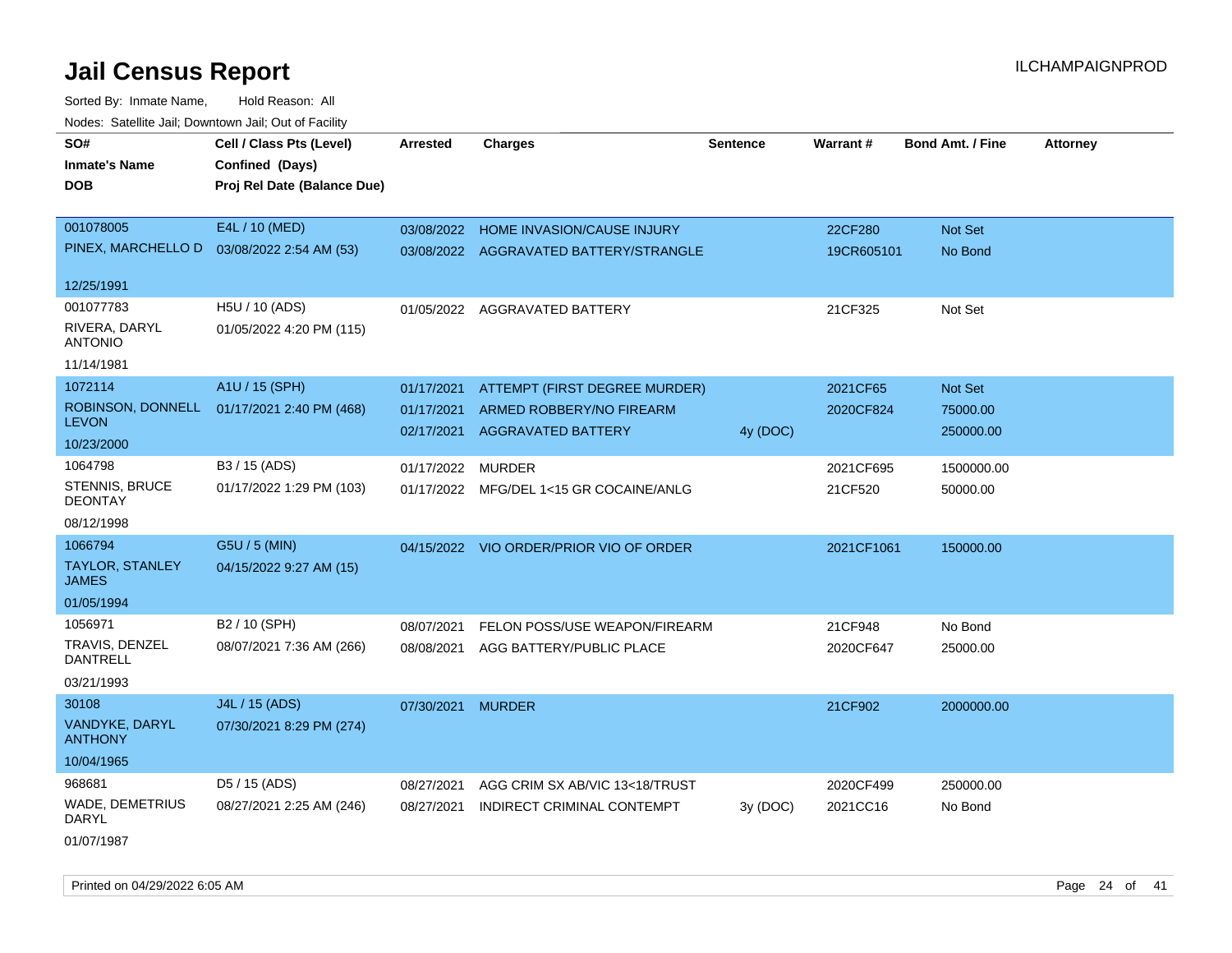# Jail Census Report

Sorted By: Inmate Name, Hold Reason: All

Nodes: Satellite Jail; Downtown Jail; Out of Facility

| SO# / Inmate's Name / DOB | Cell / Class Pts (Level) / Confined (Days) / Proj Rel Date (Balance Due) | Arrested | Charges | Sentence | Warrant # | Bond Amt. / Fine | Attorney |
|---|---|---|---|---|---|---|---|
| 001078005 PINEX, MARCHELLO D 12/25/1991 | E4L / 10 (MED) 03/08/2022 2:54 AM (53) | 03/08/2022 | HOME INVASION/CAUSE INJURY | | 22CF280 | Not Set | |
| | | 03/08/2022 | AGGRAVATED BATTERY/STRANGLE | | 19CR605101 | No Bond | |
| 001077783 RIVERA, DARYL ANTONIO 11/14/1981 | H5U / 10 (ADS) 01/05/2022 4:20 PM (115) | 01/05/2022 | AGGRAVATED BATTERY | | 21CF325 | Not Set | |
| 1072114 ROBINSON, DONNELL LEVON 10/23/2000 | A1U / 15 (SPH) 01/17/2021 2:40 PM (468) | 01/17/2021 | ATTEMPT (FIRST DEGREE MURDER) | | 2021CF65 | Not Set | |
| | | 01/17/2021 | ARMED ROBBERY/NO FIREARM | | 2020CF824 | 75000.00 | |
| | | 02/17/2021 | AGGRAVATED BATTERY | 4y (DOC) | | 250000.00 | |
| 1064798 STENNIS, BRUCE DEONTAY 08/12/1998 | B3 / 15 (ADS) 01/17/2022 1:29 PM (103) | 01/17/2022 | MURDER | | 2021CF695 | 1500000.00 | |
| | | 01/17/2022 | MFG/DEL 1<15 GR COCAINE/ANLG | | 21CF520 | 50000.00 | |
| 1066794 TAYLOR, STANLEY JAMES 01/05/1994 | G5U / 5 (MIN) 04/15/2022 9:27 AM (15) | 04/15/2022 | VIO ORDER/PRIOR VIO OF ORDER | | 2021CF1061 | 150000.00 | |
| 1056971 TRAVIS, DENZEL DANTRELL 03/21/1993 | B2 / 10 (SPH) 08/07/2021 7:36 AM (266) | 08/07/2021 | FELON POSS/USE WEAPON/FIREARM | | 21CF948 | No Bond | |
| | | 08/08/2021 | AGG BATTERY/PUBLIC PLACE | | 2020CF647 | 25000.00 | |
| 30108 VANDYKE, DARYL ANTHONY 10/04/1965 | J4L / 15 (ADS) 07/30/2021 8:29 PM (274) | 07/30/2021 | MURDER | | 21CF902 | 2000000.00 | |
| 968681 WADE, DEMETRIUS DARYL 01/07/1987 | D5 / 15 (ADS) 08/27/2021 2:25 AM (246) | 08/27/2021 | AGG CRIM SX AB/VIC 13<18/TRUST | | 2020CF499 | 250000.00 | |
| | | 08/27/2021 | INDIRECT CRIMINAL CONTEMPT | 3y (DOC) | 2021CC16 | No Bond | |

Printed on 04/29/2022 6:05 AM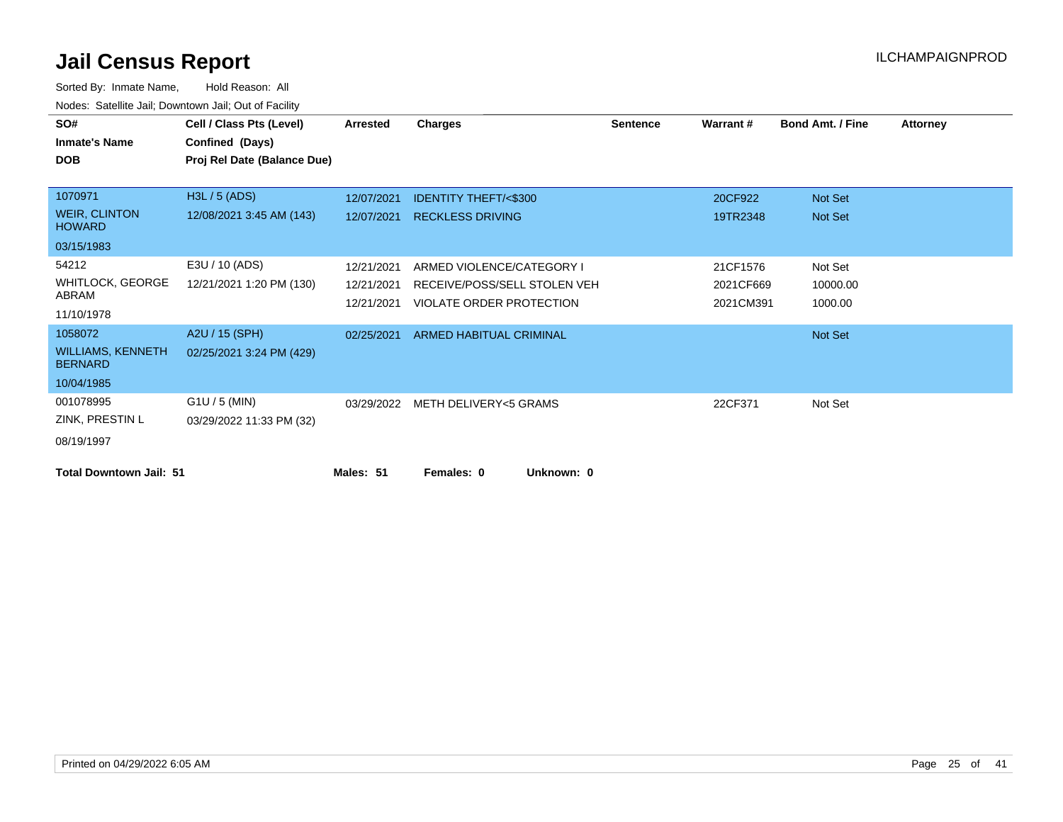# Jail Census Report

ILCHAMPAIGNPROD

Sorted By: Inmate Name, Hold Reason: All

Nodes: Satellite Jail; Downtown Jail; Out of Facility

| SO# / Inmate's Name / DOB | Cell / Class Pts (Level) / Confined (Days) / Proj Rel Date (Balance Due) | Arrested | Charges | Sentence | Warrant # | Bond Amt. / Fine | Attorney |
|---|---|---|---|---|---|---|---|
| 1070971 | H3L / 5 (ADS) | 12/07/2021 | IDENTITY THEFT/<$300 | | 20CF922 | Not Set | |
| WEIR, CLINTON HOWARD | 12/08/2021 3:45 AM (143) | 12/07/2021 | RECKLESS DRIVING | | 19TR2348 | Not Set | |
| 03/15/1983 | | | | | | | |
| 54212 | E3U / 10 (ADS) | 12/21/2021 | ARMED VIOLENCE/CATEGORY I | | 21CF1576 | Not Set | |
| WHITLOCK, GEORGE ABRAM | 12/21/2021 1:20 PM (130) | 12/21/2021 | RECEIVE/POSS/SELL STOLEN VEH | | 2021CF669 | 10000.00 | |
| 11/10/1978 | | 12/21/2021 | VIOLATE ORDER PROTECTION | | 2021CM391 | 1000.00 | |
| 1058072 | A2U / 15 (SPH) | 02/25/2021 | ARMED HABITUAL CRIMINAL | | | Not Set | |
| WILLIAMS, KENNETH BERNARD | 02/25/2021 3:24 PM (429) | | | | | | |
| 10/04/1985 | | | | | | | |
| 001078995 | G1U / 5 (MIN) | 03/29/2022 | METH DELIVERY<5 GRAMS | | 22CF371 | Not Set | |
| ZINK, PRESTIN L | 03/29/2022 11:33 PM (32) | | | | | | |
| 08/19/1997 | | | | | | | |

**Total Downtown Jail: 51** **Males: 51** **Females: 0** **Unknown: 0**

Printed on 04/29/2022 6:05 AM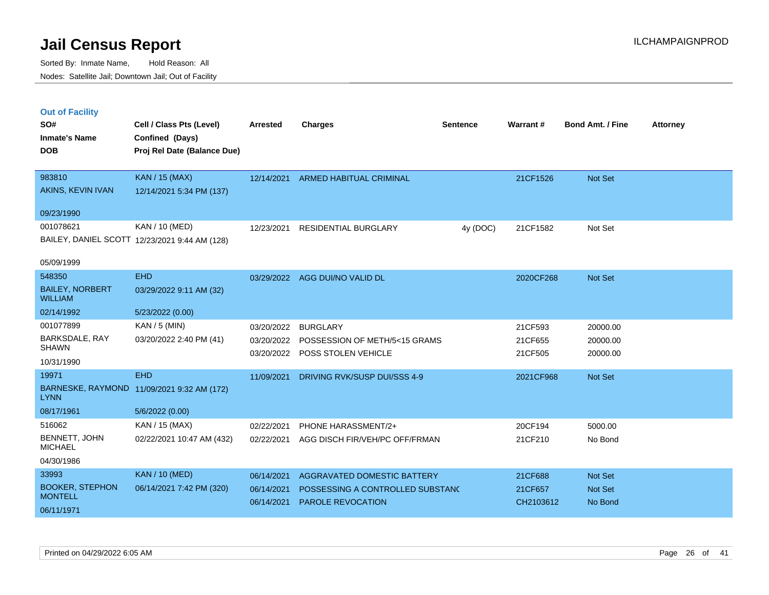# Jail Census Report

Sorted By: Inmate Name, Hold Reason: All

Nodes: Satellite Jail; Downtown Jail; Out of Facility

ILCHAMPAIGNPROD

## Out of Facility

| SO# / Inmate's Name / DOB | Cell / Class Pts (Level) / Confined (Days) / Proj Rel Date (Balance Due) | Arrested | Charges | Sentence | Warrant # | Bond Amt. / Fine | Attorney |
|---|---|---|---|---|---|---|---|
| 983810<br>AKINS, KEVIN IVAN<br>09/23/1990 | KAN / 15 (MAX)<br>12/14/2021 5:34 PM (137) | 12/14/2021 | ARMED HABITUAL CRIMINAL | | 21CF1526 | Not Set | |
| 001078621<br>BAILEY, DANIEL SCOTT<br>05/09/1999 | KAN / 10 (MED)<br>12/23/2021 9:44 AM (128) | 12/23/2021 | RESIDENTIAL BURGLARY | 4y (DOC) | 21CF1582 | Not Set | |
| 548350<br>BAILEY, NORBERT WILLIAM<br>02/14/1992 | EHD<br>03/29/2022 9:11 AM (32)<br>5/23/2022 (0.00) | 03/29/2022 | AGG DUI/NO VALID DL | | 2020CF268 | Not Set | |
| 001077899<br>BARKSDALE, RAY SHAWN<br>10/31/1990 | KAN / 5 (MIN)<br>03/20/2022 2:40 PM (41) | 03/20/2022<br>03/20/2022<br>03/20/2022 | BURGLARY<br>POSSESSION OF METH/5<15 GRAMS<br>POSS STOLEN VEHICLE | | 21CF593<br>21CF655<br>21CF505 | 20000.00<br>20000.00<br>20000.00 | |
| 19971<br>BARNESKE, RAYMOND LYNN<br>08/17/1961 | EHD<br>11/09/2021 9:32 AM (172)<br>5/6/2022 (0.00) | 11/09/2021 | DRIVING RVK/SUSP DUI/SSS 4-9 | | 2021CF968 | Not Set | |
| 516062<br>BENNETT, JOHN MICHAEL<br>04/30/1986 | KAN / 15 (MAX)<br>02/22/2021 10:47 AM (432) | 02/22/2021<br>02/22/2021 | PHONE HARASSMENT/2+<br>AGG DISCH FIR/VEH/PC OFF/FRMAN | | 20CF194<br>21CF210 | 5000.00<br>No Bond | |
| 33993<br>BOOKER, STEPHON MONTELL<br>06/11/1971 | KAN / 10 (MED)<br>06/14/2021 7:42 PM (320) | 06/14/2021<br>06/14/2021<br>06/14/2021 | AGGRAVATED DOMESTIC BATTERY<br>POSSESSING A CONTROLLED SUBSTANC<br>PAROLE REVOCATION | | 21CF688<br>21CF657<br>CH2103612 | Not Set<br>Not Set<br>No Bond | |

Printed on 04/29/2022 6:05 AM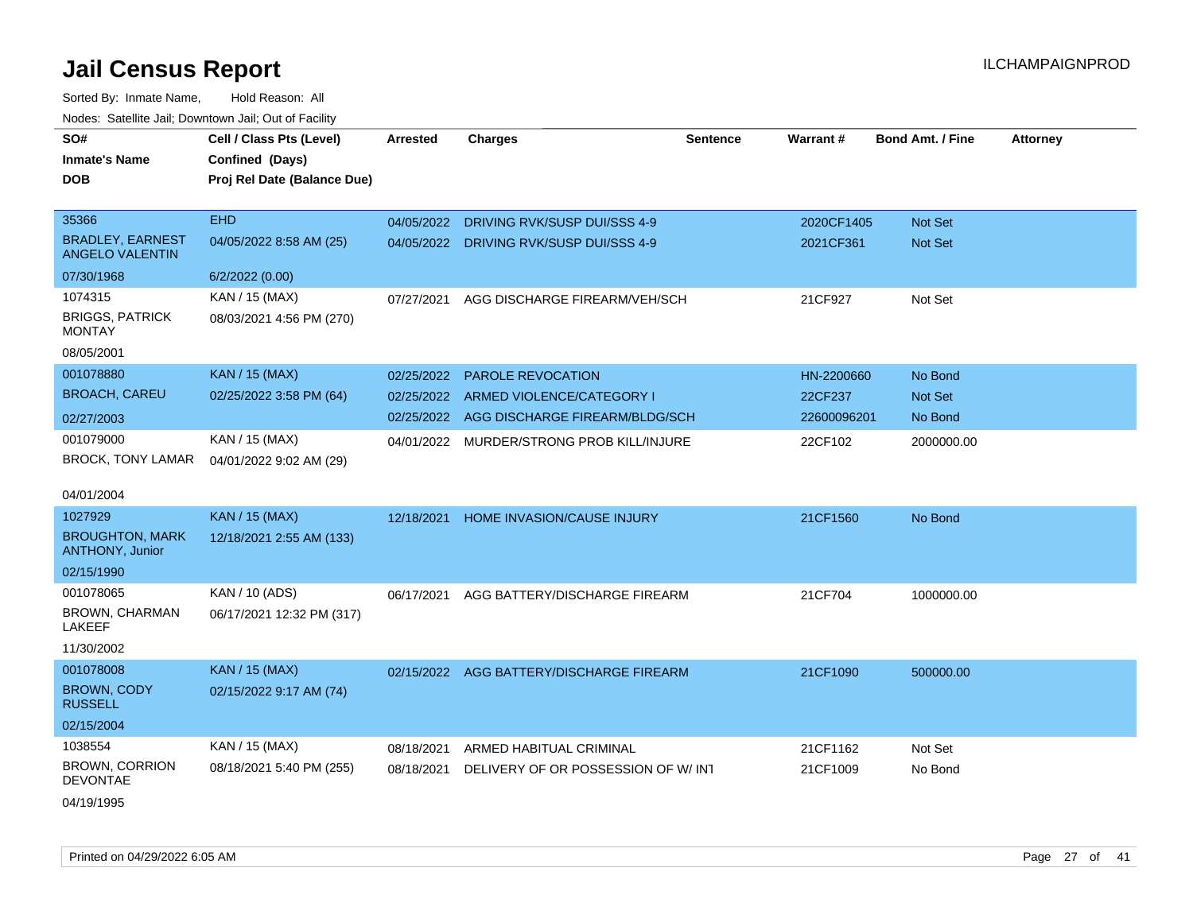# Jail Census Report

ILCHAMPAIGNPROD

Sorted By: Inmate Name, Hold Reason: All

Nodes: Satellite Jail; Downtown Jail; Out of Facility

| SO# / Inmate's Name / DOB | Cell / Class Pts (Level) / Confined (Days) / Proj Rel Date (Balance Due) | Arrested | Charges | Sentence | Warrant # | Bond Amt. / Fine | Attorney |
|---|---|---|---|---|---|---|---|
| 35366<br>BRADLEY, EARNEST ANGELO VALENTIN<br>07/30/1968 | EHD<br>04/05/2022 8:58 AM (25)<br>6/2/2022 (0.00) | 04/05/2022 | DRIVING RVK/SUSP DUI/SSS 4-9 | | 2020CF1405 | Not Set | |
| | | 04/05/2022 | DRIVING RVK/SUSP DUI/SSS 4-9 | | 2021CF361 | Not Set | |
| 1074315<br>BRIGGS, PATRICK MONTAY<br>08/05/2001 | KAN / 15 (MAX)<br>08/03/2021 4:56 PM (270) | 07/27/2021 | AGG DISCHARGE FIREARM/VEH/SCH | | 21CF927 | Not Set | |
| 001078880<br>BROACH, CAREU<br>02/27/2003 | KAN / 15 (MAX)<br>02/25/2022 3:58 PM (64) | 02/25/2022 | PAROLE REVOCATION | | HN-2200660 | No Bond | |
| | | 02/25/2022 | ARMED VIOLENCE/CATEGORY I | | 22CF237 | Not Set | |
| | | 02/25/2022 | AGG DISCHARGE FIREARM/BLDG/SCH | | 22600096201 | No Bond | |
| 001079000<br>BROCK, TONY LAMAR<br>04/01/2004 | KAN / 15 (MAX)<br>04/01/2022 9:02 AM (29) | 04/01/2022 | MURDER/STRONG PROB KILL/INJURE | | 22CF102 | 2000000.00 | |
| 1027929<br>BROUGHTON, MARK ANTHONY, Junior<br>02/15/1990 | KAN / 15 (MAX)<br>12/18/2021 2:55 AM (133) | 12/18/2021 | HOME INVASION/CAUSE INJURY | | 21CF1560 | No Bond | |
| 001078065<br>BROWN, CHARMAN LAKEEF<br>11/30/2002 | KAN / 10 (ADS)<br>06/17/2021 12:32 PM (317) | 06/17/2021 | AGG BATTERY/DISCHARGE FIREARM | | 21CF704 | 1000000.00 | |
| 001078008<br>BROWN, CODY RUSSELL<br>02/15/2004 | KAN / 15 (MAX)<br>02/15/2022 9:17 AM (74) | 02/15/2022 | AGG BATTERY/DISCHARGE FIREARM | | 21CF1090 | 500000.00 | |
| 1038554<br>BROWN, CORRION DEVONTAE<br>04/19/1995 | KAN / 15 (MAX)<br>08/18/2021 5:40 PM (255) | 08/18/2021 | ARMED HABITUAL CRIMINAL | | 21CF1162 | Not Set | |
| | | 08/18/2021 | DELIVERY OF OR POSSESSION OF W/ INT | | 21CF1009 | No Bond | |

Printed on 04/29/2022 6:05 AM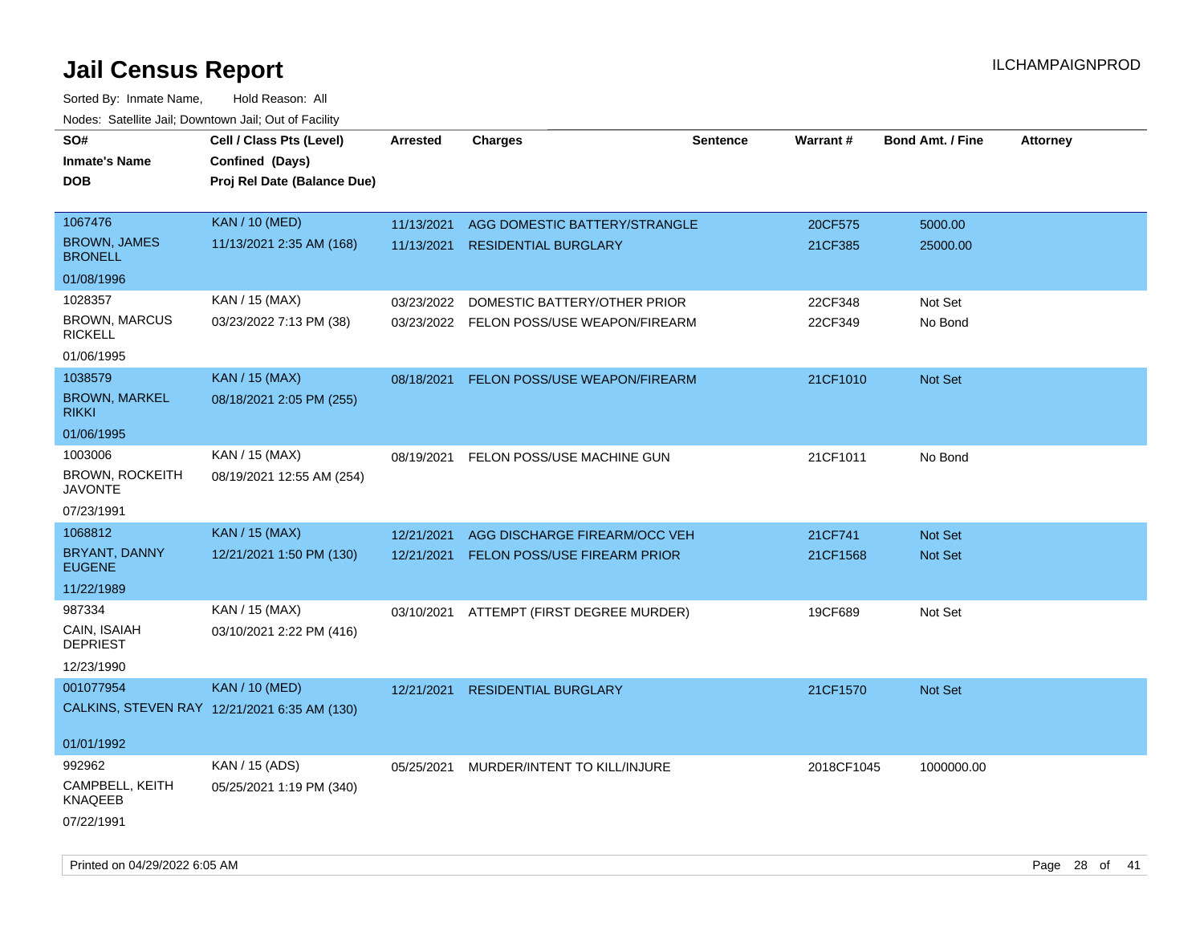# Jail Census Report

Sorted By: Inmate Name, Hold Reason: All

Nodes: Satellite Jail; Downtown Jail; Out of Facility

| SO# / Inmate's Name / DOB | Cell / Class Pts (Level) / Confined (Days) / Proj Rel Date (Balance Due) | Arrested | Charges | Sentence | Warrant # | Bond Amt. / Fine | Attorney |
|---|---|---|---|---|---|---|---|
| 1067476<br>BROWN, JAMES BRONELL<br>01/08/1996 | KAN / 10 (MED)<br>11/13/2021 2:35 AM (168) | 11/13/2021<br>11/13/2021 | AGG DOMESTIC BATTERY/STRANGLE<br>RESIDENTIAL BURGLARY | | 20CF575<br>21CF385 | 5000.00<br>25000.00 | |
| 1028357<br>BROWN, MARCUS RICKELL<br>01/06/1995 | KAN / 15 (MAX)<br>03/23/2022 7:13 PM (38) | 03/23/2022<br>03/23/2022 | DOMESTIC BATTERY/OTHER PRIOR<br>FELON POSS/USE WEAPON/FIREARM | | 22CF348<br>22CF349 | Not Set<br>No Bond | |
| 1038579<br>BROWN, MARKEL RIKKI<br>01/06/1995 | KAN / 15 (MAX)<br>08/18/2021 2:05 PM (255) | 08/18/2021 | FELON POSS/USE WEAPON/FIREARM | | 21CF1010 | Not Set | |
| 1003006<br>BROWN, ROCKEITH JAVONTE<br>07/23/1991 | KAN / 15 (MAX)<br>08/19/2021 12:55 AM (254) | 08/19/2021 | FELON POSS/USE MACHINE GUN | | 21CF1011 | No Bond | |
| 1068812<br>BRYANT, DANNY EUGENE<br>11/22/1989 | KAN / 15 (MAX)<br>12/21/2021 1:50 PM (130) | 12/21/2021<br>12/21/2021 | AGG DISCHARGE FIREARM/OCC VEH<br>FELON POSS/USE FIREARM PRIOR | | 21CF741<br>21CF1568 | Not Set<br>Not Set | |
| 987334<br>CAIN, ISAIAH DEPRIEST<br>12/23/1990 | KAN / 15 (MAX)<br>03/10/2021 2:22 PM (416) | 03/10/2021 | ATTEMPT (FIRST DEGREE MURDER) | | 19CF689 | Not Set | |
| 001077954<br>CALKINS, STEVEN RAY<br>01/01/1992 | KAN / 10 (MED)<br>12/21/2021 6:35 AM (130) | 12/21/2021 | RESIDENTIAL BURGLARY | | 21CF1570 | Not Set | |
| 992962<br>CAMPBELL, KEITH KNAQEEB<br>07/22/1991 | KAN / 15 (ADS)<br>05/25/2021 1:19 PM (340) | 05/25/2021 | MURDER/INTENT TO KILL/INJURE | | 2018CF1045 | 1000000.00 | |

Printed on 04/29/2022 6:05 AM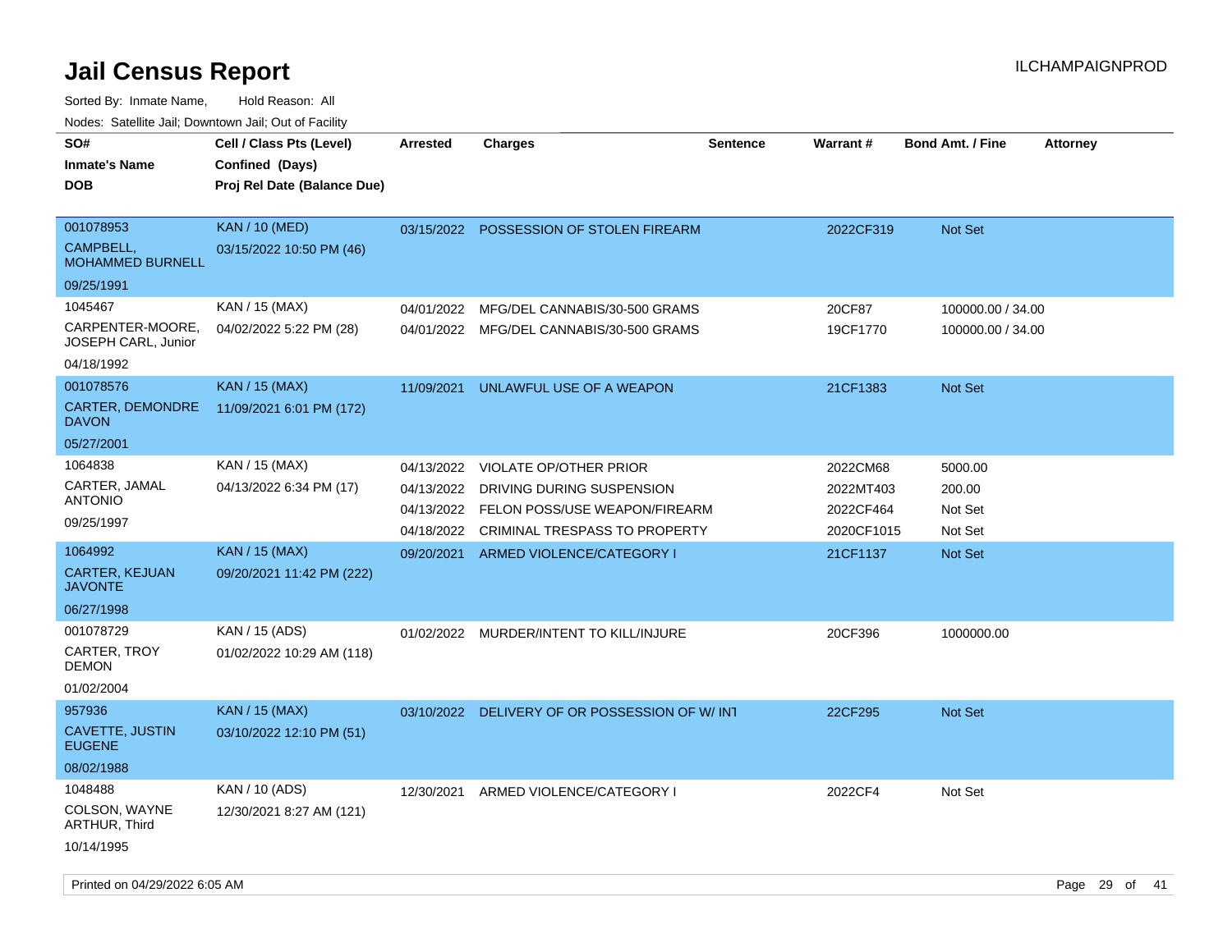# Jail Census Report

Sorted By: Inmate Name, Hold Reason: All

Nodes: Satellite Jail; Downtown Jail; Out of Facility

| SO# / Inmate's Name / DOB | Cell / Class Pts (Level) / Confined (Days) / Proj Rel Date (Balance Due) | Arrested | Charges | Sentence | Warrant # | Bond Amt. / Fine | Attorney |
|---|---|---|---|---|---|---|---|
| 001078953<br>CAMPBELL, MOHAMMED BURNELL<br>09/25/1991 | KAN / 10 (MED)<br>03/15/2022 10:50 PM (46) | 03/15/2022 | POSSESSION OF STOLEN FIREARM | | 2022CF319 | Not Set | |
| 1045467<br>CARPENTER-MOORE, JOSEPH CARL, Junior<br>04/18/1992 | KAN / 15 (MAX)<br>04/02/2022 5:22 PM (28) | 04/01/2022 | MFG/DEL CANNABIS/30-500 GRAMS | | 20CF87 | 100000.00 / 34.00 | |
| | | 04/01/2022 | MFG/DEL CANNABIS/30-500 GRAMS | | 19CF1770 | 100000.00 / 34.00 | |
| 001078576<br>CARTER, DEMONDRE DAVON<br>05/27/2001 | KAN / 15 (MAX)<br>11/09/2021 6:01 PM (172) | 11/09/2021 | UNLAWFUL USE OF A WEAPON | | 21CF1383 | Not Set | |
| 1064838<br>CARTER, JAMAL ANTONIO<br>09/25/1997 | KAN / 15 (MAX)<br>04/13/2022 6:34 PM (17) | 04/13/2022 | VIOLATE OP/OTHER PRIOR | | 2022CM68 | 5000.00 | |
| | | 04/13/2022 | DRIVING DURING SUSPENSION | | 2022MT403 | 200.00 | |
| | | 04/13/2022 | FELON POSS/USE WEAPON/FIREARM | | 2022CF464 | Not Set | |
| | | 04/18/2022 | CRIMINAL TRESPASS TO PROPERTY | | 2020CF1015 | Not Set | |
| 1064992<br>CARTER, KEJUAN JAVONTE<br>06/27/1998 | KAN / 15 (MAX)<br>09/20/2021 11:42 PM (222) | 09/20/2021 | ARMED VIOLENCE/CATEGORY I | | 21CF1137 | Not Set | |
| 001078729<br>CARTER, TROY DEMON<br>01/02/2004 | KAN / 15 (ADS)<br>01/02/2022 10:29 AM (118) | 01/02/2022 | MURDER/INTENT TO KILL/INJURE | | 20CF396 | 1000000.00 | |
| 957936<br>CAVETTE, JUSTIN EUGENE<br>08/02/1988 | KAN / 15 (MAX)<br>03/10/2022 12:10 PM (51) | 03/10/2022 | DELIVERY OF OR POSSESSION OF W/ INT | | 22CF295 | Not Set | |
| 1048488<br>COLSON, WAYNE ARTHUR, Third<br>10/14/1995 | KAN / 10 (ADS)<br>12/30/2021 8:27 AM (121) | 12/30/2021 | ARMED VIOLENCE/CATEGORY I | | 2022CF4 | Not Set | |

Printed on 04/29/2022 6:05 AM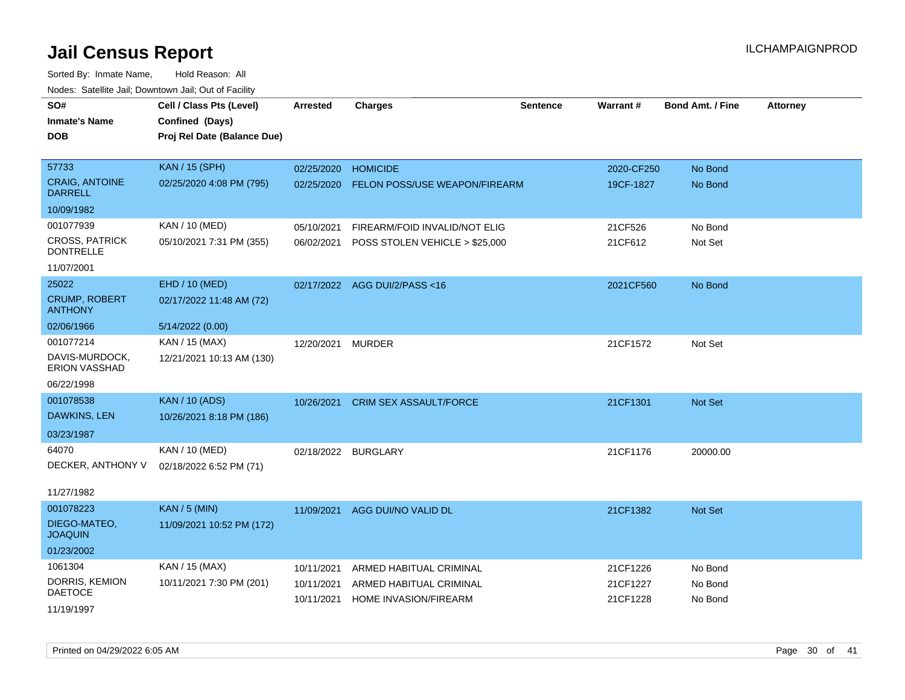# Jail Census Report

ILCHAMPAIGNPROD

Sorted By: Inmate Name, Hold Reason: All

Nodes: Satellite Jail; Downtown Jail; Out of Facility

| SO# / Inmate's Name / DOB | Cell / Class Pts (Level) / Confined (Days) / Proj Rel Date (Balance Due) | Arrested | Charges | Sentence | Warrant # | Bond Amt. / Fine | Attorney |
|---|---|---|---|---|---|---|---|
| 57733 / CRAIG, ANTOINE DARRELL / 10/09/1982 | KAN / 15 (SPH) / 02/25/2020 4:08 PM (795) | 02/25/2020 | HOMICIDE | | 2020-CF250 | No Bond | |
| | | 02/25/2020 | FELON POSS/USE WEAPON/FIREARM | | 19CF-1827 | No Bond | |
| 001077939 / CROSS, PATRICK DONTRELLE / 11/07/2001 | KAN / 10 (MED) / 05/10/2021 7:31 PM (355) | 05/10/2021 | FIREARM/FOID INVALID/NOT ELIG | | 21CF526 | No Bond | |
| | | 06/02/2021 | POSS STOLEN VEHICLE > $25,000 | | 21CF612 | Not Set | |
| 25022 / CRUMP, ROBERT ANTHONY / 02/06/1966 | EHD / 10 (MED) / 02/17/2022 11:48 AM (72) / 5/14/2022 (0.00) | 02/17/2022 | AGG DUI/2/PASS <16 | | 2021CF560 | No Bond | |
| 001077214 / DAVIS-MURDOCK, ERION VASSHAD / 06/22/1998 | KAN / 15 (MAX) / 12/21/2021 10:13 AM (130) | 12/20/2021 | MURDER | | 21CF1572 | Not Set | |
| 001078538 / DAWKINS, LEN / 03/23/1987 | KAN / 10 (ADS) / 10/26/2021 8:18 PM (186) | 10/26/2021 | CRIM SEX ASSAULT/FORCE | | 21CF1301 | Not Set | |
| 64070 / DECKER, ANTHONY V / 11/27/1982 | KAN / 10 (MED) / 02/18/2022 6:52 PM (71) | 02/18/2022 | BURGLARY | | 21CF1176 | 20000.00 | |
| 001078223 / DIEGO-MATEO, JOAQUIN / 01/23/2002 | KAN / 5 (MIN) / 11/09/2021 10:52 PM (172) | 11/09/2021 | AGG DUI/NO VALID DL | | 21CF1382 | Not Set | |
| 1061304 / DORRIS, KEMION DAETOCE / 11/19/1997 | KAN / 15 (MAX) / 10/11/2021 7:30 PM (201) | 10/11/2021 | ARMED HABITUAL CRIMINAL | | 21CF1226 | No Bond | |
| | | 10/11/2021 | ARMED HABITUAL CRIMINAL | | 21CF1227 | No Bond | |
| | | 10/11/2021 | HOME INVASION/FIREARM | | 21CF1228 | No Bond | |

Printed on 04/29/2022 6:05 AM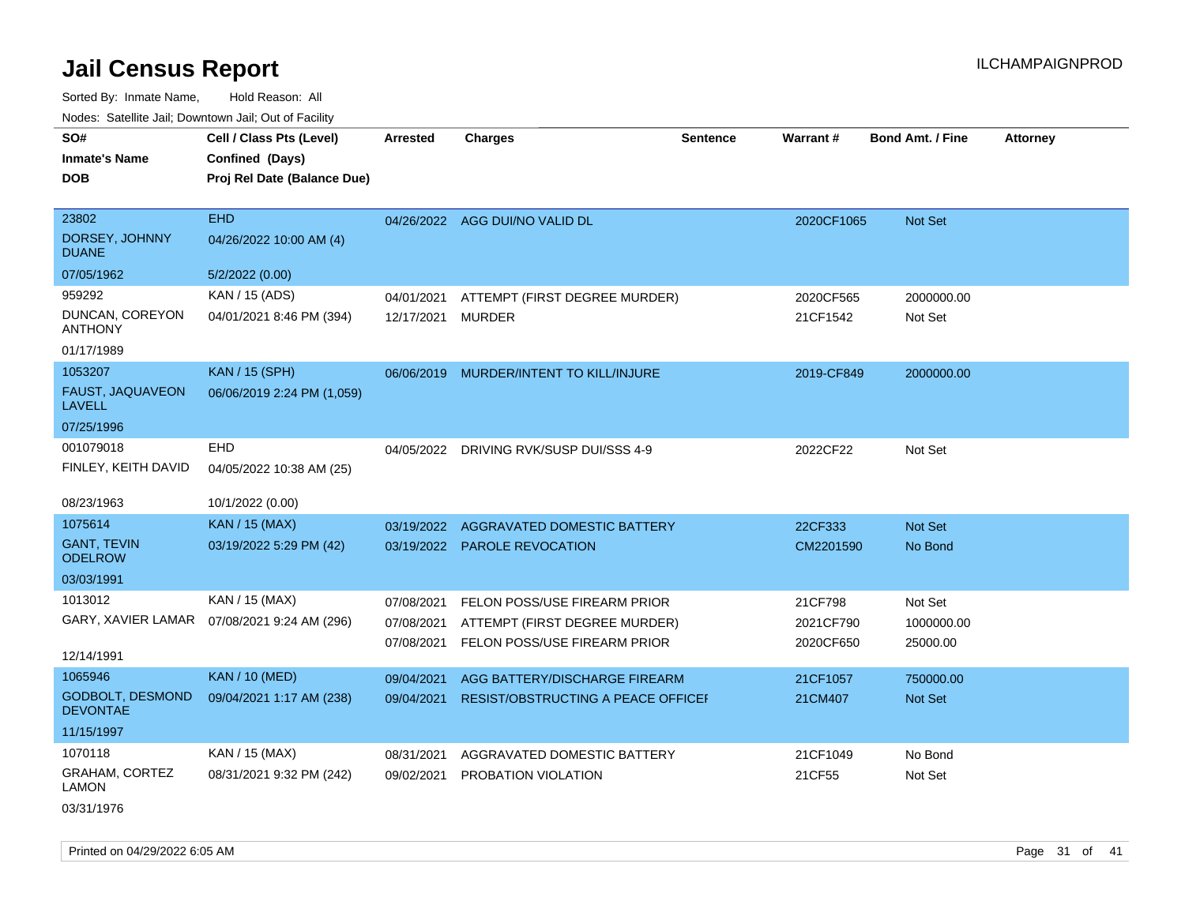# Jail Census Report

ILCHAMPAIGNPROD

Sorted By: Inmate Name, Hold Reason: All

Nodes: Satellite Jail; Downtown Jail; Out of Facility

| SO# / Inmate's Name / DOB | Cell / Class Pts (Level) / Confined (Days) / Proj Rel Date (Balance Due) | Arrested | Charges | Sentence | Warrant # | Bond Amt. / Fine | Attorney |
|---|---|---|---|---|---|---|---|
| 23802<br>DORSEY, JOHNNY DUANE<br>07/05/1962 | EHD<br>04/26/2022 10:00 AM (4)<br>5/2/2022 (0.00) | 04/26/2022 | AGG DUI/NO VALID DL | | 2020CF1065 | Not Set | |
| 959292<br>DUNCAN, COREYON ANTHONY<br>01/17/1989 | KAN / 15 (ADS)<br>04/01/2021 8:46 PM (394) | 04/01/2021 | ATTEMPT (FIRST DEGREE MURDER) | | 2020CF565 | 2000000.00 | |
| | | 12/17/2021 | MURDER | | 21CF1542 | Not Set | |
| 1053207<br>FAUST, JAQUAVEON LAVELL<br>07/25/1996 | KAN / 15 (SPH)<br>06/06/2019 2:24 PM (1,059) | 06/06/2019 | MURDER/INTENT TO KILL/INJURE | | 2019-CF849 | 2000000.00 | |
| 001079018<br>FINLEY, KEITH DAVID<br>08/23/1963 | EHD<br>04/05/2022 10:38 AM (25)<br>10/1/2022 (0.00) | 04/05/2022 | DRIVING RVK/SUSP DUI/SSS 4-9 | | 2022CF22 | Not Set | |
| 1075614<br>GANT, TEVIN ODELROW<br>03/03/1991 | KAN / 15 (MAX)<br>03/19/2022 5:29 PM (42) | 03/19/2022 | AGGRAVATED DOMESTIC BATTERY | | 22CF333 | Not Set | |
| | | 03/19/2022 | PAROLE REVOCATION | | CM2201590 | No Bond | |
| 1013012<br>GARY, XAVIER LAMAR<br>12/14/1991 | KAN / 15 (MAX)<br>07/08/2021 9:24 AM (296) | 07/08/2021 | FELON POSS/USE FIREARM PRIOR | | 21CF798 | Not Set | |
| | | 07/08/2021 | ATTEMPT (FIRST DEGREE MURDER) | | 2021CF790 | 1000000.00 | |
| | | 07/08/2021 | FELON POSS/USE FIREARM PRIOR | | 2020CF650 | 25000.00 | |
| 1065946<br>GODBOLT, DESMOND DEVONTAE<br>11/15/1997 | KAN / 10 (MED)<br>09/04/2021 1:17 AM (238) | 09/04/2021 | AGG BATTERY/DISCHARGE FIREARM | | 21CF1057 | 750000.00 | |
| | | 09/04/2021 | RESIST/OBSTRUCTING A PEACE OFFICEI | | 21CM407 | Not Set | |
| 1070118<br>GRAHAM, CORTEZ LAMON<br>03/31/1976 | KAN / 15 (MAX)<br>08/31/2021 9:32 PM (242) | 08/31/2021 | AGGRAVATED DOMESTIC BATTERY | | 21CF1049 | No Bond | |
| | | 09/02/2021 | PROBATION VIOLATION | | 21CF55 | Not Set | |

Printed on 04/29/2022 6:05 AM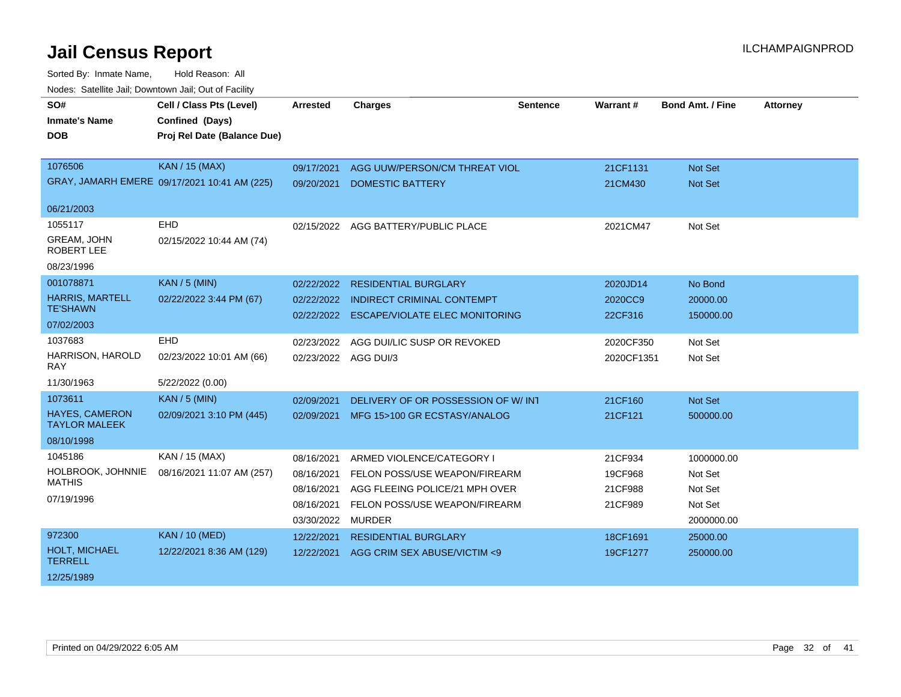# Jail Census Report

ILCHAMPAIGNPROD

Sorted By: Inmate Name, Hold Reason: All

Nodes: Satellite Jail; Downtown Jail; Out of Facility

| SO# / Inmate's Name / DOB | Cell / Class Pts (Level) / Confined (Days) / Proj Rel Date (Balance Due) | Arrested | Charges | Sentence | Warrant # | Bond Amt. / Fine | Attorney |
|---|---|---|---|---|---|---|---|
| 1076506<br>GRAY, JAMARH EMERE<br>06/21/2003 | KAN / 15 (MAX)<br>09/17/2021 10:41 AM (225) | 09/17/2021 | AGG UUW/PERSON/CM THREAT VIOL | | 21CF1131 | Not Set | |
| | | 09/20/2021 | DOMESTIC BATTERY | | 21CM430 | Not Set | |
| 1055117<br>GREAM, JOHN ROBERT LEE<br>08/23/1996 | EHD<br>02/15/2022 10:44 AM (74) | 02/15/2022 | AGG BATTERY/PUBLIC PLACE | | 2021CM47 | Not Set | |
| 001078871<br>HARRIS, MARTELL TE'SHAWN<br>07/02/2003 | KAN / 5 (MIN)<br>02/22/2022 3:44 PM (67) | 02/22/2022 | RESIDENTIAL BURGLARY | | 2020JD14 | No Bond | |
| | | 02/22/2022 | INDIRECT CRIMINAL CONTEMPT | | 2020CC9 | 20000.00 | |
| | | 02/22/2022 | ESCAPE/VIOLATE ELEC MONITORING | | 22CF316 | 150000.00 | |
| 1037683<br>HARRISON, HAROLD RAY<br>11/30/1963 | EHD<br>02/23/2022 10:01 AM (66)<br>5/22/2022 (0.00) | 02/23/2022 | AGG DUI/LIC SUSP OR REVOKED | | 2020CF350 | Not Set | |
| | | 02/23/2022 | AGG DUI/3 | | 2020CF1351 | Not Set | |
| 1073611<br>HAYES, CAMERON TAYLOR MALEEK<br>08/10/1998 | KAN / 5 (MIN)<br>02/09/2021 3:10 PM (445) | 02/09/2021 | DELIVERY OF OR POSSESSION OF W/ INT | | 21CF160 | Not Set | |
| | | 02/09/2021 | MFG 15>100 GR ECSTASY/ANALOG | | 21CF121 | 500000.00 | |
| 1045186<br>HOLBROOK, JOHNNIE MATHIS<br>07/19/1996 | KAN / 15 (MAX)<br>08/16/2021 11:07 AM (257) | 08/16/2021 | ARMED VIOLENCE/CATEGORY I | | 21CF934 | 1000000.00 | |
| | | 08/16/2021 | FELON POSS/USE WEAPON/FIREARM | | 19CF968 | Not Set | |
| | | 08/16/2021 | AGG FLEEING POLICE/21 MPH OVER | | 21CF988 | Not Set | |
| | | 08/16/2021 | FELON POSS/USE WEAPON/FIREARM | | 21CF989 | Not Set | |
| | | 03/30/2022 | MURDER | | | 2000000.00 | |
| 972300<br>HOLT, MICHAEL TERRELL<br>12/25/1989 | KAN / 10 (MED)<br>12/22/2021 8:36 AM (129) | 12/22/2021 | RESIDENTIAL BURGLARY | | 18CF1691 | 25000.00 | |
| | | 12/22/2021 | AGG CRIM SEX ABUSE/VICTIM <9 | | 19CF1277 | 250000.00 | |

Printed on 04/29/2022 6:05 AM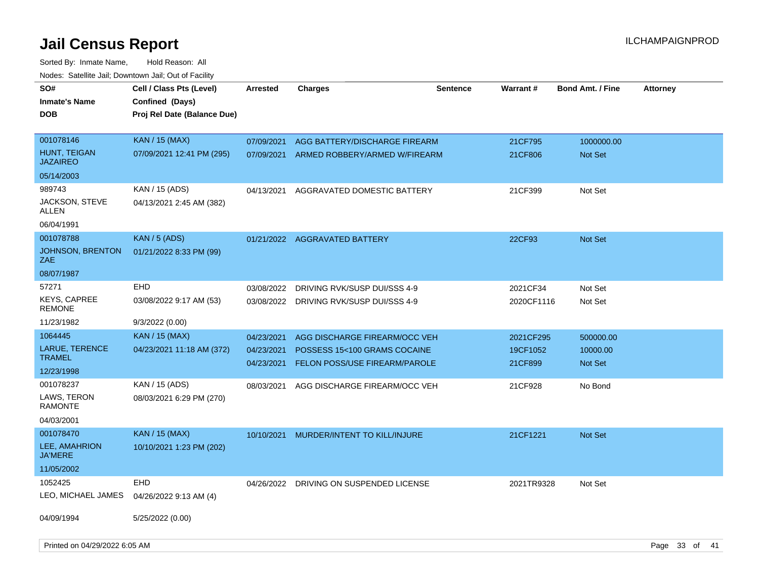# Jail Census Report

Sorted By: Inmate Name, Hold Reason: All

Nodes: Satellite Jail; Downtown Jail; Out of Facility

| SO# / Inmate's Name / DOB | Cell / Class Pts (Level) / Confined (Days) / Proj Rel Date (Balance Due) | Arrested | Charges | Sentence | Warrant # | Bond Amt. / Fine | Attorney |
|---|---|---|---|---|---|---|---|
| 001078146<br>HUNT, TEIGAN JAZAIRE<br>05/14/2003 | KAN / 15 (MAX)<br>07/09/2021 12:41 PM (295) | 07/09/2021<br>07/09/2021 | AGG BATTERY/DISCHARGE FIREARM<br>ARMED ROBBERY/ARMED W/FIREARM | | 21CF795<br>21CF806 | 1000000.00<br>Not Set | |
| 989743<br>JACKSON, STEVE ALLEN<br>06/04/1991 | KAN / 15 (ADS)<br>04/13/2021 2:45 AM (382) | 04/13/2021 | AGGRAVATED DOMESTIC BATTERY | | 21CF399 | Not Set | |
| 001078788<br>JOHNSON, BRENTON ZAE<br>08/07/1987 | KAN / 5 (ADS)<br>01/21/2022 8:33 PM (99) | 01/21/2022 | AGGRAVATED BATTERY | | 22CF93 | Not Set | |
| 57271<br>KEYS, CAPREE REMONE<br>11/23/1982 | EHD<br>03/08/2022 9:17 AM (53)<br>9/3/2022 (0.00) | 03/08/2022<br>03/08/2022 | DRIVING RVK/SUSP DUI/SSS 4-9<br>DRIVING RVK/SUSP DUI/SSS 4-9 | | 2021CF34<br>2020CF1116 | Not Set<br>Not Set | |
| 1064445<br>LARUE, TERENCE TRAMEL<br>12/23/1998 | KAN / 15 (MAX)<br>04/23/2021 11:18 AM (372) | 04/23/2021<br>04/23/2021<br>04/23/2021 | AGG DISCHARGE FIREARM/OCC VEH<br>POSSESS 15<100 GRAMS COCAINE<br>FELON POSS/USE FIREARM/PAROLE | | 2021CF295<br>19CF1052<br>21CF899 | 500000.00<br>10000.00<br>Not Set | |
| 001078237<br>LAWS, TERON RAMONTE<br>04/03/2001 | KAN / 15 (ADS)<br>08/03/2021 6:29 PM (270) | 08/03/2021 | AGG DISCHARGE FIREARM/OCC VEH | | 21CF928 | No Bond | |
| 001078470<br>LEE, AMAHRION JA'MERE<br>11/05/2002 | KAN / 15 (MAX)<br>10/10/2021 1:23 PM (202) | 10/10/2021 | MURDER/INTENT TO KILL/INJURE | | 21CF1221 | Not Set | |
| 1052425<br>LEO, MICHAEL JAMES<br>04/09/1994 | EHD<br>04/26/2022 9:13 AM (4)<br>5/25/2022 (0.00) | 04/26/2022 | DRIVING ON SUSPENDED LICENSE | | 2021TR9328 | Not Set | |

Printed on 04/29/2022 6:05 AM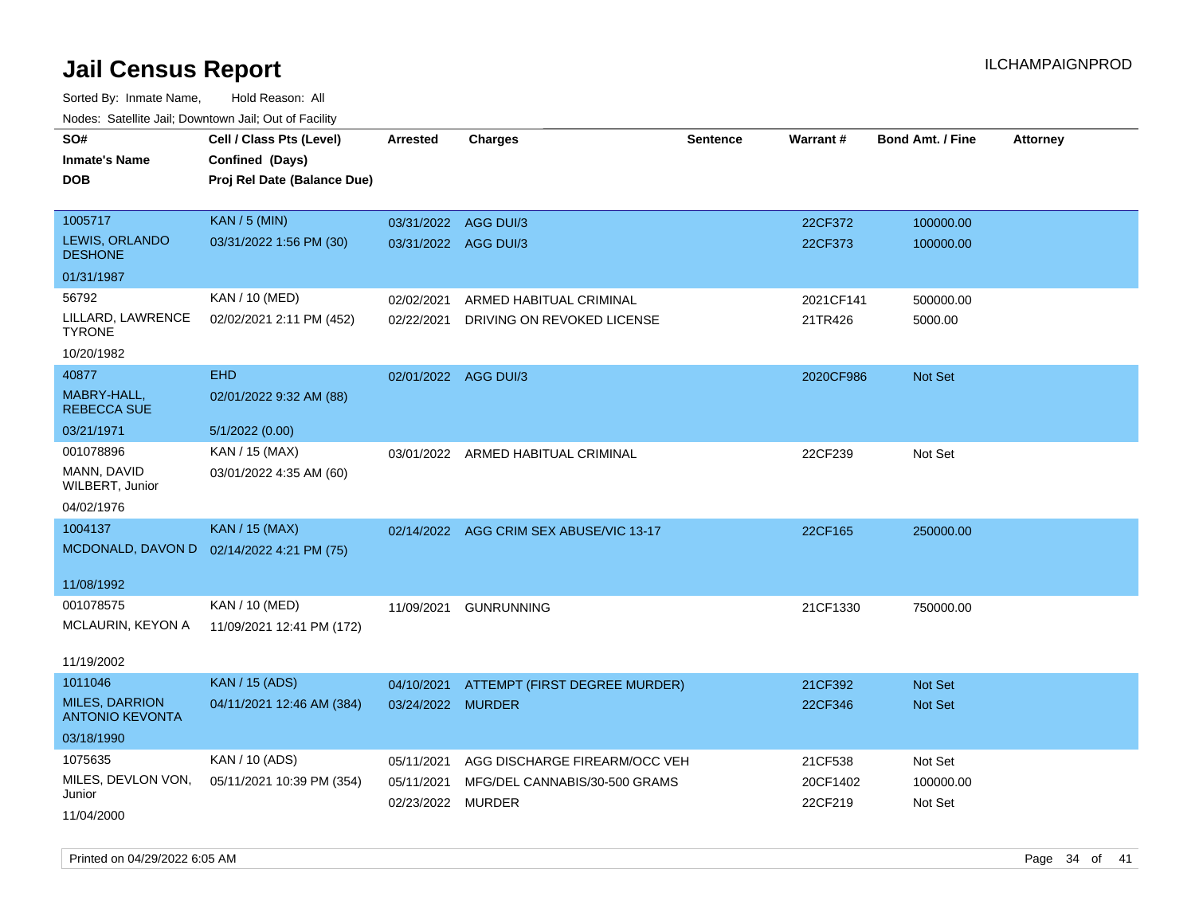# Jail Census Report

ILCHAMPAIGNPROD

Sorted By: Inmate Name, Hold Reason: All

Nodes: Satellite Jail; Downtown Jail; Out of Facility

| SO# / Inmate's Name / DOB | Cell / Class Pts (Level) / Confined (Days) / Proj Rel Date (Balance Due) | Arrested | Charges | Sentence | Warrant # | Bond Amt. / Fine | Attorney |
|---|---|---|---|---|---|---|---|
| 1005717<br>LEWIS, ORLANDO DESHONE<br>01/31/1987 | KAN / 5 (MIN)<br>03/31/2022 1:56 PM (30) | 03/31/2022<br>03/31/2022 | AGG DUI/3<br>AGG DUI/3 | | 22CF372<br>22CF373 | 100000.00<br>100000.00 | |
| 56792<br>LILLARD, LAWRENCE TYRONE<br>10/20/1982 | KAN / 10 (MED)<br>02/02/2021 2:11 PM (452) | 02/02/2021<br>02/22/2021 | ARMED HABITUAL CRIMINAL<br>DRIVING ON REVOKED LICENSE | | 2021CF141<br>21TR426 | 500000.00<br>5000.00 | |
| 40877<br>MABRY-HALL, REBECCA SUE<br>03/21/1971 | EHD<br>02/01/2022 9:32 AM (88)<br>5/1/2022 (0.00) | 02/01/2022 | AGG DUI/3 | | 2020CF986 | Not Set | |
| 001078896<br>MANN, DAVID WILBERT, Junior<br>04/02/1976 | KAN / 15 (MAX)<br>03/01/2022 4:35 AM (60) | 03/01/2022 | ARMED HABITUAL CRIMINAL | | 22CF239 | Not Set | |
| 1004137<br>MCDONALD, DAVON D<br>11/08/1992 | KAN / 15 (MAX)<br>02/14/2022 4:21 PM (75) | 02/14/2022 | AGG CRIM SEX ABUSE/VIC 13-17 | | 22CF165 | 250000.00 | |
| 001078575<br>MCLAURIN, KEYON A<br>11/19/2002 | KAN / 10 (MED)<br>11/09/2021 12:41 PM (172) | 11/09/2021 | GUNRUNNING | | 21CF1330 | 750000.00 | |
| 1011046<br>MILES, DARRION ANTONIO KEVONTA<br>03/18/1990 | KAN / 15 (ADS)<br>04/11/2021 12:46 AM (384) | 04/10/2021<br>03/24/2022 | ATTEMPT (FIRST DEGREE MURDER)<br>MURDER | | 21CF392<br>22CF346 | Not Set<br>Not Set | |
| 1075635<br>MILES, DEVLON VON, Junior<br>11/04/2000 | KAN / 10 (ADS)<br>05/11/2021 10:39 PM (354) | 05/11/2021<br>05/11/2021<br>02/23/2022 | AGG DISCHARGE FIREARM/OCC VEH<br>MFG/DEL CANNABIS/30-500 GRAMS<br>MURDER | | 21CF538<br>20CF1402<br>22CF219 | Not Set<br>100000.00<br>Not Set | |

Printed on 04/29/2022 6:05 AM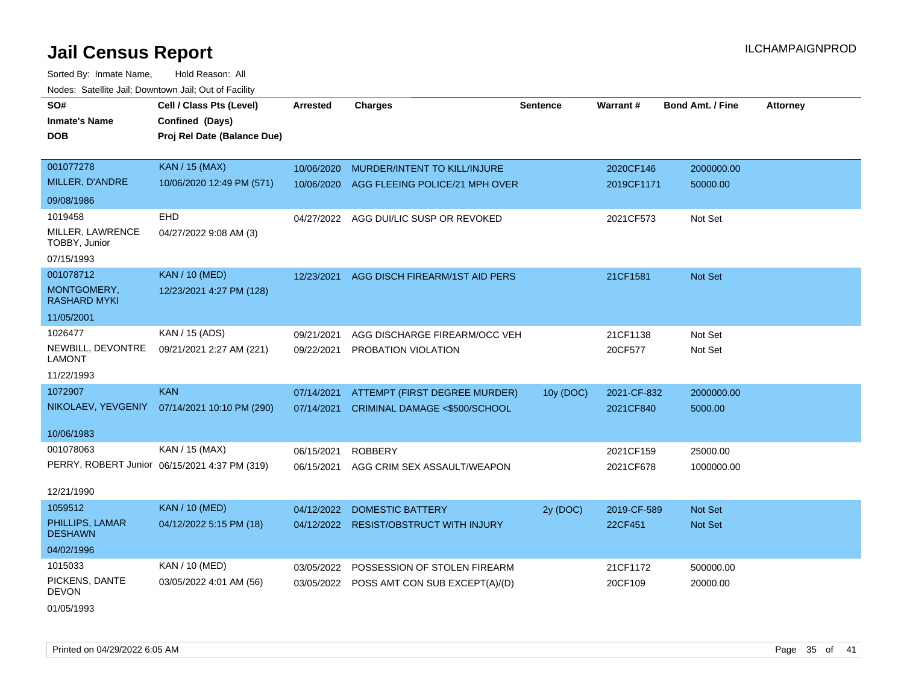# Jail Census Report

ILCHAMPAIGNPROD

Sorted By: Inmate Name, Hold Reason: All

Nodes: Satellite Jail; Downtown Jail; Out of Facility

| SO# / Inmate's Name / DOB | Cell / Class Pts (Level) / Confined (Days) / Proj Rel Date (Balance Due) | Arrested | Charges | Sentence | Warrant # | Bond Amt. / Fine | Attorney |
|---|---|---|---|---|---|---|---|
| 001077278 MILLER, D'ANDRE 09/08/1986 | KAN / 15 (MAX) 10/06/2020 12:49 PM (571) | 10/06/2020 | MURDER/INTENT TO KILL/INJURE | | 2020CF146 | 2000000.00 | |
| | | 10/06/2020 | AGG FLEEING POLICE/21 MPH OVER | | 2019CF1171 | 50000.00 | |
| 1019458 MILLER, LAWRENCE TOBBY, Junior 07/15/1993 | EHD 04/27/2022 9:08 AM (3) | 04/27/2022 | AGG DUI/LIC SUSP OR REVOKED | | 2021CF573 | Not Set | |
| 001078712 MONTGOMERY, RASHARD MYKI 11/05/2001 | KAN / 10 (MED) 12/23/2021 4:27 PM (128) | 12/23/2021 | AGG DISCH FIREARM/1ST AID PERS | | 21CF1581 | Not Set | |
| 1026477 NEWBILL, DEVONTRE LAMONT 11/22/1993 | KAN / 15 (ADS) 09/21/2021 2:27 AM (221) | 09/21/2021 | AGG DISCHARGE FIREARM/OCC VEH | | 21CF1138 | Not Set | |
| | | 09/22/2021 | PROBATION VIOLATION | | 20CF577 | Not Set | |
| 1072907 NIKOLAEV, YEVGENIY 10/06/1983 | KAN 07/14/2021 10:10 PM (290) | 07/14/2021 | ATTEMPT (FIRST DEGREE MURDER) | 10y (DOC) | 2021-CF-832 | 2000000.00 | |
| | | 07/14/2021 | CRIMINAL DAMAGE <$500/SCHOOL | | 2021CF840 | 5000.00 | |
| 001078063 PERRY, ROBERT Junior 12/21/1990 | KAN / 15 (MAX) 06/15/2021 4:37 PM (319) | 06/15/2021 | ROBBERY | | 2021CF159 | 25000.00 | |
| | | 06/15/2021 | AGG CRIM SEX ASSAULT/WEAPON | | 2021CF678 | 1000000.00 | |
| 1059512 PHILLIPS, LAMAR DESHAWN 04/02/1996 | KAN / 10 (MED) 04/12/2022 5:15 PM (18) | 04/12/2022 | DOMESTIC BATTERY | 2y (DOC) | 2019-CF-589 | Not Set | |
| | | 04/12/2022 | RESIST/OBSTRUCT WITH INJURY | | 22CF451 | Not Set | |
| 1015033 PICKENS, DANTE DEVON 01/05/1993 | KAN / 10 (MED) 03/05/2022 4:01 AM (56) | 03/05/2022 | POSSESSION OF STOLEN FIREARM | | 21CF1172 | 500000.00 | |
| | | 03/05/2022 | POSS AMT CON SUB EXCEPT(A)/(D) | | 20CF109 | 20000.00 | |

Printed on 04/29/2022 6:05 AM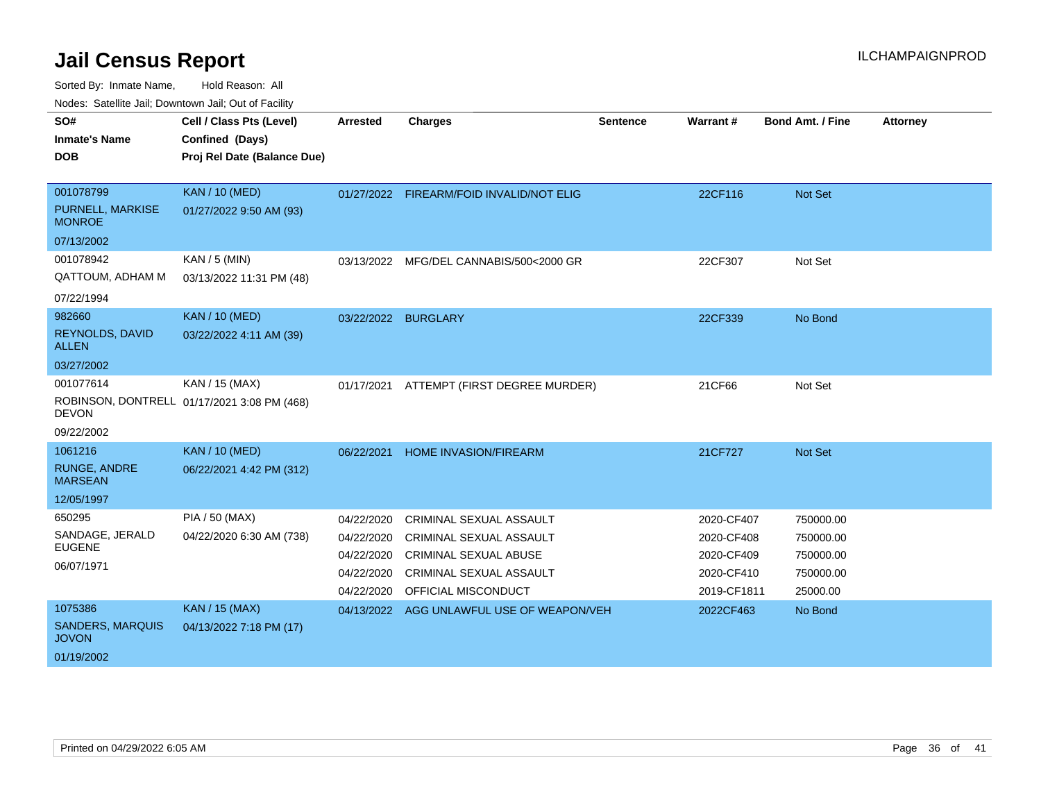# Jail Census Report

ILCHAMPAIGNPROD

Sorted By: Inmate Name, Hold Reason: All

Nodes: Satellite Jail; Downtown Jail; Out of Facility

| SO# / Inmate's Name / DOB | Cell / Class Pts (Level) / Confined (Days) / Proj Rel Date (Balance Due) | Arrested | Charges | Sentence | Warrant # | Bond Amt. / Fine | Attorney |
|---|---|---|---|---|---|---|---|
| 001078799<br>PURNELL, MARKISE MONROE<br>07/13/2002 | KAN / 10 (MED)<br>01/27/2022 9:50 AM (93) | 01/27/2022 | FIREARM/FOID INVALID/NOT ELIG | | 22CF116 | Not Set | |
| 001078942<br>QATTOUM, ADHAM M<br>07/22/1994 | KAN / 5 (MIN)<br>03/13/2022 11:31 PM (48) | 03/13/2022 | MFG/DEL CANNABIS/500<2000 GR | | 22CF307 | Not Set | |
| 982660<br>REYNOLDS, DAVID ALLEN<br>03/27/2002 | KAN / 10 (MED)<br>03/22/2022 4:11 AM (39) | 03/22/2022 | BURGLARY | | 22CF339 | No Bond | |
| 001077614<br>ROBINSON, DONTRELL DEVON<br>09/22/2002 | KAN / 15 (MAX)<br>01/17/2021 3:08 PM (468) | 01/17/2021 | ATTEMPT (FIRST DEGREE MURDER) | | 21CF66 | Not Set | |
| 1061216<br>RUNGE, ANDRE MARSEAN<br>12/05/1997 | KAN / 10 (MED)<br>06/22/2021 4:42 PM (312) | 06/22/2021 | HOME INVASION/FIREARM | | 21CF727 | Not Set | |
| 650295<br>SANDAGE, JERALD EUGENE<br>06/07/1971 | PIA / 50 (MAX)<br>04/22/2020 6:30 AM (738) | 04/22/2020 | CRIMINAL SEXUAL ASSAULT | | 2020-CF407 | 750000.00 | |
| | | 04/22/2020 | CRIMINAL SEXUAL ASSAULT | | 2020-CF408 | 750000.00 | |
| | | 04/22/2020 | CRIMINAL SEXUAL ABUSE | | 2020-CF409 | 750000.00 | |
| | | 04/22/2020 | CRIMINAL SEXUAL ASSAULT | | 2020-CF410 | 750000.00 | |
| | | 04/22/2020 | OFFICIAL MISCONDUCT | | 2019-CF1811 | 25000.00 | |
| 1075386<br>SANDERS, MARQUIS JOVON<br>01/19/2002 | KAN / 15 (MAX)<br>04/13/2022 7:18 PM (17) | 04/13/2022 | AGG UNLAWFUL USE OF WEAPON/VEH | | 2022CF463 | No Bond | |

Printed on 04/29/2022 6:05 AM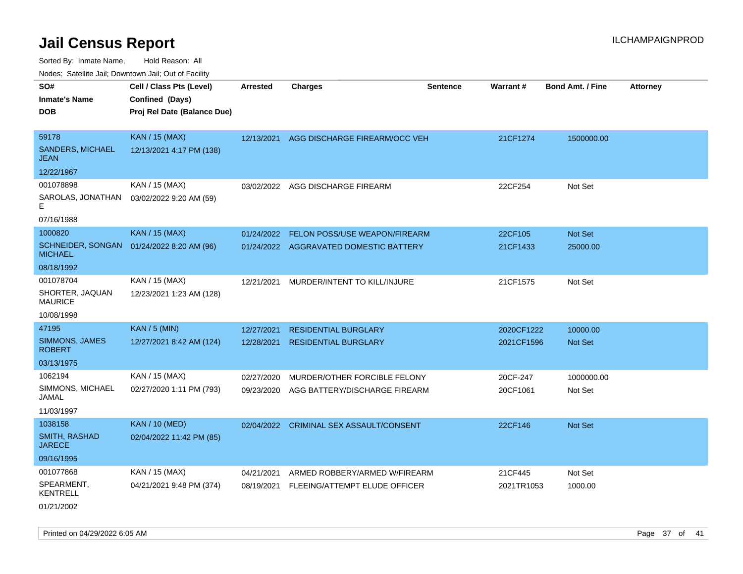# Jail Census Report

ILCHAMPAIGNPROD

Sorted By: Inmate Name, Hold Reason: All

Nodes: Satellite Jail; Downtown Jail; Out of Facility

| SO# / Inmate's Name / DOB | Cell / Class Pts (Level) / Confined (Days) / Proj Rel Date (Balance Due) | Arrested | Charges | Sentence | Warrant # | Bond Amt. / Fine | Attorney |
|---|---|---|---|---|---|---|---|
| 59178<br>SANDERS, MICHAEL JEAN<br>12/22/1967 | KAN / 15 (MAX)<br>12/13/2021 4:17 PM (138) | 12/13/2021 | AGG DISCHARGE FIREARM/OCC VEH | | 21CF1274 | 1500000.00 | |
| 001078898<br>SAROLAS, JONATHAN E<br>07/16/1988 | KAN / 15 (MAX)<br>03/02/2022 9:20 AM (59) | 03/02/2022 | AGG DISCHARGE FIREARM | | 22CF254 | Not Set | |
| 1000820<br>SCHNEIDER, SONGAN MICHAEL<br>08/18/1992 | KAN / 15 (MAX)<br>01/24/2022 8:20 AM (96) | 01/24/2022<br>01/24/2022 | FELON POSS/USE WEAPON/FIREARM<br>AGGRAVATED DOMESTIC BATTERY | | 22CF105<br>21CF1433 | Not Set<br>25000.00 | |
| 001078704<br>SHORTER, JAQUAN MAURICE<br>10/08/1998 | KAN / 15 (MAX)<br>12/23/2021 1:23 AM (128) | 12/21/2021 | MURDER/INTENT TO KILL/INJURE | | 21CF1575 | Not Set | |
| 47195<br>SIMMONS, JAMES ROBERT<br>03/13/1975 | KAN / 5 (MIN)<br>12/27/2021 8:42 AM (124) | 12/27/2021<br>12/28/2021 | RESIDENTIAL BURGLARY<br>RESIDENTIAL BURGLARY | | 2020CF1222<br>2021CF1596 | 10000.00<br>Not Set | |
| 1062194<br>SIMMONS, MICHAEL JAMAL<br>11/03/1997 | KAN / 15 (MAX)<br>02/27/2020 1:11 PM (793) | 02/27/2020<br>09/23/2020 | MURDER/OTHER FORCIBLE FELONY<br>AGG BATTERY/DISCHARGE FIREARM | | 20CF-247<br>20CF1061 | 1000000.00<br>Not Set | |
| 1038158<br>SMITH, RASHAD JARECE<br>09/16/1995 | KAN / 10 (MED)<br>02/04/2022 11:42 PM (85) | 02/04/2022 | CRIMINAL SEX ASSAULT/CONSENT | | 22CF146 | Not Set | |
| 001077868<br>SPEARMENT, KENTRELL<br>01/21/2002 | KAN / 15 (MAX)<br>04/21/2021 9:48 PM (374) | 04/21/2021<br>08/19/2021 | ARMED ROBBERY/ARMED W/FIREARM<br>FLEEING/ATTEMPT ELUDE OFFICER | | 21CF445<br>2021TR1053 | Not Set<br>1000.00 | |

Printed on 04/29/2022 6:05 AM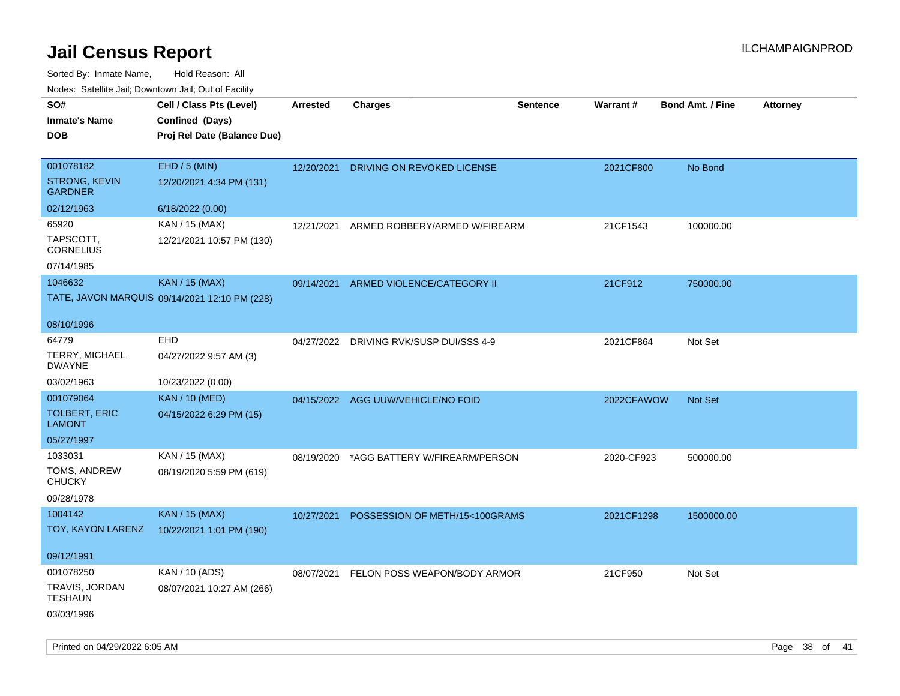# Jail Census Report

Sorted By: Inmate Name, Hold Reason: All

Nodes: Satellite Jail; Downtown Jail; Out of Facility

| SO# / Inmate's Name / DOB | Cell / Class Pts (Level) / Confined (Days) / Proj Rel Date (Balance Due) | Arrested | Charges | Sentence | Warrant # | Bond Amt. / Fine | Attorney |
|---|---|---|---|---|---|---|---|
| 001078182<br>STRONG, KEVIN GARDNER<br>02/12/1963 | EHD / 5 (MIN)<br>12/20/2021 4:34 PM (131)<br>6/18/2022 (0.00) | 12/20/2021 | DRIVING ON REVOKED LICENSE | | 2021CF800 | No Bond | |
| 65920<br>TAPSCOTT, CORNELIUS<br>07/14/1985 | KAN / 15 (MAX)<br>12/21/2021 10:57 PM (130) | 12/21/2021 | ARMED ROBBERY/ARMED W/FIREARM | | 21CF1543 | 100000.00 | |
| 1046632<br>TATE, JAVON MARQUIS<br>08/10/1996 | KAN / 15 (MAX)<br>09/14/2021 12:10 PM (228) | 09/14/2021 | ARMED VIOLENCE/CATEGORY II | | 21CF912 | 750000.00 | |
| 64779<br>TERRY, MICHAEL DWAYNE<br>03/02/1963 | EHD<br>04/27/2022 9:57 AM (3)<br>10/23/2022 (0.00) | 04/27/2022 | DRIVING RVK/SUSP DUI/SSS 4-9 | | 2021CF864 | Not Set | |
| 001079064<br>TOLBERT, ERIC LAMONT<br>05/27/1997 | KAN / 10 (MED)<br>04/15/2022 6:29 PM (15) | 04/15/2022 | AGG UUW/VEHICLE/NO FOID | | 2022CFAWOW | Not Set | |
| 1033031<br>TOMS, ANDREW CHUCKY<br>09/28/1978 | KAN / 15 (MAX)<br>08/19/2020 5:59 PM (619) | 08/19/2020 | *AGG BATTERY W/FIREARM/PERSON | | 2020-CF923 | 500000.00 | |
| 1004142<br>TOY, KAYON LARENZ<br>09/12/1991 | KAN / 15 (MAX)<br>10/22/2021 1:01 PM (190) | 10/27/2021 | POSSESSION OF METH/15<100GRAMS | | 2021CF1298 | 1500000.00 | |
| 001078250<br>TRAVIS, JORDAN TESHAUN<br>03/03/1996 | KAN / 10 (ADS)<br>08/07/2021 10:27 AM (266) | 08/07/2021 | FELON POSS WEAPON/BODY ARMOR | | 21CF950 | Not Set | |

Printed on 04/29/2022 6:05 AM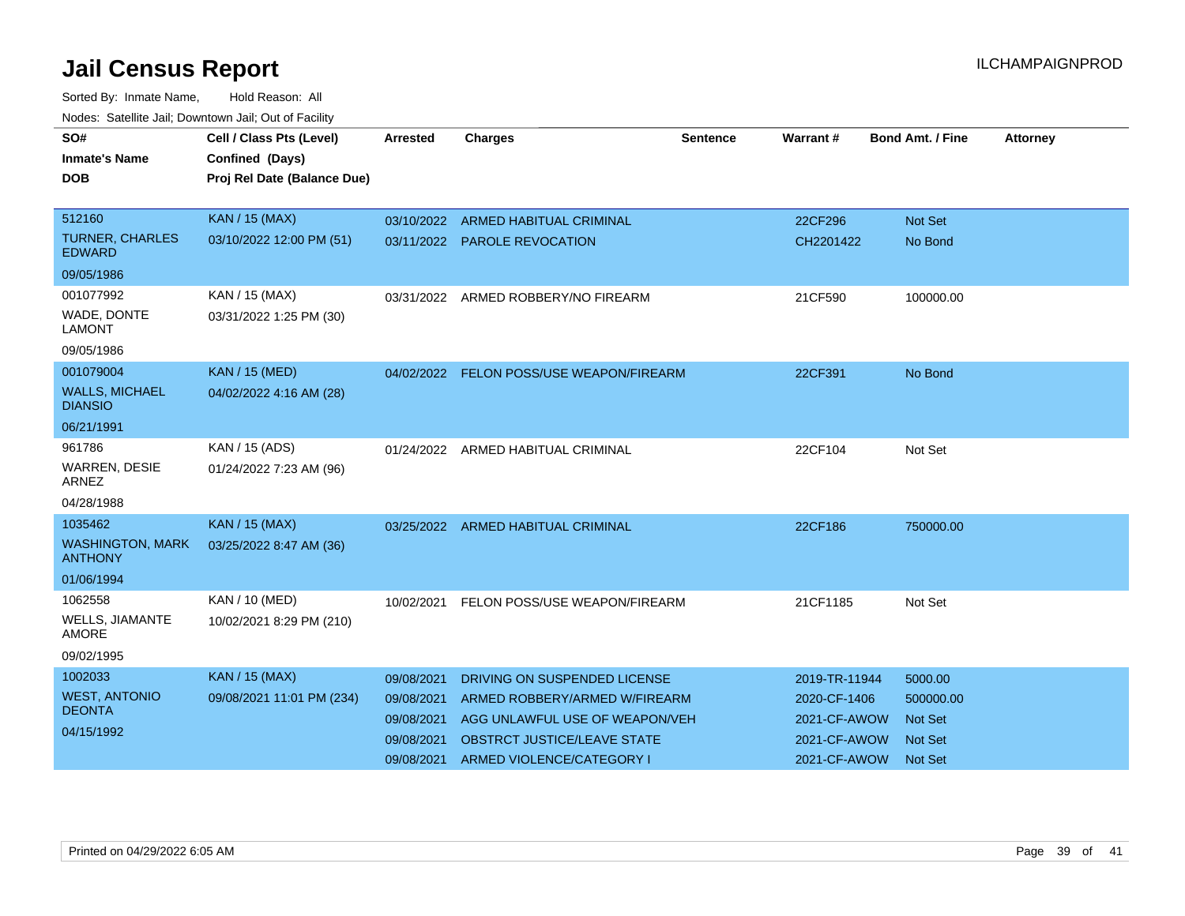# Jail Census Report

ILCHAMPAIGNPROD

Sorted By: Inmate Name, Hold Reason: All

Nodes: Satellite Jail; Downtown Jail; Out of Facility

| SO# / Inmate's Name / DOB | Cell / Class Pts (Level) / Confined (Days) / Proj Rel Date (Balance Due) | Arrested | Charges | Sentence | Warrant # | Bond Amt. / Fine | Attorney |
|---|---|---|---|---|---|---|---|
| 512160<br>TURNER, CHARLES EDWARD<br>09/05/1986 | KAN / 15 (MAX)<br>03/10/2022 12:00 PM (51) | 03/10/2022 | ARMED HABITUAL CRIMINAL | | 22CF296 | Not Set | |
| | | 03/11/2022 | PAROLE REVOCATION | | CH2201422 | No Bond | |
| 001077992<br>WADE, DONTE LAMONT<br>09/05/1986 | KAN / 15 (MAX)<br>03/31/2022 1:25 PM (30) | 03/31/2022 | ARMED ROBBERY/NO FIREARM | | 21CF590 | 100000.00 | |
| 001079004<br>WALLS, MICHAEL DIANSIO<br>06/21/1991 | KAN / 15 (MED)<br>04/02/2022 4:16 AM (28) | 04/02/2022 | FELON POSS/USE WEAPON/FIREARM | | 22CF391 | No Bond | |
| 961786<br>WARREN, DESIE ARNEZ<br>04/28/1988 | KAN / 15 (ADS)<br>01/24/2022 7:23 AM (96) | 01/24/2022 | ARMED HABITUAL CRIMINAL | | 22CF104 | Not Set | |
| 1035462<br>WASHINGTON, MARK ANTHONY<br>01/06/1994 | KAN / 15 (MAX)<br>03/25/2022 8:47 AM (36) | 03/25/2022 | ARMED HABITUAL CRIMINAL | | 22CF186 | 750000.00 | |
| 1062558<br>WELLS, JIAMANTE AMORE<br>09/02/1995 | KAN / 10 (MED)<br>10/02/2021 8:29 PM (210) | 10/02/2021 | FELON POSS/USE WEAPON/FIREARM | | 21CF1185 | Not Set | |
| 1002033<br>WEST, ANTONIO DEONTA<br>04/15/1992 | KAN / 15 (MAX)<br>09/08/2021 11:01 PM (234) | 09/08/2021 | DRIVING ON SUSPENDED LICENSE | | 2019-TR-11944 | 5000.00 | |
| | | 09/08/2021 | ARMED ROBBERY/ARMED W/FIREARM | | 2020-CF-1406 | 500000.00 | |
| | | 09/08/2021 | AGG UNLAWFUL USE OF WEAPON/VEH | | 2021-CF-AWOW | Not Set | |
| | | 09/08/2021 | OBSTRCT JUSTICE/LEAVE STATE | | 2021-CF-AWOW | Not Set | |
| | | 09/08/2021 | ARMED VIOLENCE/CATEGORY I | | 2021-CF-AWOW | Not Set | |

Printed on 04/29/2022 6:05 AM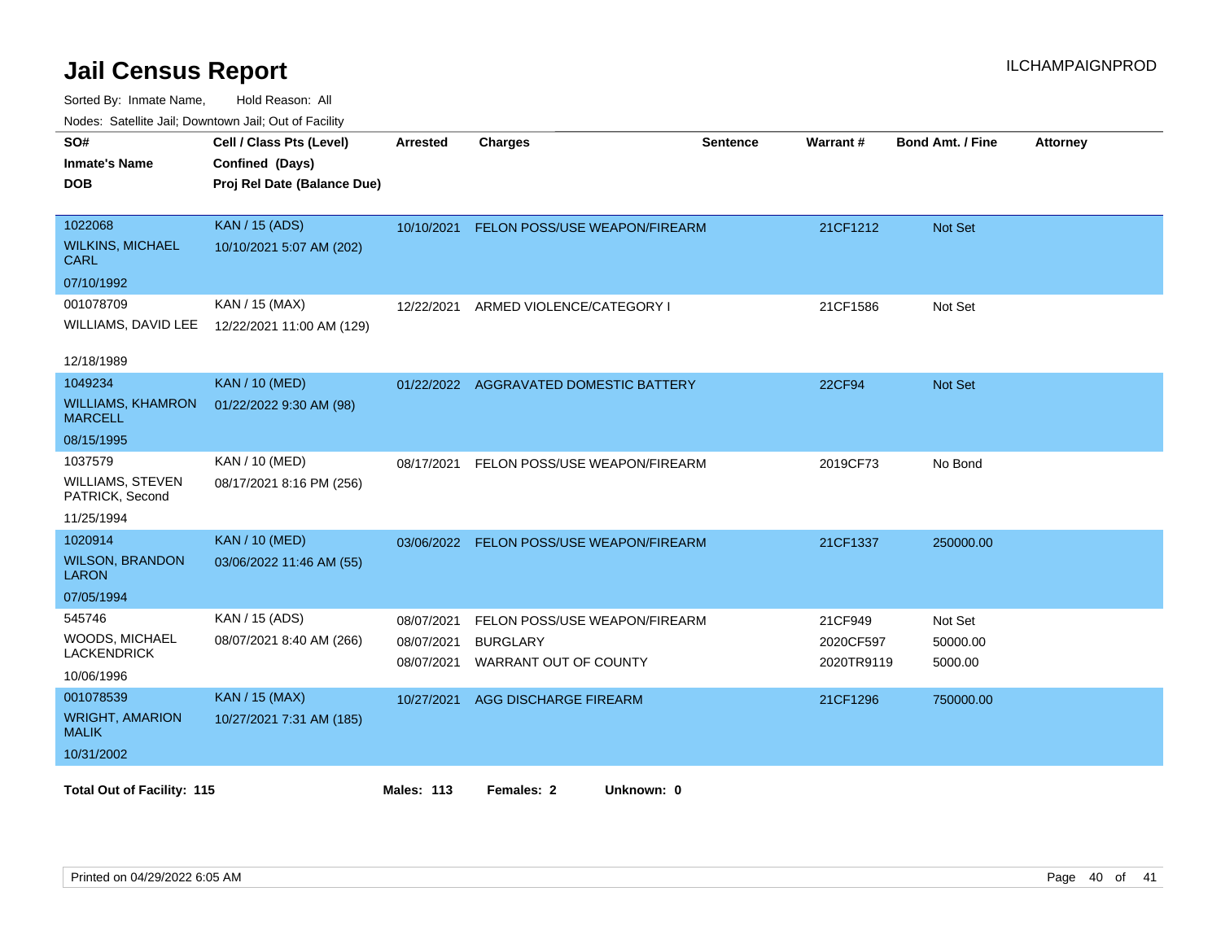# Jail Census Report

ILCHAMPAIGNPROD

Sorted By: Inmate Name, Hold Reason: All

Nodes: Satellite Jail; Downtown Jail; Out of Facility

| SO# / Inmate's Name / DOB | Cell / Class Pts (Level) / Confined (Days) / Proj Rel Date (Balance Due) | Arrested | Charges | Sentence | Warrant # | Bond Amt. / Fine | Attorney |
|---|---|---|---|---|---|---|---|
| 1022068 WILKINS, MICHAEL CARL 07/10/1992 | KAN / 15 (ADS) 10/10/2021 5:07 AM (202) | 10/10/2021 | FELON POSS/USE WEAPON/FIREARM | | 21CF1212 | Not Set | |
| 001078709 WILLIAMS, DAVID LEE 12/18/1989 | KAN / 15 (MAX) 12/22/2021 11:00 AM (129) | 12/22/2021 | ARMED VIOLENCE/CATEGORY I | | 21CF1586 | Not Set | |
| 1049234 WILLIAMS, KHAMRON MARCELL 08/15/1995 | KAN / 10 (MED) 01/22/2022 9:30 AM (98) | 01/22/2022 | AGGRAVATED DOMESTIC BATTERY | | 22CF94 | Not Set | |
| 1037579 WILLIAMS, STEVEN PATRICK, Second 11/25/1994 | KAN / 10 (MED) 08/17/2021 8:16 PM (256) | 08/17/2021 | FELON POSS/USE WEAPON/FIREARM | | 2019CF73 | No Bond | |
| 1020914 WILSON, BRANDON LARON 07/05/1994 | KAN / 10 (MED) 03/06/2022 11:46 AM (55) | 03/06/2022 | FELON POSS/USE WEAPON/FIREARM | | 21CF1337 | 250000.00 | |
| 545746 WOODS, MICHAEL LACKENDRICK 10/06/1996 | KAN / 15 (ADS) 08/07/2021 8:40 AM (266) | 08/07/2021 | FELON POSS/USE WEAPON/FIREARM | | 21CF949 | Not Set | |
| | | 08/07/2021 | BURGLARY | | 2020CF597 | 50000.00 | |
| | | 08/07/2021 | WARRANT OUT OF COUNTY | | 2020TR9119 | 5000.00 | |
| 001078539 WRIGHT, AMARION MALIK 10/31/2002 | KAN / 15 (MAX) 10/27/2021 7:31 AM (185) | 10/27/2021 | AGG DISCHARGE FIREARM | | 21CF1296 | 750000.00 | |

**Total Out of Facility: 115** **Males: 113** **Females: 2** **Unknown: 0**

Printed on 04/29/2022 6:05 AM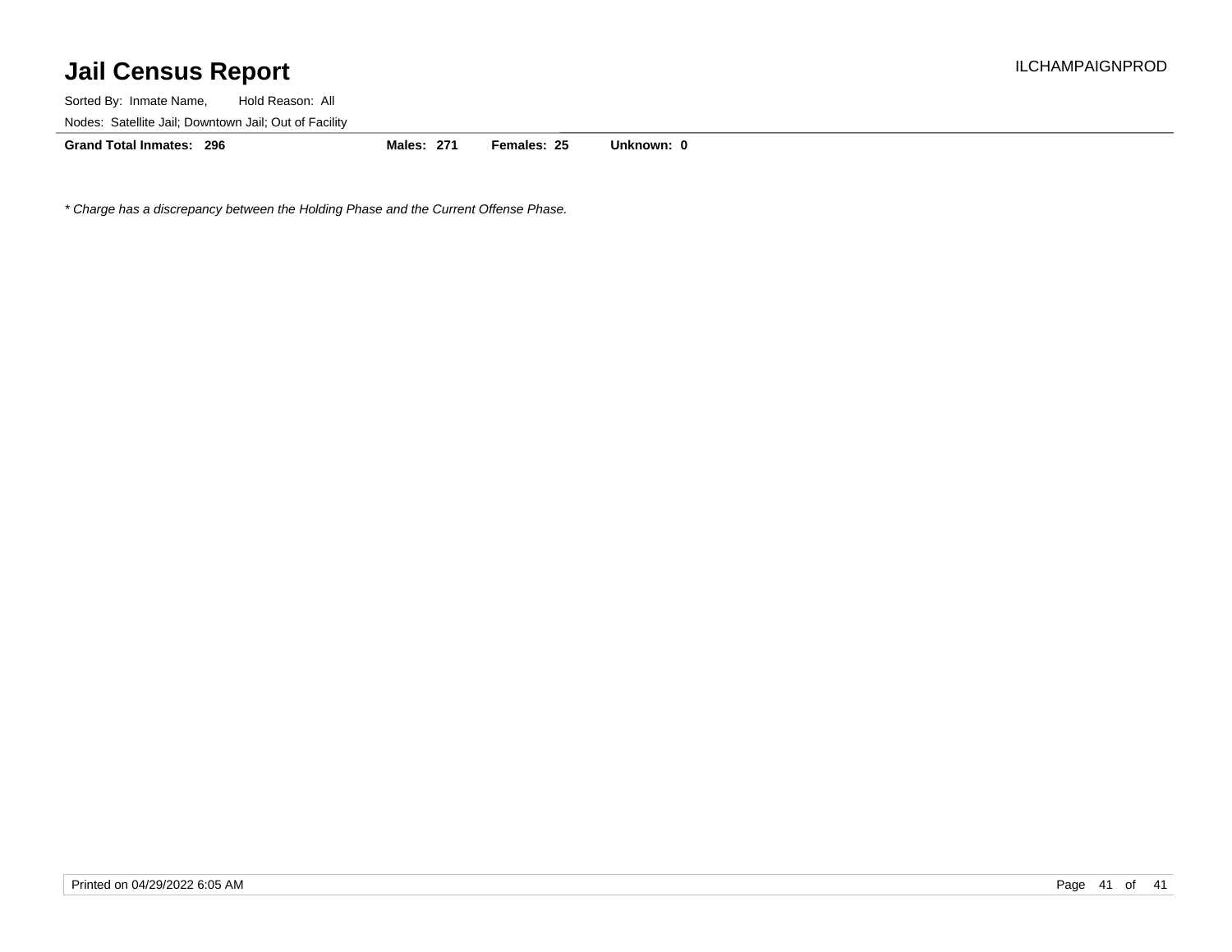# Jail Census Report

ILCHAMPAIGNPROD

Sorted By: Inmate Name, Hold Reason: All

Nodes: Satellite Jail; Downtown Jail; Out of Facility

**Grand Total Inmates: 296** **Males: 271** **Females: 25** **Unknown: 0**

*\* Charge has a discrepancy between the Holding Phase and the Current Offense Phase.*

Printed on 04/29/2022 6:05 AM